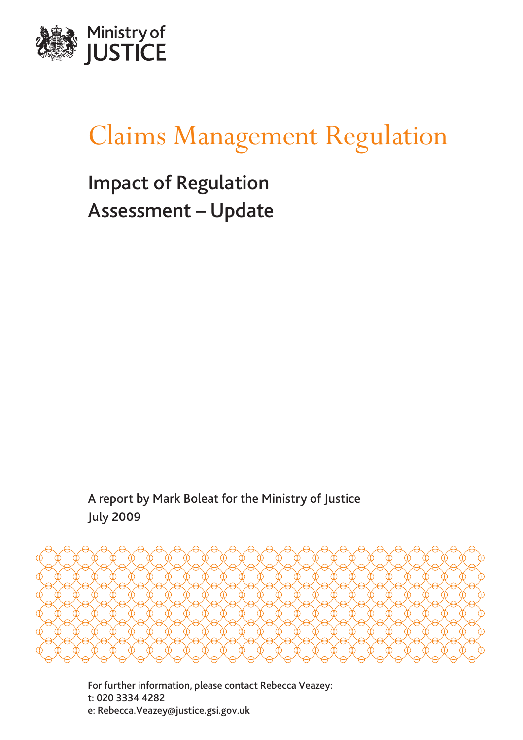Ministry of JUSTICE

# Claims Management Regulation

## Impact of Regulation Assessment – Update

A report by Mark Boleat for the Ministry of Justice
July 2009

For further information, please contact Rebecca Veazey:
t: 020 3334 4282
e: Rebecca.Veazey@justice.gsi.gov.uk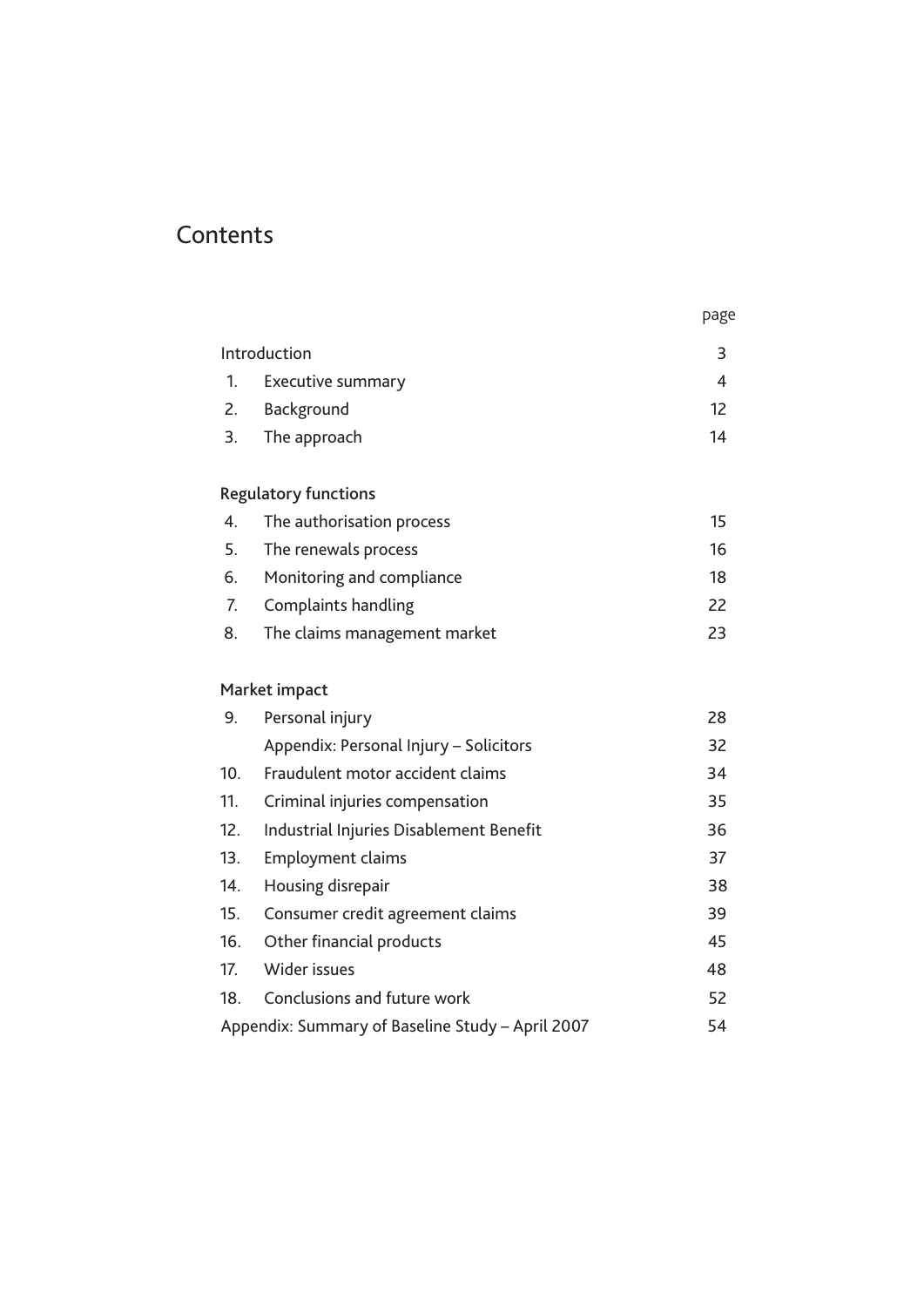# Contents

| | | page |
|---|---|---|
| Introduction | | 3 |
| 1. | Executive summary | 4 |
| 2. | Background | 12 |
| 3. | The approach | 14 |
| **Regulatory functions** | | |
| 4. | The authorisation process | 15 |
| 5. | The renewals process | 16 |
| 6. | Monitoring and compliance | 18 |
| 7. | Complaints handling | 22 |
| 8. | The claims management market | 23 |
| **Market impact** | | |
| 9. | Personal injury | 28 |
| | Appendix: Personal Injury – Solicitors | 32 |
| 10. | Fraudulent motor accident claims | 34 |
| 11. | Criminal injuries compensation | 35 |
| 12. | Industrial Injuries Disablement Benefit | 36 |
| 13. | Employment claims | 37 |
| 14. | Housing disrepair | 38 |
| 15. | Consumer credit agreement claims | 39 |
| 16. | Other financial products | 45 |
| 17. | Wider issues | 48 |
| 18. | Conclusions and future work | 52 |
| Appendix: Summary of Baseline Study – April 2007 | | 54 |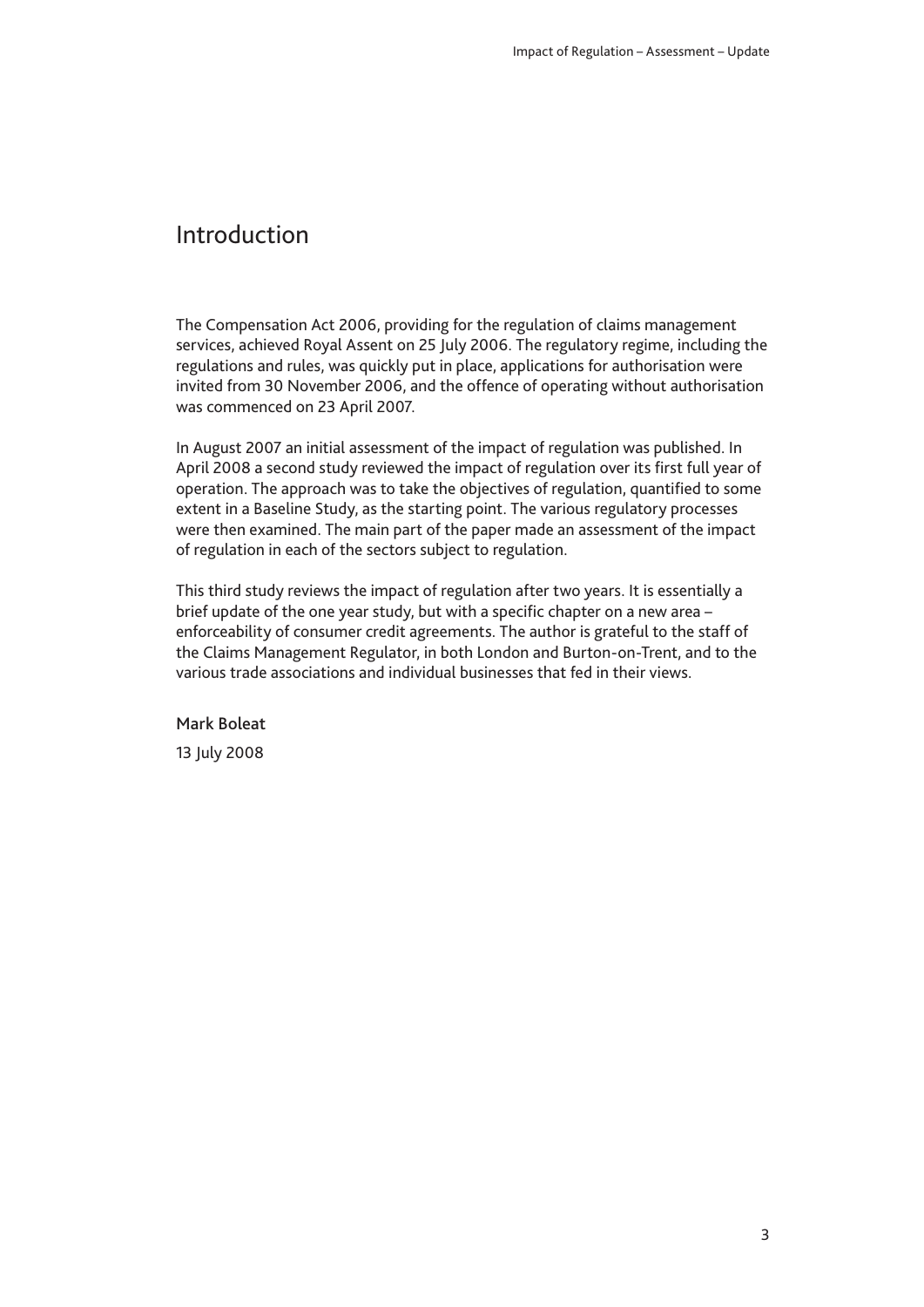# Introduction

The Compensation Act 2006, providing for the regulation of claims management services, achieved Royal Assent on 25 July 2006. The regulatory regime, including the regulations and rules, was quickly put in place, applications for authorisation were invited from 30 November 2006, and the offence of operating without authorisation was commenced on 23 April 2007.

In August 2007 an initial assessment of the impact of regulation was published. In April 2008 a second study reviewed the impact of regulation over its first full year of operation. The approach was to take the objectives of regulation, quantified to some extent in a Baseline Study, as the starting point. The various regulatory processes were then examined. The main part of the paper made an assessment of the impact of regulation in each of the sectors subject to regulation.

This third study reviews the impact of regulation after two years. It is essentially a brief update of the one year study, but with a specific chapter on a new area – enforceability of consumer credit agreements. The author is grateful to the staff of the Claims Management Regulator, in both London and Burton-on-Trent, and to the various trade associations and individual businesses that fed in their views.

Mark Boleat

13 July 2008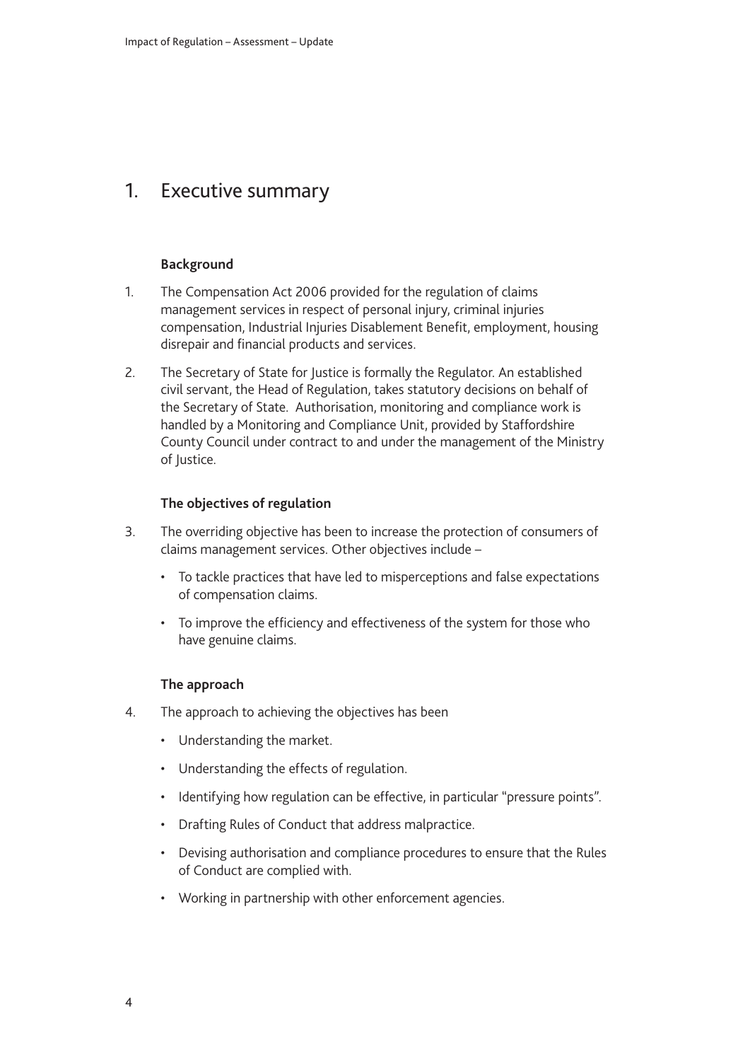# 1. Executive summary

### Background

1. The Compensation Act 2006 provided for the regulation of claims management services in respect of personal injury, criminal injuries compensation, Industrial Injuries Disablement Benefit, employment, housing disrepair and financial products and services.

2. The Secretary of State for Justice is formally the Regulator. An established civil servant, the Head of Regulation, takes statutory decisions on behalf of the Secretary of State. Authorisation, monitoring and compliance work is handled by a Monitoring and Compliance Unit, provided by Staffordshire County Council under contract to and under the management of the Ministry of Justice.

### The objectives of regulation

3. The overriding objective has been to increase the protection of consumers of claims management services. Other objectives include –

   - To tackle practices that have led to misperceptions and false expectations of compensation claims.
   - To improve the efficiency and effectiveness of the system for those who have genuine claims.

### The approach

4. The approach to achieving the objectives has been

   - Understanding the market.
   - Understanding the effects of regulation.
   - Identifying how regulation can be effective, in particular "pressure points".
   - Drafting Rules of Conduct that address malpractice.
   - Devising authorisation and compliance procedures to ensure that the Rules of Conduct are complied with.
   - Working in partnership with other enforcement agencies.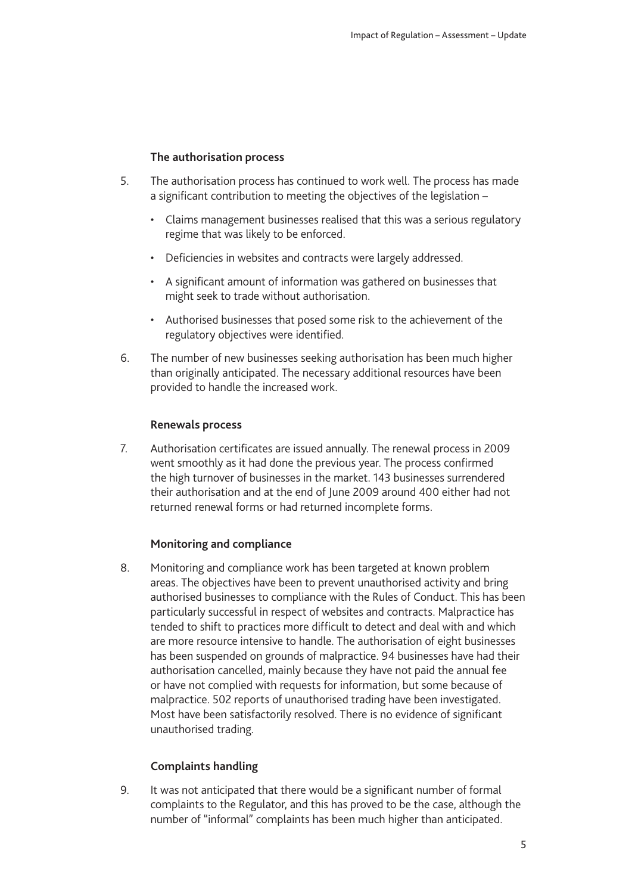### The authorisation process

5. The authorisation process has continued to work well. The process has made a significant contribution to meeting the objectives of the legislation –

   - Claims management businesses realised that this was a serious regulatory regime that was likely to be enforced.
   - Deficiencies in websites and contracts were largely addressed.
   - A significant amount of information was gathered on businesses that might seek to trade without authorisation.
   - Authorised businesses that posed some risk to the achievement of the regulatory objectives were identified.

6. The number of new businesses seeking authorisation has been much higher than originally anticipated. The necessary additional resources have been provided to handle the increased work.

### Renewals process

7. Authorisation certificates are issued annually. The renewal process in 2009 went smoothly as it had done the previous year. The process confirmed the high turnover of businesses in the market. 143 businesses surrendered their authorisation and at the end of June 2009 around 400 either had not returned renewal forms or had returned incomplete forms.

### Monitoring and compliance

8. Monitoring and compliance work has been targeted at known problem areas. The objectives have been to prevent unauthorised activity and bring authorised businesses to compliance with the Rules of Conduct. This has been particularly successful in respect of websites and contracts. Malpractice has tended to shift to practices more difficult to detect and deal with and which are more resource intensive to handle. The authorisation of eight businesses has been suspended on grounds of malpractice. 94 businesses have had their authorisation cancelled, mainly because they have not paid the annual fee or have not complied with requests for information, but some because of malpractice. 502 reports of unauthorised trading have been investigated. Most have been satisfactorily resolved. There is no evidence of significant unauthorised trading.

### Complaints handling

9. It was not anticipated that there would be a significant number of formal complaints to the Regulator, and this has proved to be the case, although the number of "informal" complaints has been much higher than anticipated.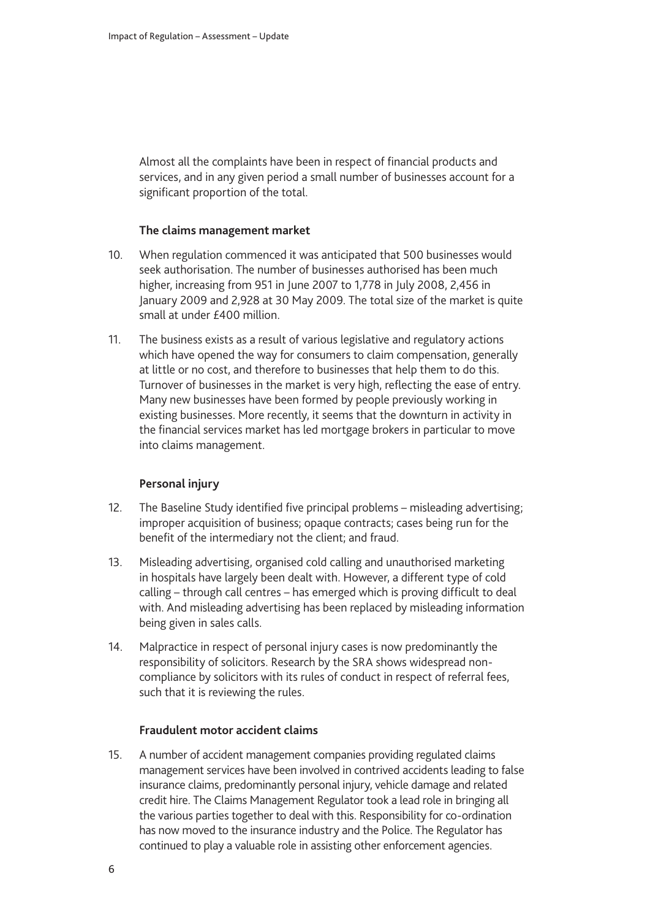Almost all the complaints have been in respect of financial products and services, and in any given period a small number of businesses account for a significant proportion of the total.

### The claims management market

10. When regulation commenced it was anticipated that 500 businesses would seek authorisation. The number of businesses authorised has been much higher, increasing from 951 in June 2007 to 1,778 in July 2008, 2,456 in January 2009 and 2,928 at 30 May 2009. The total size of the market is quite small at under £400 million.

11. The business exists as a result of various legislative and regulatory actions which have opened the way for consumers to claim compensation, generally at little or no cost, and therefore to businesses that help them to do this. Turnover of businesses in the market is very high, reflecting the ease of entry. Many new businesses have been formed by people previously working in existing businesses. More recently, it seems that the downturn in activity in the financial services market has led mortgage brokers in particular to move into claims management.

### Personal injury

12. The Baseline Study identified five principal problems – misleading advertising; improper acquisition of business; opaque contracts; cases being run for the benefit of the intermediary not the client; and fraud.

13. Misleading advertising, organised cold calling and unauthorised marketing in hospitals have largely been dealt with. However, a different type of cold calling – through call centres – has emerged which is proving difficult to deal with. And misleading advertising has been replaced by misleading information being given in sales calls.

14. Malpractice in respect of personal injury cases is now predominantly the responsibility of solicitors. Research by the SRA shows widespread non-compliance by solicitors with its rules of conduct in respect of referral fees, such that it is reviewing the rules.

### Fraudulent motor accident claims

15. A number of accident management companies providing regulated claims management services have been involved in contrived accidents leading to false insurance claims, predominantly personal injury, vehicle damage and related credit hire. The Claims Management Regulator took a lead role in bringing all the various parties together to deal with this. Responsibility for co-ordination has now moved to the insurance industry and the Police. The Regulator has continued to play a valuable role in assisting other enforcement agencies.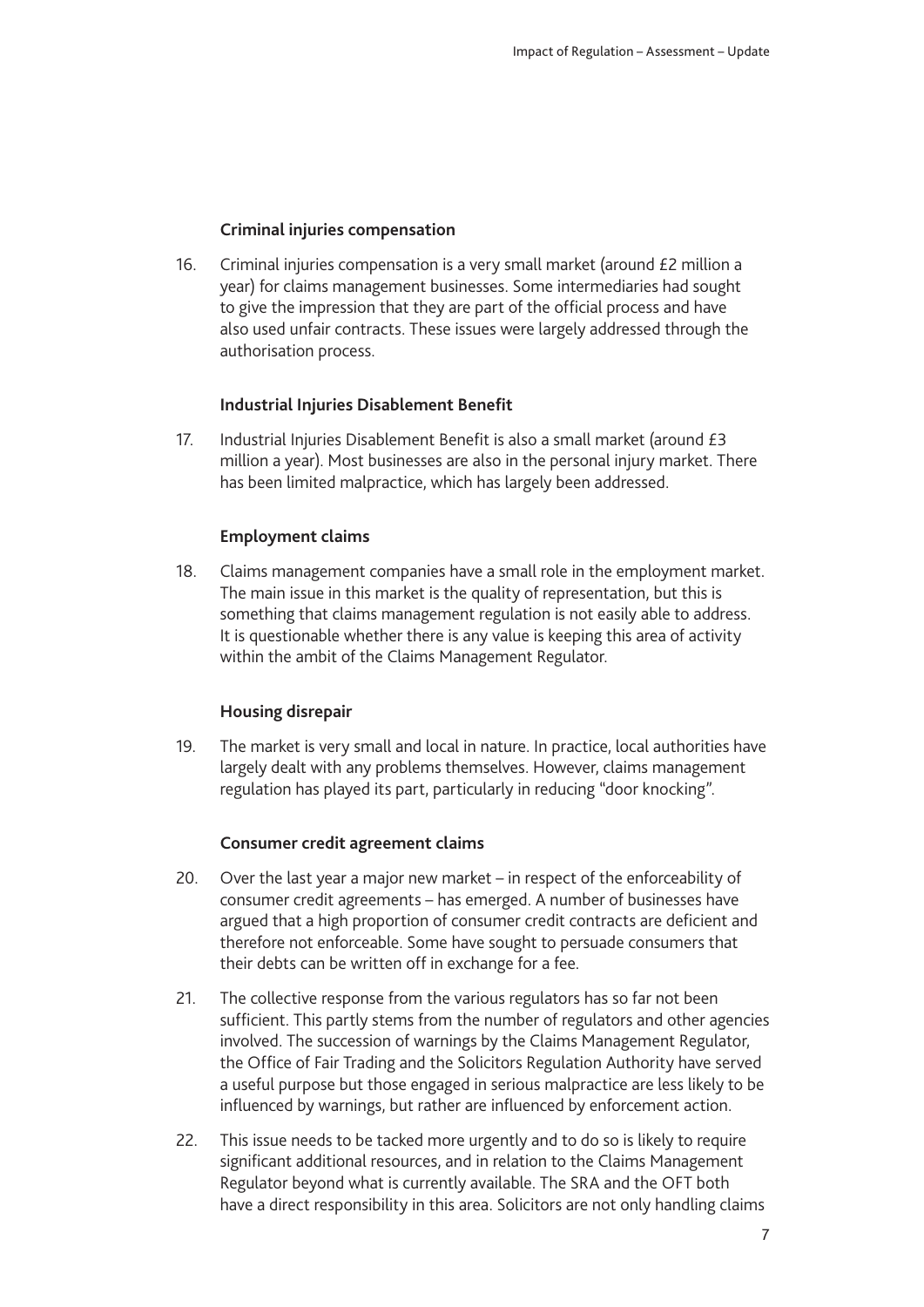### Criminal injuries compensation

16. Criminal injuries compensation is a very small market (around £2 million a year) for claims management businesses. Some intermediaries had sought to give the impression that they are part of the official process and have also used unfair contracts. These issues were largely addressed through the authorisation process.

### Industrial Injuries Disablement Benefit

17. Industrial Injuries Disablement Benefit is also a small market (around £3 million a year). Most businesses are also in the personal injury market. There has been limited malpractice, which has largely been addressed.

### Employment claims

18. Claims management companies have a small role in the employment market. The main issue in this market is the quality of representation, but this is something that claims management regulation is not easily able to address. It is questionable whether there is any value is keeping this area of activity within the ambit of the Claims Management Regulator.

### Housing disrepair

19. The market is very small and local in nature. In practice, local authorities have largely dealt with any problems themselves. However, claims management regulation has played its part, particularly in reducing "door knocking".

### Consumer credit agreement claims

20. Over the last year a major new market – in respect of the enforceability of consumer credit agreements – has emerged. A number of businesses have argued that a high proportion of consumer credit contracts are deficient and therefore not enforceable. Some have sought to persuade consumers that their debts can be written off in exchange for a fee.

21. The collective response from the various regulators has so far not been sufficient. This partly stems from the number of regulators and other agencies involved. The succession of warnings by the Claims Management Regulator, the Office of Fair Trading and the Solicitors Regulation Authority have served a useful purpose but those engaged in serious malpractice are less likely to be influenced by warnings, but rather are influenced by enforcement action.

22. This issue needs to be tacked more urgently and to do so is likely to require significant additional resources, and in relation to the Claims Management Regulator beyond what is currently available. The SRA and the OFT both have a direct responsibility in this area. Solicitors are not only handling claims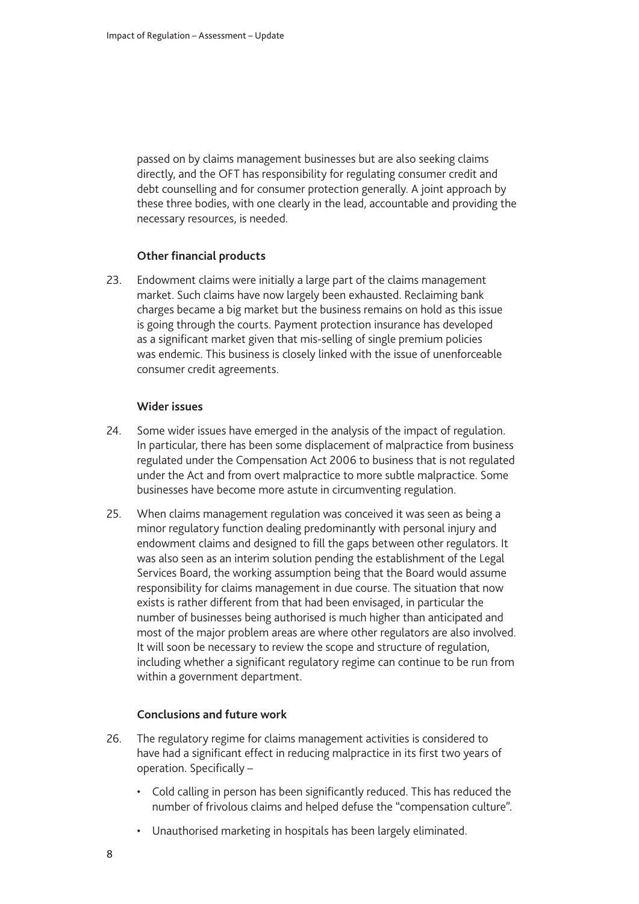passed on by claims management businesses but are also seeking claims directly, and the OFT has responsibility for regulating consumer credit and debt counselling and for consumer protection generally. A joint approach by these three bodies, with one clearly in the lead, accountable and providing the necessary resources, is needed.

### Other financial products

23. Endowment claims were initially a large part of the claims management market. Such claims have now largely been exhausted. Reclaiming bank charges became a big market but the business remains on hold as this issue is going through the courts. Payment protection insurance has developed as a significant market given that mis-selling of single premium policies was endemic. This business is closely linked with the issue of unenforceable consumer credit agreements.

### Wider issues

24. Some wider issues have emerged in the analysis of the impact of regulation. In particular, there has been some displacement of malpractice from business regulated under the Compensation Act 2006 to business that is not regulated under the Act and from overt malpractice to more subtle malpractice. Some businesses have become more astute in circumventing regulation.

25. When claims management regulation was conceived it was seen as being a minor regulatory function dealing predominantly with personal injury and endowment claims and designed to fill the gaps between other regulators. It was also seen as an interim solution pending the establishment of the Legal Services Board, the working assumption being that the Board would assume responsibility for claims management in due course. The situation that now exists is rather different from that had been envisaged, in particular the number of businesses being authorised is much higher than anticipated and most of the major problem areas are where other regulators are also involved. It will soon be necessary to review the scope and structure of regulation, including whether a significant regulatory regime can continue to be run from within a government department.

### Conclusions and future work

26. The regulatory regime for claims management activities is considered to have had a significant effect in reducing malpractice in its first two years of operation. Specifically –

    - Cold calling in person has been significantly reduced. This has reduced the number of frivolous claims and helped defuse the "compensation culture".
    - Unauthorised marketing in hospitals has been largely eliminated.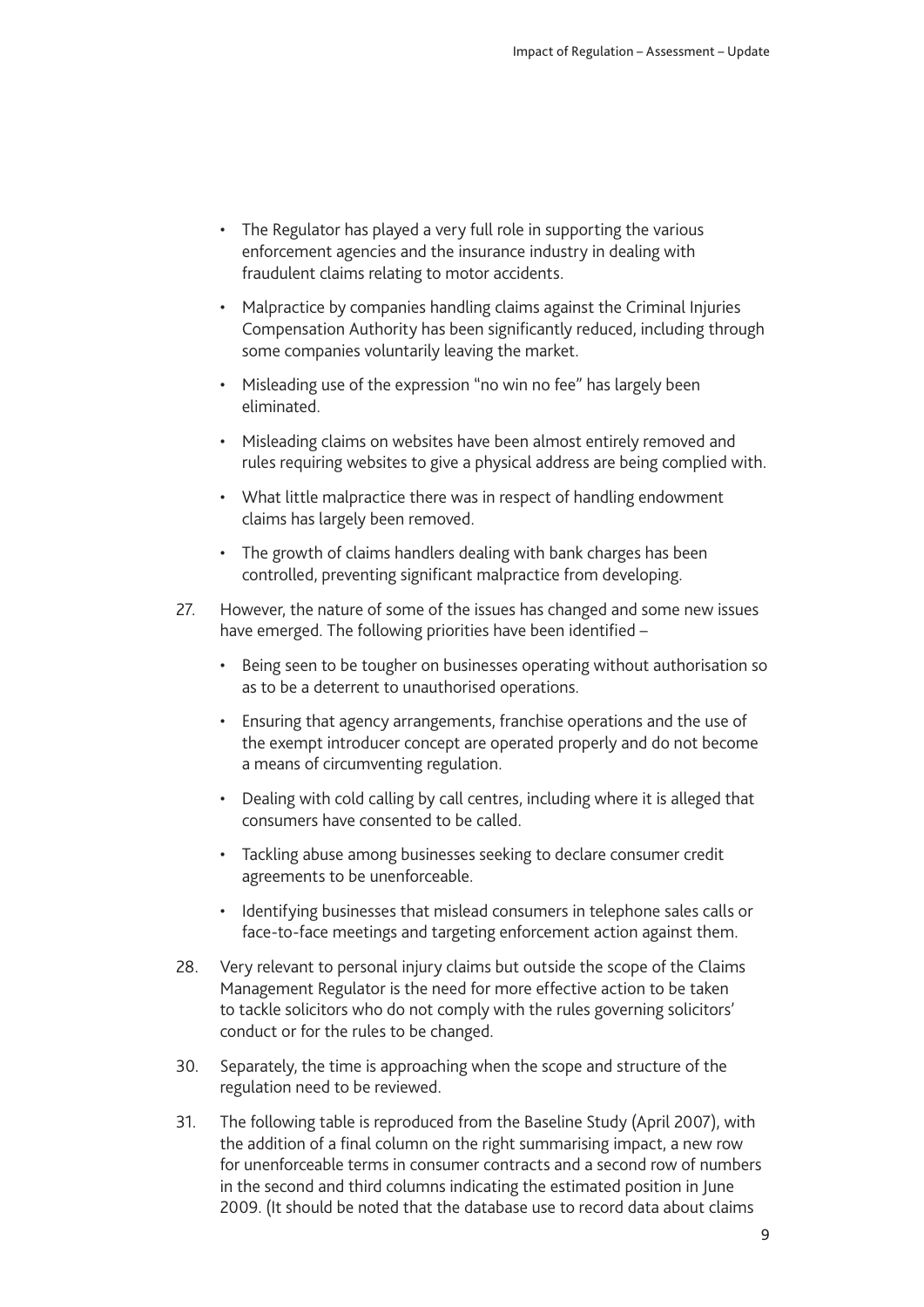- The Regulator has played a very full role in supporting the various enforcement agencies and the insurance industry in dealing with fraudulent claims relating to motor accidents.
- Malpractice by companies handling claims against the Criminal Injuries Compensation Authority has been significantly reduced, including through some companies voluntarily leaving the market.
- Misleading use of the expression "no win no fee" has largely been eliminated.
- Misleading claims on websites have been almost entirely removed and rules requiring websites to give a physical address are being complied with.
- What little malpractice there was in respect of handling endowment claims has largely been removed.
- The growth of claims handlers dealing with bank charges has been controlled, preventing significant malpractice from developing.

27. However, the nature of some of the issues has changed and some new issues have emerged. The following priorities have been identified –

    - Being seen to be tougher on businesses operating without authorisation so as to be a deterrent to unauthorised operations.
    - Ensuring that agency arrangements, franchise operations and the use of the exempt introducer concept are operated properly and do not become a means of circumventing regulation.
    - Dealing with cold calling by call centres, including where it is alleged that consumers have consented to be called.
    - Tackling abuse among businesses seeking to declare consumer credit agreements to be unenforceable.
    - Identifying businesses that mislead consumers in telephone sales calls or face-to-face meetings and targeting enforcement action against them.

28. Very relevant to personal injury claims but outside the scope of the Claims Management Regulator is the need for more effective action to be taken to tackle solicitors who do not comply with the rules governing solicitors' conduct or for the rules to be changed.

30. Separately, the time is approaching when the scope and structure of the regulation need to be reviewed.

31. The following table is reproduced from the Baseline Study (April 2007), with the addition of a final column on the right summarising impact, a new row for unenforceable terms in consumer contracts and a second row of numbers in the second and third columns indicating the estimated position in June 2009. (It should be noted that the database use to record data about claims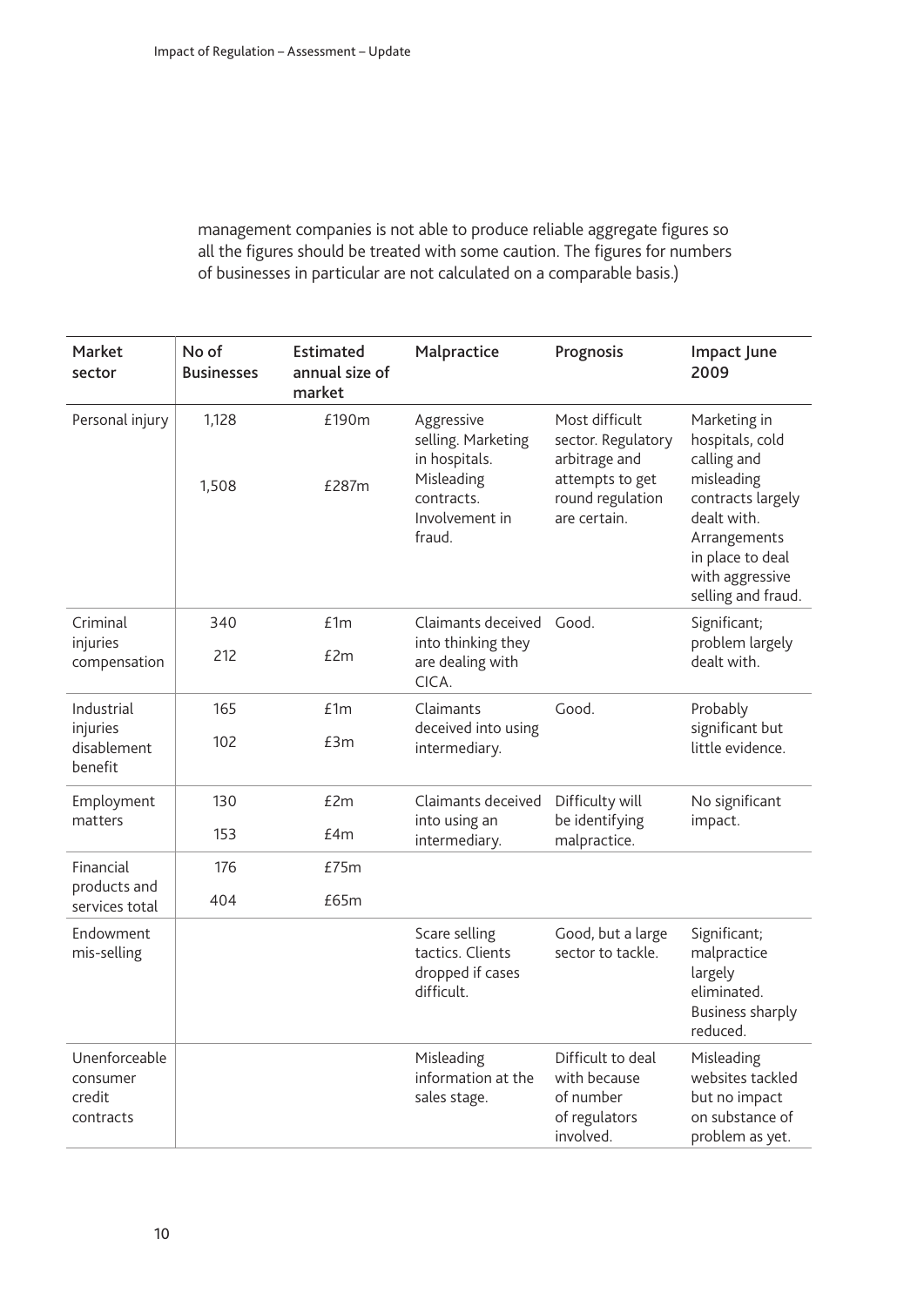management companies is not able to produce reliable aggregate figures so all the figures should be treated with some caution. The figures for numbers of businesses in particular are not calculated on a comparable basis.)

| Market sector | No of Businesses | Estimated annual size of market | Malpractice | Prognosis | Impact June 2009 |
|---|---|---|---|---|---|
| Personal injury | 1,128<br><br>1,508 | £190m<br><br>£287m | Aggressive selling. Marketing in hospitals. Misleading contracts. Involvement in fraud. | Most difficult sector. Regulatory arbitrage and attempts to get round regulation are certain. | Marketing in hospitals, cold calling and misleading contracts largely dealt with. Arrangements in place to deal with aggressive selling and fraud. |
| Criminal injuries compensation | 340<br><br>212 | £1m<br><br>£2m | Claimants deceived into thinking they are dealing with CICA. | Good. | Significant; problem largely dealt with. |
| Industrial injuries disablement benefit | 165<br><br>102 | £1m<br><br>£3m | Claimants deceived into using intermediary. | Good. | Probably significant but little evidence. |
| Employment matters | 130<br><br>153 | £2m<br><br>£4m | Claimants deceived into using an intermediary. | Difficulty will be identifying malpractice. | No significant impact. |
| Financial products and services total | 176<br><br>404 | £75m<br><br>£65m | | | |
| Endowment mis-selling | | | Scare selling tactics. Clients dropped if cases difficult. | Good, but a large sector to tackle. | Significant; malpractice largely eliminated. Business sharply reduced. |
| Unenforceable consumer credit contracts | | | Misleading information at the sales stage. | Difficult to deal with because of number of regulators involved. | Misleading websites tackled but no impact on substance of problem as yet. |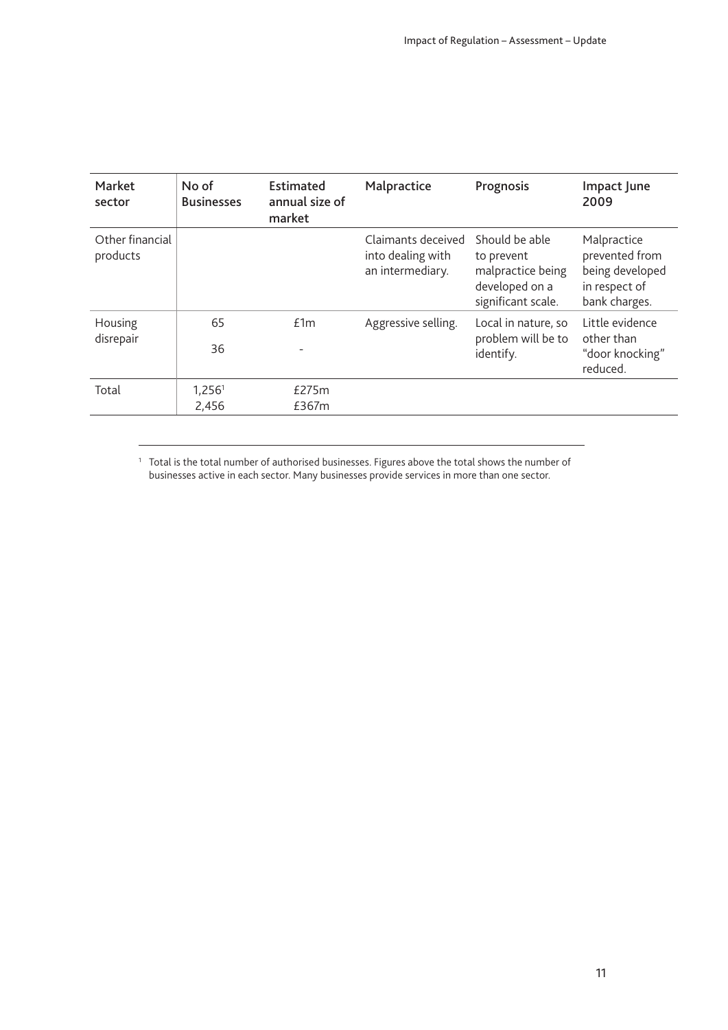| Market sector | No of Businesses | Estimated annual size of market | Malpractice | Prognosis | Impact June 2009 |
|---|---|---|---|---|---|
| Other financial products | | | Claimants deceived into dealing with an intermediary. | Should be able to prevent malpractice being developed on a significant scale. | Malpractice prevented from being developed in respect of bank charges. |
| Housing disrepair | 65<br>36 | £1m<br>- | Aggressive selling. | Local in nature, so problem will be to identify. | Little evidence other than "door knocking" reduced. |
| Total | 1,256[1]<br>2,456 | £275m<br>£367m | | | |

[1] Total is the total number of authorised businesses. Figures above the total shows the number of businesses active in each sector. Many businesses provide services in more than one sector.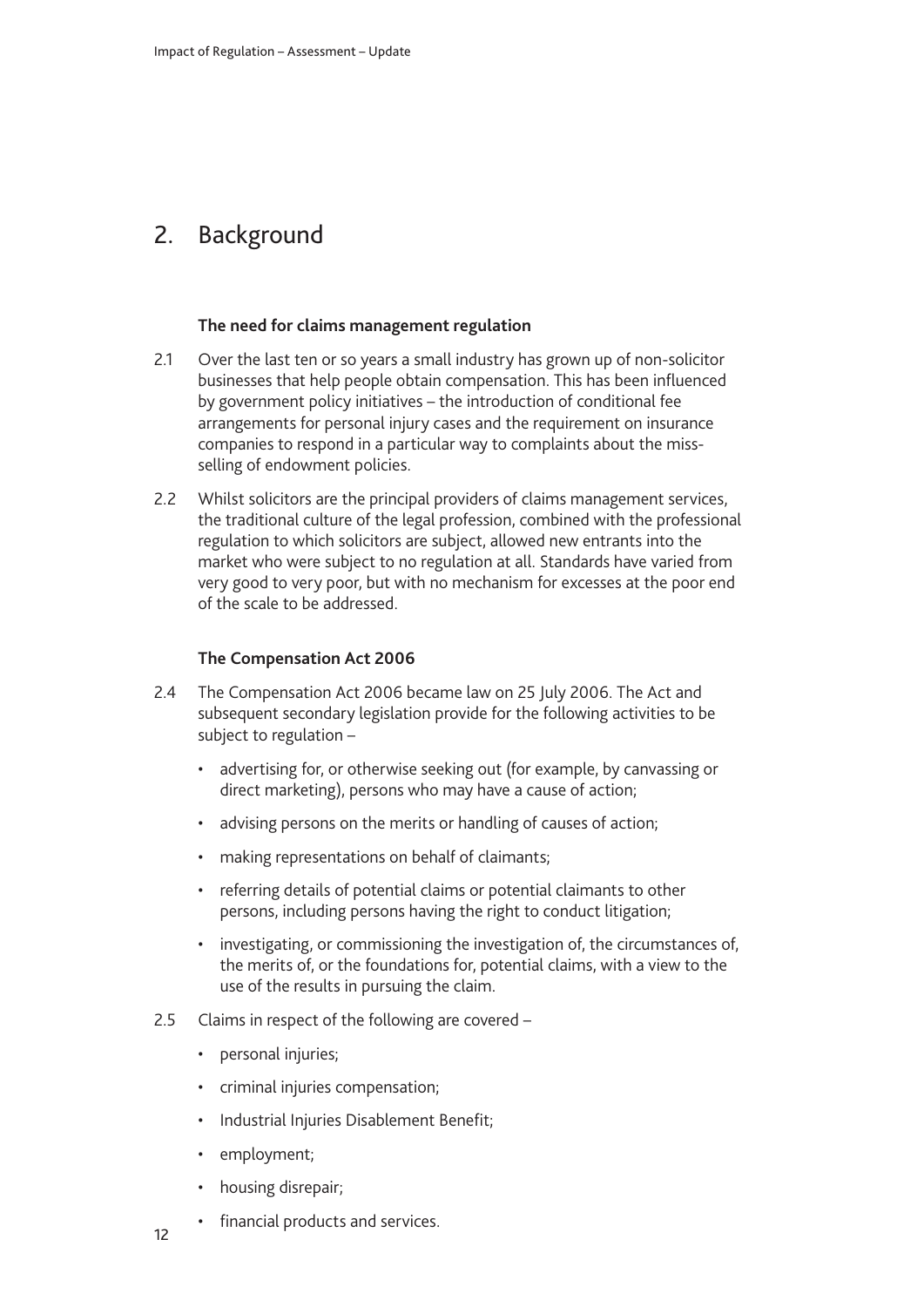## 2. Background

### The need for claims management regulation

2.1 Over the last ten or so years a small industry has grown up of non-solicitor businesses that help people obtain compensation. This has been influenced by government policy initiatives – the introduction of conditional fee arrangements for personal injury cases and the requirement on insurance companies to respond in a particular way to complaints about the miss-selling of endowment policies.

2.2 Whilst solicitors are the principal providers of claims management services, the traditional culture of the legal profession, combined with the professional regulation to which solicitors are subject, allowed new entrants into the market who were subject to no regulation at all. Standards have varied from very good to very poor, but with no mechanism for excesses at the poor end of the scale to be addressed.

### The Compensation Act 2006

2.4 The Compensation Act 2006 became law on 25 July 2006. The Act and subsequent secondary legislation provide for the following activities to be subject to regulation –

- advertising for, or otherwise seeking out (for example, by canvassing or direct marketing), persons who may have a cause of action;
- advising persons on the merits or handling of causes of action;
- making representations on behalf of claimants;
- referring details of potential claims or potential claimants to other persons, including persons having the right to conduct litigation;
- investigating, or commissioning the investigation of, the circumstances of, the merits of, or the foundations for, potential claims, with a view to the use of the results in pursuing the claim.

2.5 Claims in respect of the following are covered –

- personal injuries;
- criminal injuries compensation;
- Industrial Injuries Disablement Benefit;
- employment;
- housing disrepair;
- financial products and services.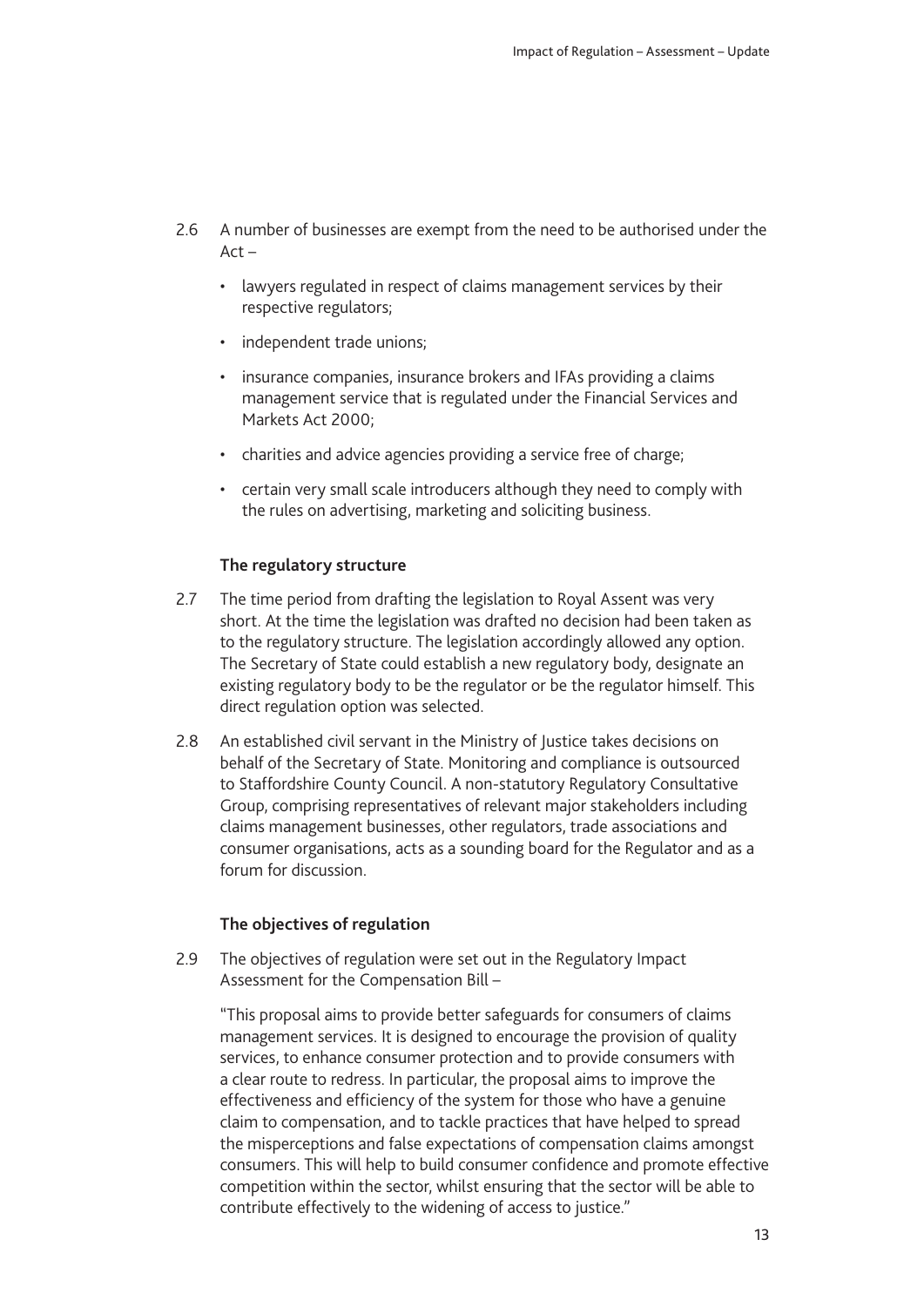2.6 A number of businesses are exempt from the need to be authorised under the Act –

- lawyers regulated in respect of claims management services by their respective regulators;
- independent trade unions;
- insurance companies, insurance brokers and IFAs providing a claims management service that is regulated under the Financial Services and Markets Act 2000;
- charities and advice agencies providing a service free of charge;
- certain very small scale introducers although they need to comply with the rules on advertising, marketing and soliciting business.

### The regulatory structure

2.7 The time period from drafting the legislation to Royal Assent was very short. At the time the legislation was drafted no decision had been taken as to the regulatory structure. The legislation accordingly allowed any option. The Secretary of State could establish a new regulatory body, designate an existing regulatory body to be the regulator or be the regulator himself. This direct regulation option was selected.

2.8 An established civil servant in the Ministry of Justice takes decisions on behalf of the Secretary of State. Monitoring and compliance is outsourced to Staffordshire County Council. A non-statutory Regulatory Consultative Group, comprising representatives of relevant major stakeholders including claims management businesses, other regulators, trade associations and consumer organisations, acts as a sounding board for the Regulator and as a forum for discussion.

### The objectives of regulation

2.9 The objectives of regulation were set out in the Regulatory Impact Assessment for the Compensation Bill –

"This proposal aims to provide better safeguards for consumers of claims management services. It is designed to encourage the provision of quality services, to enhance consumer protection and to provide consumers with a clear route to redress. In particular, the proposal aims to improve the effectiveness and efficiency of the system for those who have a genuine claim to compensation, and to tackle practices that have helped to spread the misperceptions and false expectations of compensation claims amongst consumers. This will help to build consumer confidence and promote effective competition within the sector, whilst ensuring that the sector will be able to contribute effectively to the widening of access to justice."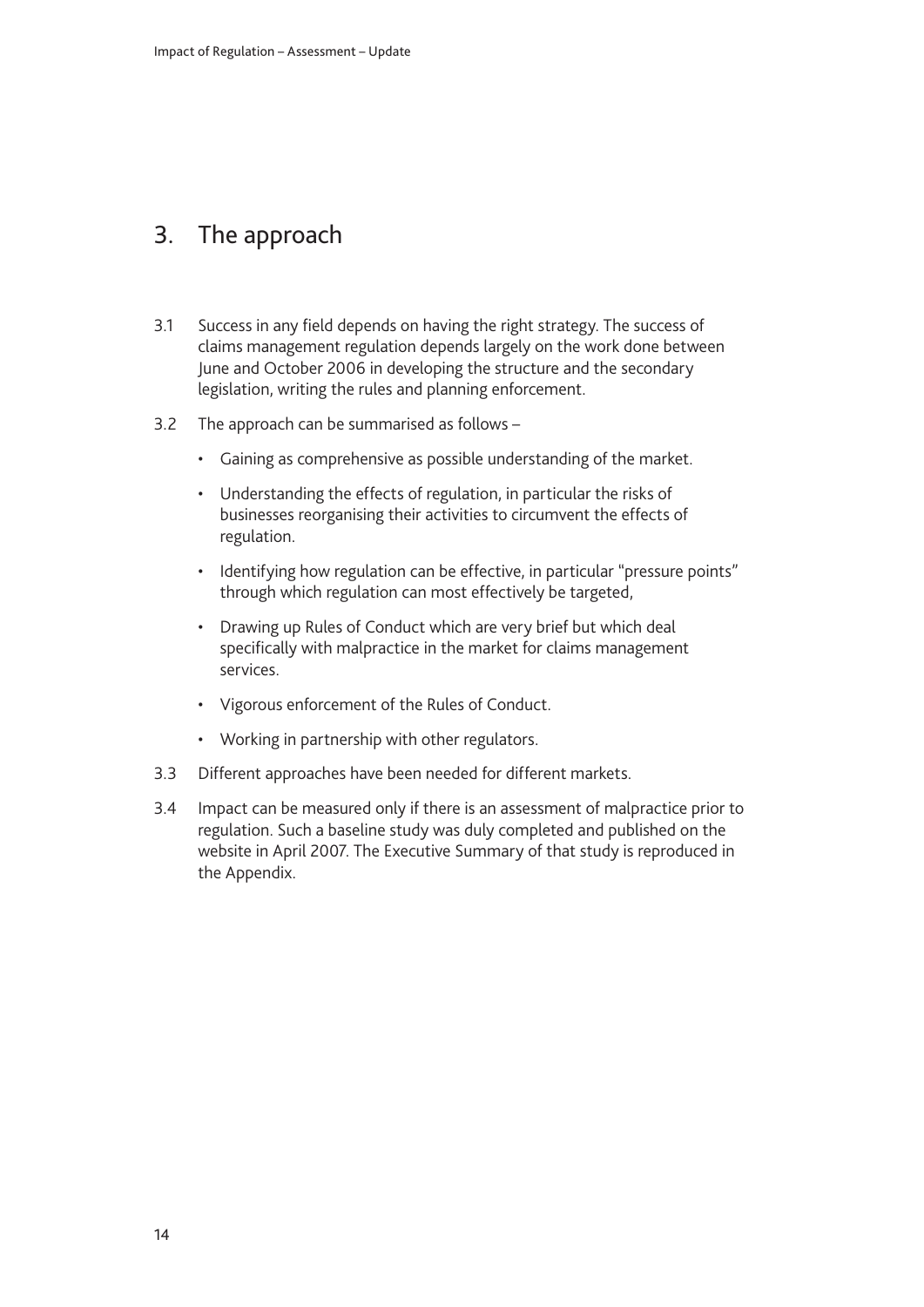## 3. The approach

3.1 Success in any field depends on having the right strategy. The success of claims management regulation depends largely on the work done between June and October 2006 in developing the structure and the secondary legislation, writing the rules and planning enforcement.

3.2 The approach can be summarised as follows –

- Gaining as comprehensive as possible understanding of the market.
- Understanding the effects of regulation, in particular the risks of businesses reorganising their activities to circumvent the effects of regulation.
- Identifying how regulation can be effective, in particular "pressure points" through which regulation can most effectively be targeted,
- Drawing up Rules of Conduct which are very brief but which deal specifically with malpractice in the market for claims management services.
- Vigorous enforcement of the Rules of Conduct.
- Working in partnership with other regulators.

3.3 Different approaches have been needed for different markets.

3.4 Impact can be measured only if there is an assessment of malpractice prior to regulation. Such a baseline study was duly completed and published on the website in April 2007. The Executive Summary of that study is reproduced in the Appendix.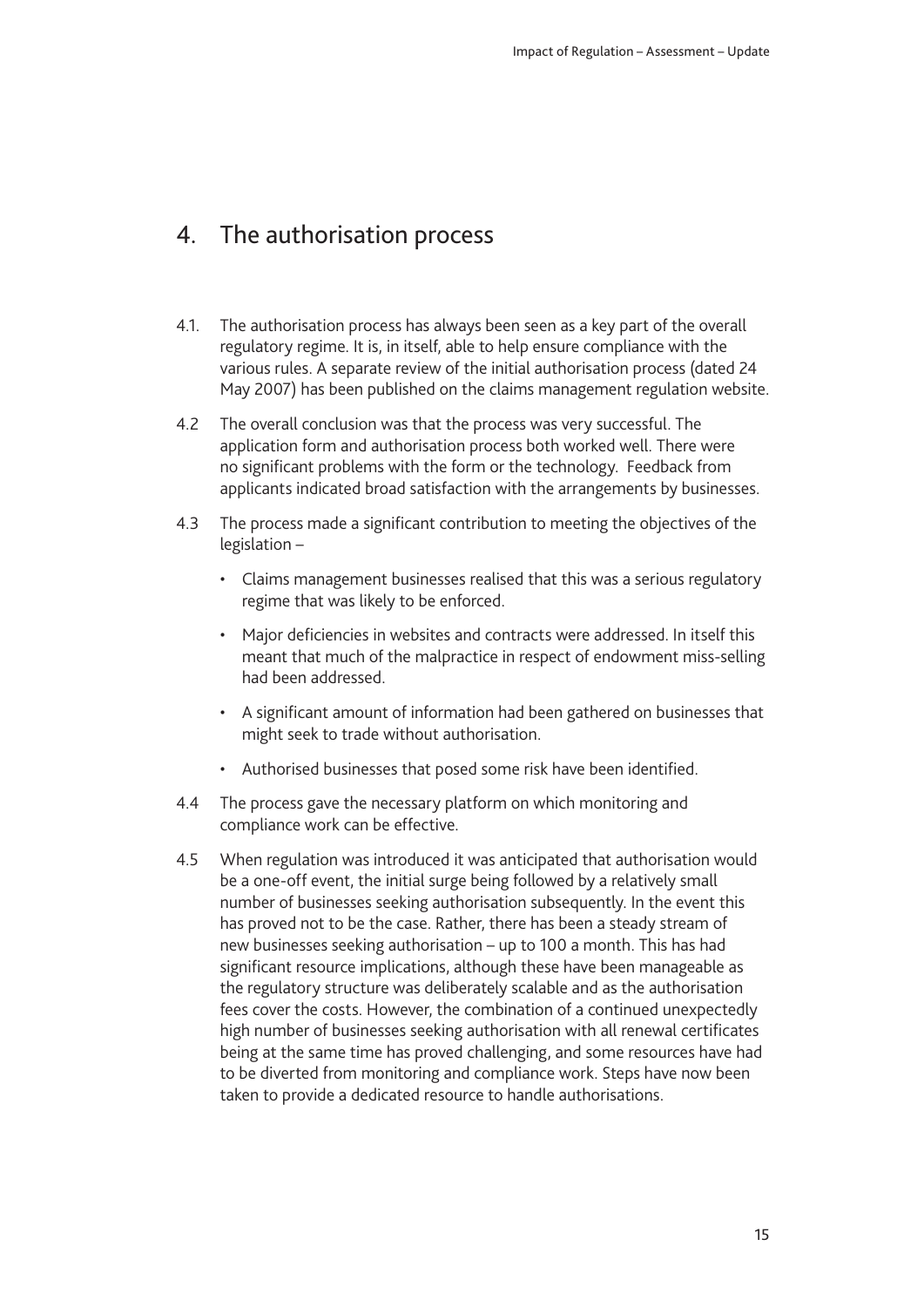# 4. The authorisation process

4.1. The authorisation process has always been seen as a key part of the overall regulatory regime. It is, in itself, able to help ensure compliance with the various rules. A separate review of the initial authorisation process (dated 24 May 2007) has been published on the claims management regulation website.

4.2 The overall conclusion was that the process was very successful. The application form and authorisation process both worked well. There were no significant problems with the form or the technology. Feedback from applicants indicated broad satisfaction with the arrangements by businesses.

4.3 The process made a significant contribution to meeting the objectives of the legislation –

- Claims management businesses realised that this was a serious regulatory regime that was likely to be enforced.
- Major deficiencies in websites and contracts were addressed. In itself this meant that much of the malpractice in respect of endowment miss-selling had been addressed.
- A significant amount of information had been gathered on businesses that might seek to trade without authorisation.
- Authorised businesses that posed some risk have been identified.

4.4 The process gave the necessary platform on which monitoring and compliance work can be effective.

4.5 When regulation was introduced it was anticipated that authorisation would be a one-off event, the initial surge being followed by a relatively small number of businesses seeking authorisation subsequently. In the event this has proved not to be the case. Rather, there has been a steady stream of new businesses seeking authorisation – up to 100 a month. This has had significant resource implications, although these have been manageable as the regulatory structure was deliberately scalable and as the authorisation fees cover the costs. However, the combination of a continued unexpectedly high number of businesses seeking authorisation with all renewal certificates being at the same time has proved challenging, and some resources have had to be diverted from monitoring and compliance work. Steps have now been taken to provide a dedicated resource to handle authorisations.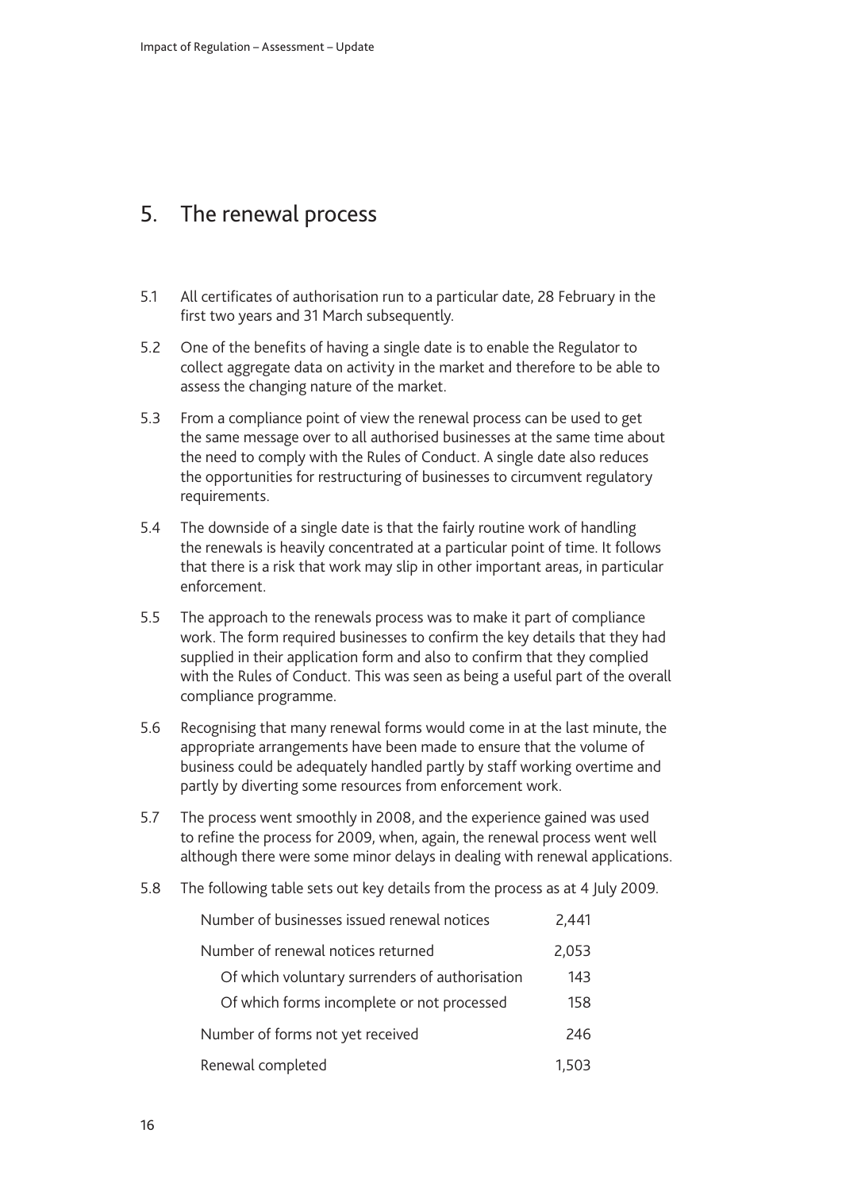## 5. The renewal process

5.1 All certificates of authorisation run to a particular date, 28 February in the first two years and 31 March subsequently.

5.2 One of the benefits of having a single date is to enable the Regulator to collect aggregate data on activity in the market and therefore to be able to assess the changing nature of the market.

5.3 From a compliance point of view the renewal process can be used to get the same message over to all authorised businesses at the same time about the need to comply with the Rules of Conduct. A single date also reduces the opportunities for restructuring of businesses to circumvent regulatory requirements.

5.4 The downside of a single date is that the fairly routine work of handling the renewals is heavily concentrated at a particular point of time. It follows that there is a risk that work may slip in other important areas, in particular enforcement.

5.5 The approach to the renewals process was to make it part of compliance work. The form required businesses to confirm the key details that they had supplied in their application form and also to confirm that they complied with the Rules of Conduct. This was seen as being a useful part of the overall compliance programme.

5.6 Recognising that many renewal forms would come in at the last minute, the appropriate arrangements have been made to ensure that the volume of business could be adequately handled partly by staff working overtime and partly by diverting some resources from enforcement work.

5.7 The process went smoothly in 2008, and the experience gained was used to refine the process for 2009, when, again, the renewal process went well although there were some minor delays in dealing with renewal applications.

5.8 The following table sets out key details from the process as at 4 July 2009.

| | |
|---|---|
| Number of businesses issued renewal notices | 2,441 |
| Number of renewal notices returned | 2,053 |
| Of which voluntary surrenders of authorisation | 143 |
| Of which forms incomplete or not processed | 158 |
| Number of forms not yet received | 246 |
| Renewal completed | 1,503 |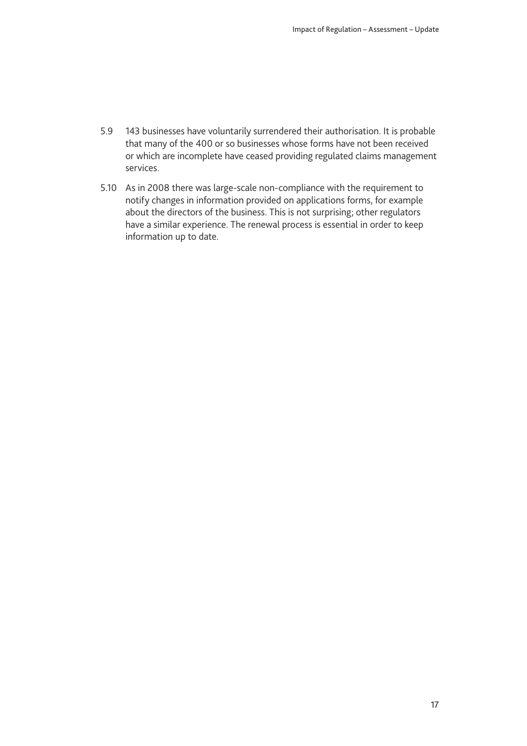5.9 143 businesses have voluntarily surrendered their authorisation. It is probable that many of the 400 or so businesses whose forms have not been received or which are incomplete have ceased providing regulated claims management services.

5.10 As in 2008 there was large-scale non-compliance with the requirement to notify changes in information provided on applications forms, for example about the directors of the business. This is not surprising; other regulators have a similar experience. The renewal process is essential in order to keep information up to date.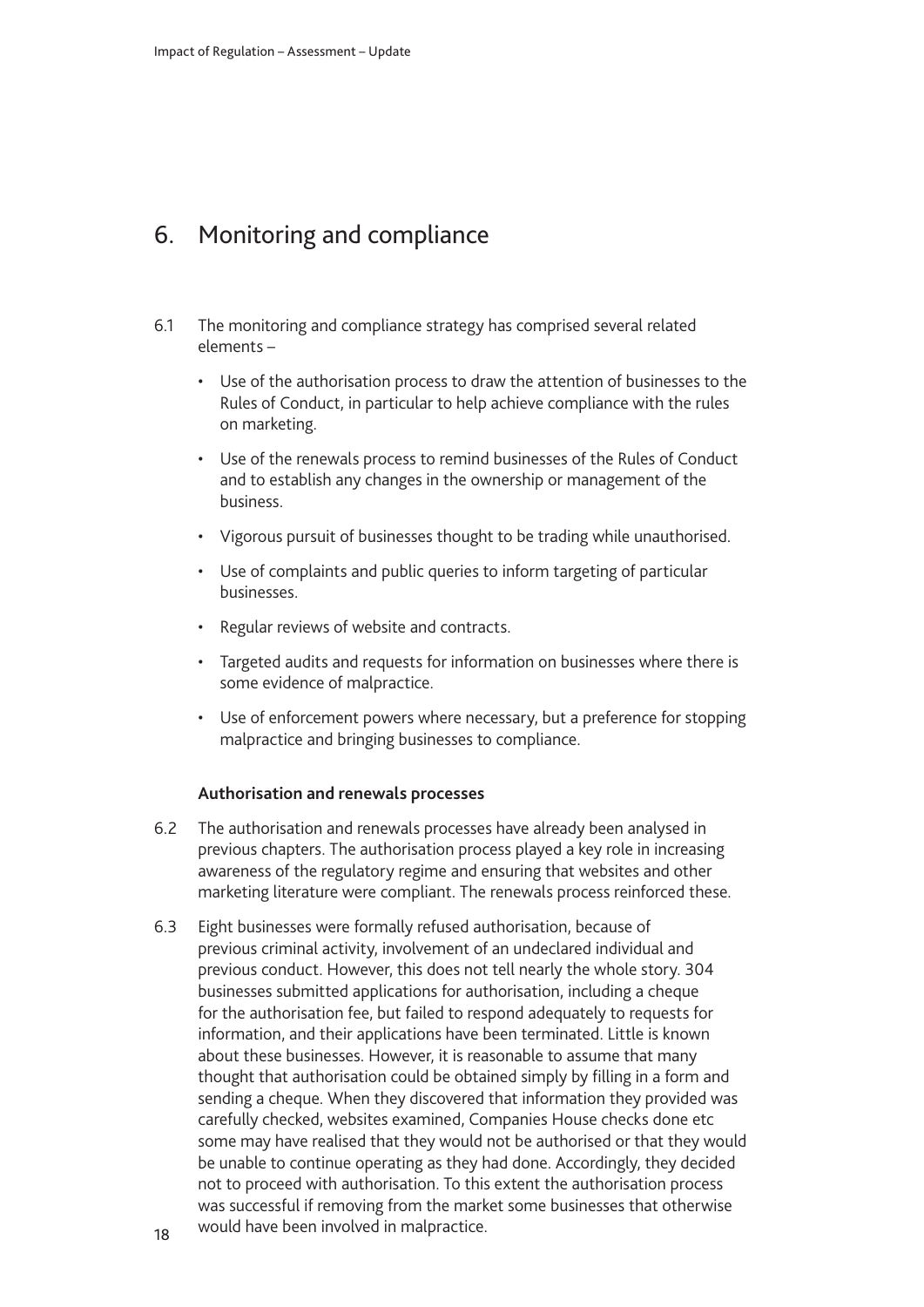# 6. Monitoring and compliance

6.1 The monitoring and compliance strategy has comprised several related elements –

- Use of the authorisation process to draw the attention of businesses to the Rules of Conduct, in particular to help achieve compliance with the rules on marketing.
- Use of the renewals process to remind businesses of the Rules of Conduct and to establish any changes in the ownership or management of the business.
- Vigorous pursuit of businesses thought to be trading while unauthorised.
- Use of complaints and public queries to inform targeting of particular businesses.
- Regular reviews of website and contracts.
- Targeted audits and requests for information on businesses where there is some evidence of malpractice.
- Use of enforcement powers where necessary, but a preference for stopping malpractice and bringing businesses to compliance.

**Authorisation and renewals processes**

6.2 The authorisation and renewals processes have already been analysed in previous chapters. The authorisation process played a key role in increasing awareness of the regulatory regime and ensuring that websites and other marketing literature were compliant. The renewals process reinforced these.

6.3 Eight businesses were formally refused authorisation, because of previous criminal activity, involvement of an undeclared individual and previous conduct. However, this does not tell nearly the whole story. 304 businesses submitted applications for authorisation, including a cheque for the authorisation fee, but failed to respond adequately to requests for information, and their applications have been terminated. Little is known about these businesses. However, it is reasonable to assume that many thought that authorisation could be obtained simply by filling in a form and sending a cheque. When they discovered that information they provided was carefully checked, websites examined, Companies House checks done etc some may have realised that they would not be authorised or that they would be unable to continue operating as they had done. Accordingly, they decided not to proceed with authorisation. To this extent the authorisation process was successful if removing from the market some businesses that otherwise would have been involved in malpractice.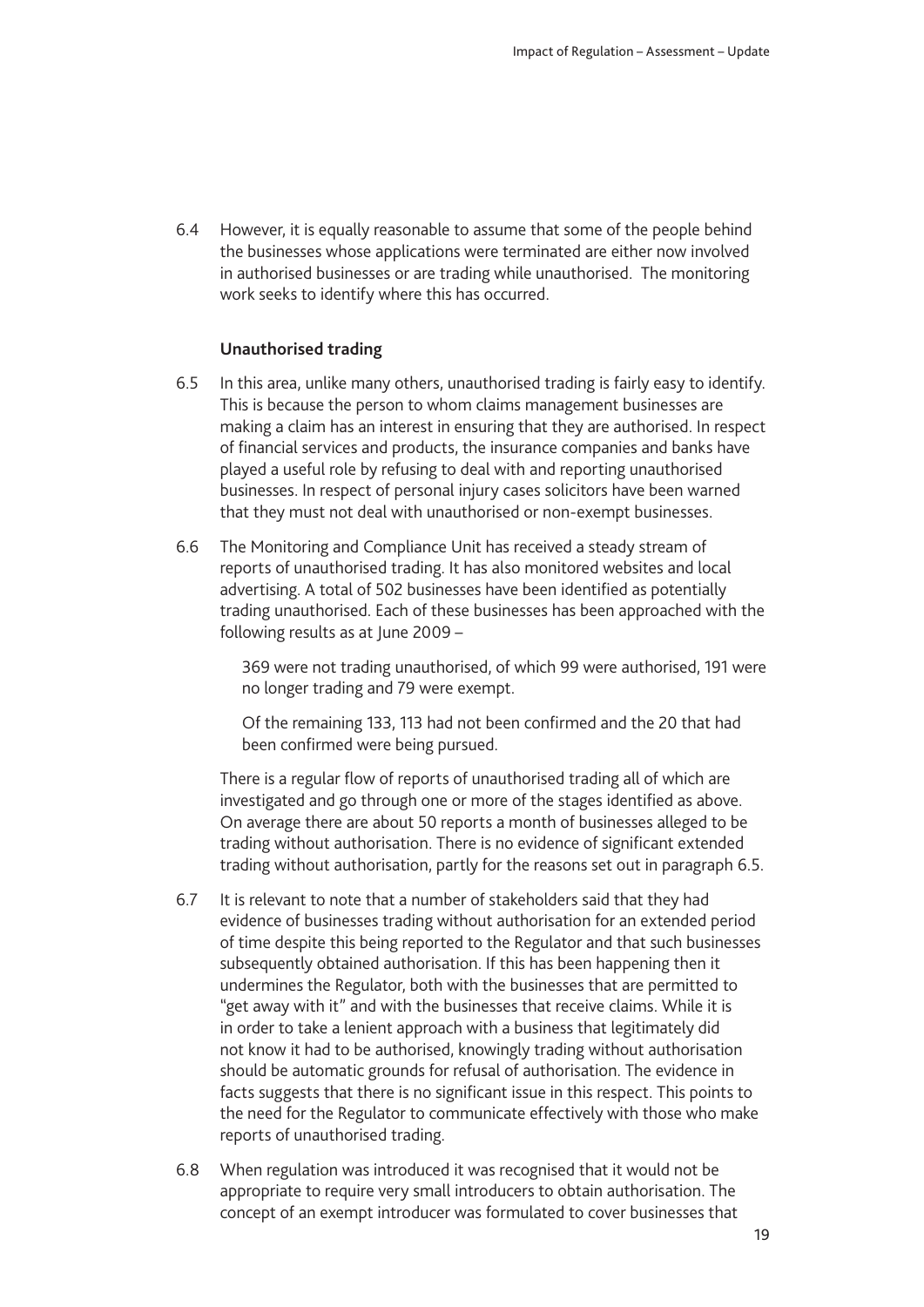6.4 However, it is equally reasonable to assume that some of the people behind the businesses whose applications were terminated are either now involved in authorised businesses or are trading while unauthorised. The monitoring work seeks to identify where this has occurred.

### Unauthorised trading

6.5 In this area, unlike many others, unauthorised trading is fairly easy to identify. This is because the person to whom claims management businesses are making a claim has an interest in ensuring that they are authorised. In respect of financial services and products, the insurance companies and banks have played a useful role by refusing to deal with and reporting unauthorised businesses. In respect of personal injury cases solicitors have been warned that they must not deal with unauthorised or non-exempt businesses.

6.6 The Monitoring and Compliance Unit has received a steady stream of reports of unauthorised trading. It has also monitored websites and local advertising. A total of 502 businesses have been identified as potentially trading unauthorised. Each of these businesses has been approached with the following results as at June 2009 –

> 369 were not trading unauthorised, of which 99 were authorised, 191 were no longer trading and 79 were exempt.
>
> Of the remaining 133, 113 had not been confirmed and the 20 that had been confirmed were being pursued.

There is a regular flow of reports of unauthorised trading all of which are investigated and go through one or more of the stages identified as above. On average there are about 50 reports a month of businesses alleged to be trading without authorisation. There is no evidence of significant extended trading without authorisation, partly for the reasons set out in paragraph 6.5.

6.7 It is relevant to note that a number of stakeholders said that they had evidence of businesses trading without authorisation for an extended period of time despite this being reported to the Regulator and that such businesses subsequently obtained authorisation. If this has been happening then it undermines the Regulator, both with the businesses that are permitted to "get away with it" and with the businesses that receive claims. While it is in order to take a lenient approach with a business that legitimately did not know it had to be authorised, knowingly trading without authorisation should be automatic grounds for refusal of authorisation. The evidence in facts suggests that there is no significant issue in this respect. This points to the need for the Regulator to communicate effectively with those who make reports of unauthorised trading.

6.8 When regulation was introduced it was recognised that it would not be appropriate to require very small introducers to obtain authorisation. The concept of an exempt introducer was formulated to cover businesses that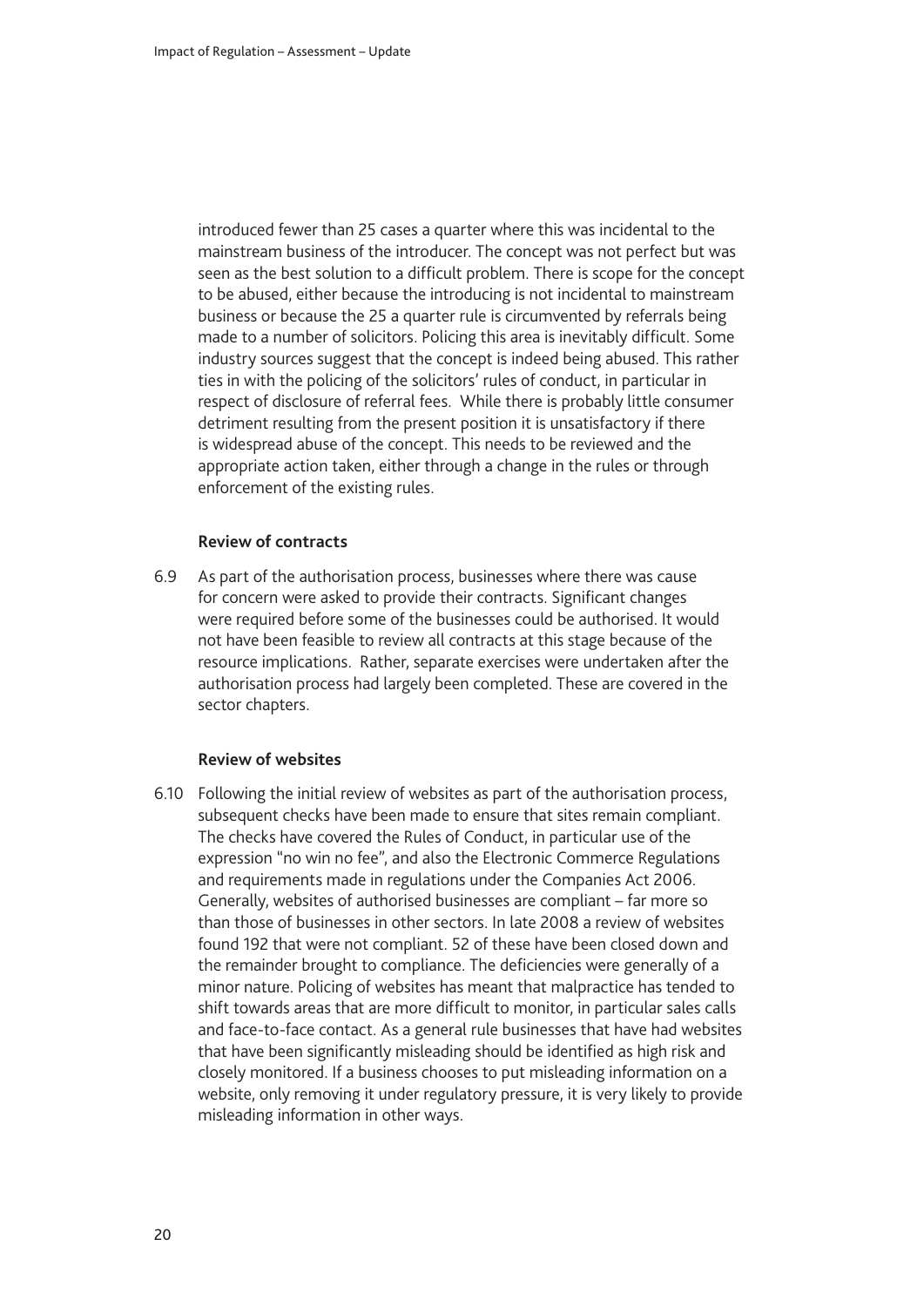introduced fewer than 25 cases a quarter where this was incidental to the mainstream business of the introducer. The concept was not perfect but was seen as the best solution to a difficult problem. There is scope for the concept to be abused, either because the introducing is not incidental to mainstream business or because the 25 a quarter rule is circumvented by referrals being made to a number of solicitors. Policing this area is inevitably difficult. Some industry sources suggest that the concept is indeed being abused. This rather ties in with the policing of the solicitors' rules of conduct, in particular in respect of disclosure of referral fees. While there is probably little consumer detriment resulting from the present position it is unsatisfactory if there is widespread abuse of the concept. This needs to be reviewed and the appropriate action taken, either through a change in the rules or through enforcement of the existing rules.

**Review of contracts**

6.9 As part of the authorisation process, businesses where there was cause for concern were asked to provide their contracts. Significant changes were required before some of the businesses could be authorised. It would not have been feasible to review all contracts at this stage because of the resource implications. Rather, separate exercises were undertaken after the authorisation process had largely been completed. These are covered in the sector chapters.

**Review of websites**

6.10 Following the initial review of websites as part of the authorisation process, subsequent checks have been made to ensure that sites remain compliant. The checks have covered the Rules of Conduct, in particular use of the expression "no win no fee", and also the Electronic Commerce Regulations and requirements made in regulations under the Companies Act 2006. Generally, websites of authorised businesses are compliant – far more so than those of businesses in other sectors. In late 2008 a review of websites found 192 that were not compliant. 52 of these have been closed down and the remainder brought to compliance. The deficiencies were generally of a minor nature. Policing of websites has meant that malpractice has tended to shift towards areas that are more difficult to monitor, in particular sales calls and face-to-face contact. As a general rule businesses that have had websites that have been significantly misleading should be identified as high risk and closely monitored. If a business chooses to put misleading information on a website, only removing it under regulatory pressure, it is very likely to provide misleading information in other ways.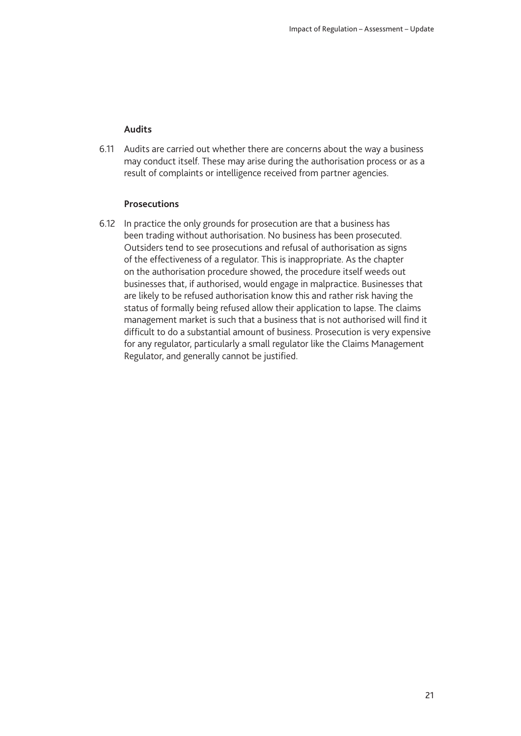### Audits

6.11 Audits are carried out whether there are concerns about the way a business may conduct itself. These may arise during the authorisation process or as a result of complaints or intelligence received from partner agencies.

### Prosecutions

6.12 In practice the only grounds for prosecution are that a business has been trading without authorisation. No business has been prosecuted. Outsiders tend to see prosecutions and refusal of authorisation as signs of the effectiveness of a regulator. This is inappropriate. As the chapter on the authorisation procedure showed, the procedure itself weeds out businesses that, if authorised, would engage in malpractice. Businesses that are likely to be refused authorisation know this and rather risk having the status of formally being refused allow their application to lapse. The claims management market is such that a business that is not authorised will find it difficult to do a substantial amount of business. Prosecution is very expensive for any regulator, particularly a small regulator like the Claims Management Regulator, and generally cannot be justified.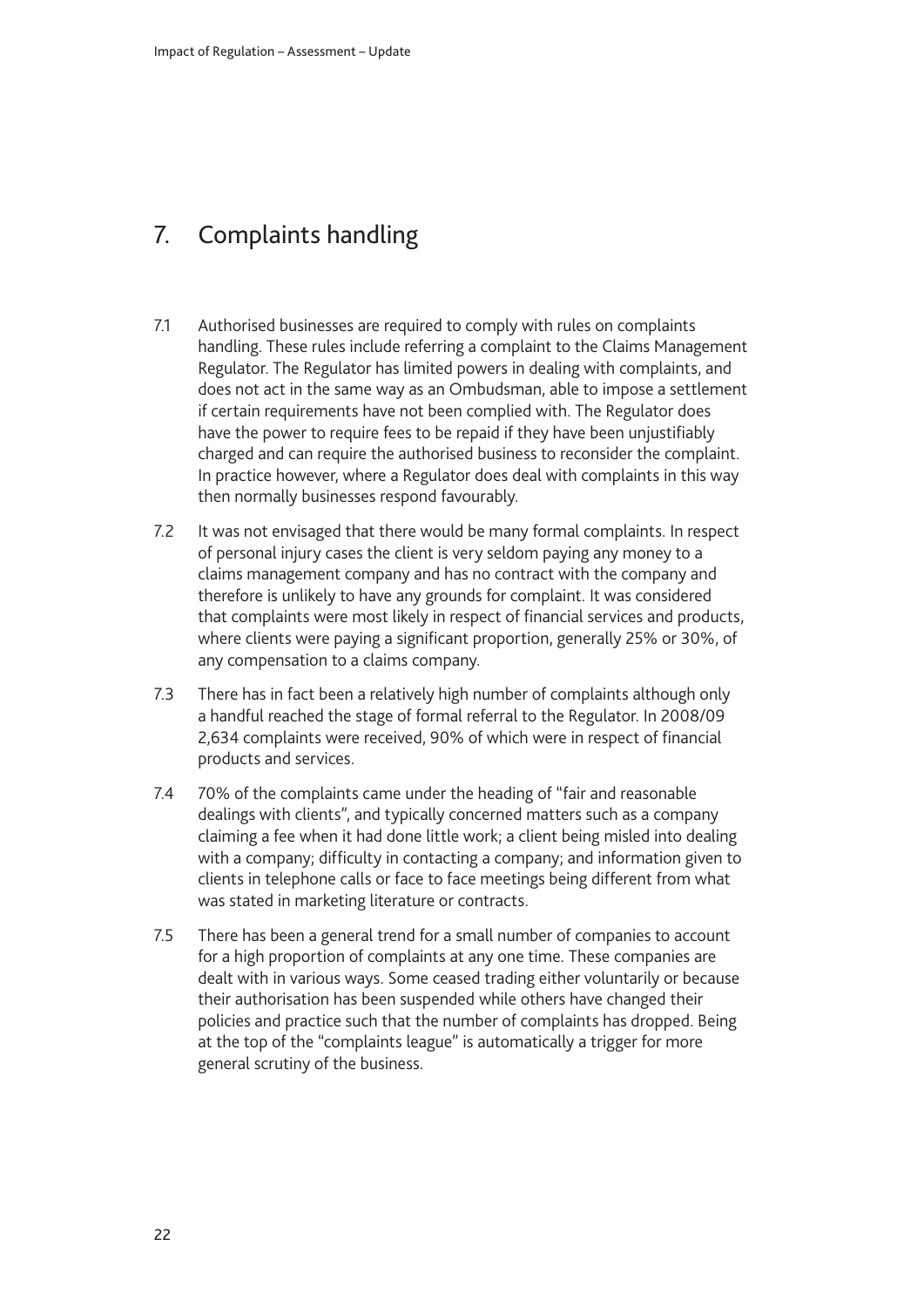## 7. Complaints handling

7.1 Authorised businesses are required to comply with rules on complaints handling. These rules include referring a complaint to the Claims Management Regulator. The Regulator has limited powers in dealing with complaints, and does not act in the same way as an Ombudsman, able to impose a settlement if certain requirements have not been complied with. The Regulator does have the power to require fees to be repaid if they have been unjustifiably charged and can require the authorised business to reconsider the complaint. In practice however, where a Regulator does deal with complaints in this way then normally businesses respond favourably.

7.2 It was not envisaged that there would be many formal complaints. In respect of personal injury cases the client is very seldom paying any money to a claims management company and has no contract with the company and therefore is unlikely to have any grounds for complaint. It was considered that complaints were most likely in respect of financial services and products, where clients were paying a significant proportion, generally 25% or 30%, of any compensation to a claims company.

7.3 There has in fact been a relatively high number of complaints although only a handful reached the stage of formal referral to the Regulator. In 2008/09 2,634 complaints were received, 90% of which were in respect of financial products and services.

7.4 70% of the complaints came under the heading of "fair and reasonable dealings with clients", and typically concerned matters such as a company claiming a fee when it had done little work; a client being misled into dealing with a company; difficulty in contacting a company; and information given to clients in telephone calls or face to face meetings being different from what was stated in marketing literature or contracts.

7.5 There has been a general trend for a small number of companies to account for a high proportion of complaints at any one time. These companies are dealt with in various ways. Some ceased trading either voluntarily or because their authorisation has been suspended while others have changed their policies and practice such that the number of complaints has dropped. Being at the top of the "complaints league" is automatically a trigger for more general scrutiny of the business.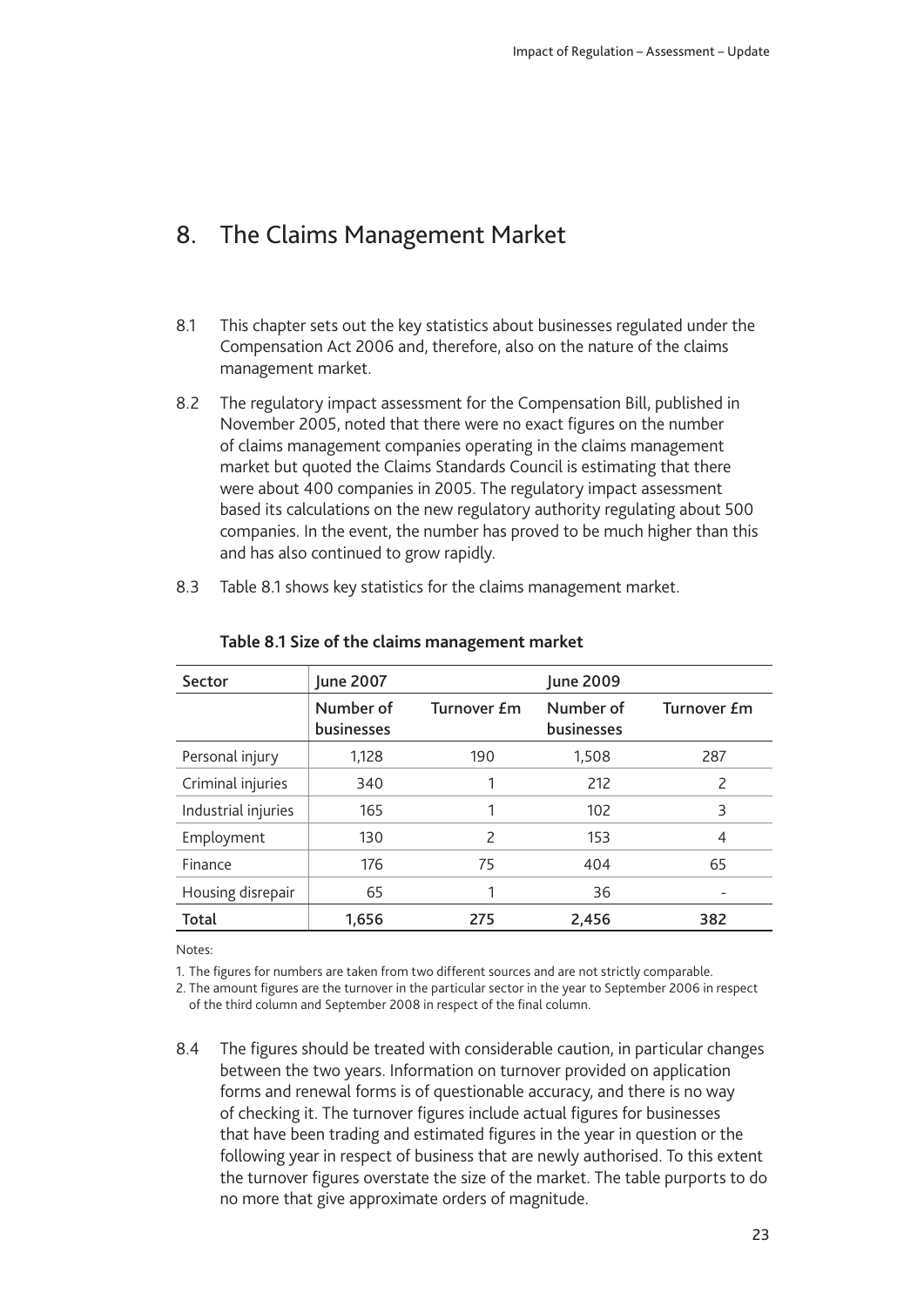# 8. The Claims Management Market

8.1 This chapter sets out the key statistics about businesses regulated under the Compensation Act 2006 and, therefore, also on the nature of the claims management market.

8.2 The regulatory impact assessment for the Compensation Bill, published in November 2005, noted that there were no exact figures on the number of claims management companies operating in the claims management market but quoted the Claims Standards Council is estimating that there were about 400 companies in 2005. The regulatory impact assessment based its calculations on the new regulatory authority regulating about 500 companies. In the event, the number has proved to be much higher than this and has also continued to grow rapidly.

8.3 Table 8.1 shows key statistics for the claims management market.

**Table 8.1 Size of the claims management market**

| Sector | June 2007 | | June 2009 | |
|---|---|---|---|---|
| | Number of businesses | Turnover £m | Number of businesses | Turnover £m |
| Personal injury | 1,128 | 190 | 1,508 | 287 |
| Criminal injuries | 340 | 1 | 212 | 2 |
| Industrial injuries | 165 | 1 | 102 | 3 |
| Employment | 130 | 2 | 153 | 4 |
| Finance | 176 | 75 | 404 | 65 |
| Housing disrepair | 65 | 1 | 36 | - |
| **Total** | **1,656** | **275** | **2,456** | **382** |

Notes:

1. The figures for numbers are taken from two different sources and are not strictly comparable.
2. The amount figures are the turnover in the particular sector in the year to September 2006 in respect of the third column and September 2008 in respect of the final column.

8.4 The figures should be treated with considerable caution, in particular changes between the two years. Information on turnover provided on application forms and renewal forms is of questionable accuracy, and there is no way of checking it. The turnover figures include actual figures for businesses that have been trading and estimated figures in the year in question or the following year in respect of business that are newly authorised. To this extent the turnover figures overstate the size of the market. The table purports to do no more that give approximate orders of magnitude.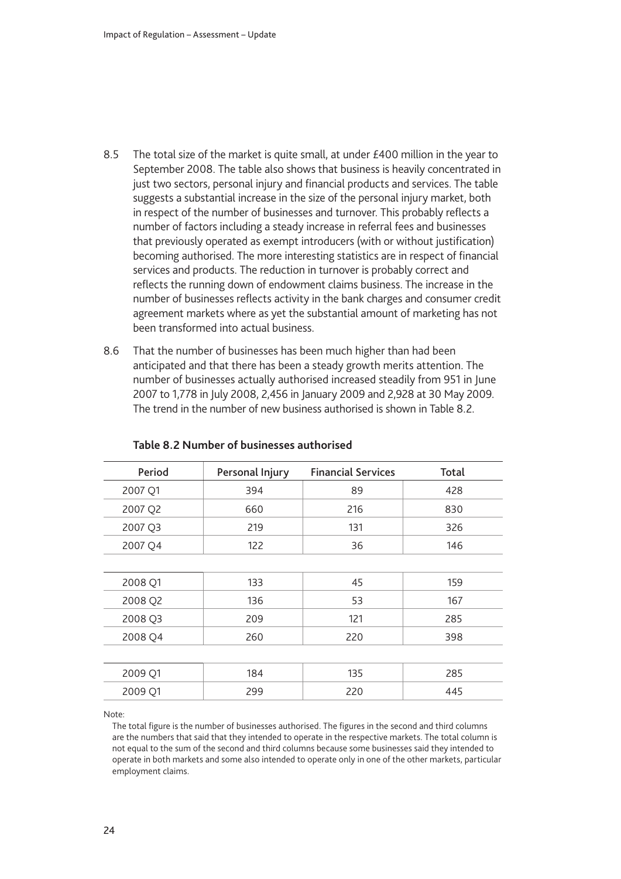8.5 The total size of the market is quite small, at under £400 million in the year to September 2008. The table also shows that business is heavily concentrated in just two sectors, personal injury and financial products and services. The table suggests a substantial increase in the size of the personal injury market, both in respect of the number of businesses and turnover. This probably reflects a number of factors including a steady increase in referral fees and businesses that previously operated as exempt introducers (with or without justification) becoming authorised. The more interesting statistics are in respect of financial services and products. The reduction in turnover is probably correct and reflects the running down of endowment claims business. The increase in the number of businesses reflects activity in the bank charges and consumer credit agreement markets where as yet the substantial amount of marketing has not been transformed into actual business.

8.6 That the number of businesses has been much higher than had been anticipated and that there has been a steady growth merits attention. The number of businesses actually authorised increased steadily from 951 in June 2007 to 1,778 in July 2008, 2,456 in January 2009 and 2,928 at 30 May 2009. The trend in the number of new business authorised is shown in Table 8.2.

**Table 8.2 Number of businesses authorised**

| Period | Personal Injury | Financial Services | Total |
|---|---|---|---|
| 2007 Q1 | 394 | 89 | 428 |
| 2007 Q2 | 660 | 216 | 830 |
| 2007 Q3 | 219 | 131 | 326 |
| 2007 Q4 | 122 | 36 | 146 |
| 2008 Q1 | 133 | 45 | 159 |
| 2008 Q2 | 136 | 53 | 167 |
| 2008 Q3 | 209 | 121 | 285 |
| 2008 Q4 | 260 | 220 | 398 |
| 2009 Q1 | 184 | 135 | 285 |
| 2009 Q1 | 299 | 220 | 445 |

Note:

The total figure is the number of businesses authorised. The figures in the second and third columns are the numbers that said that they intended to operate in the respective markets. The total column is not equal to the sum of the second and third columns because some businesses said they intended to operate in both markets and some also intended to operate only in one of the other markets, particular employment claims.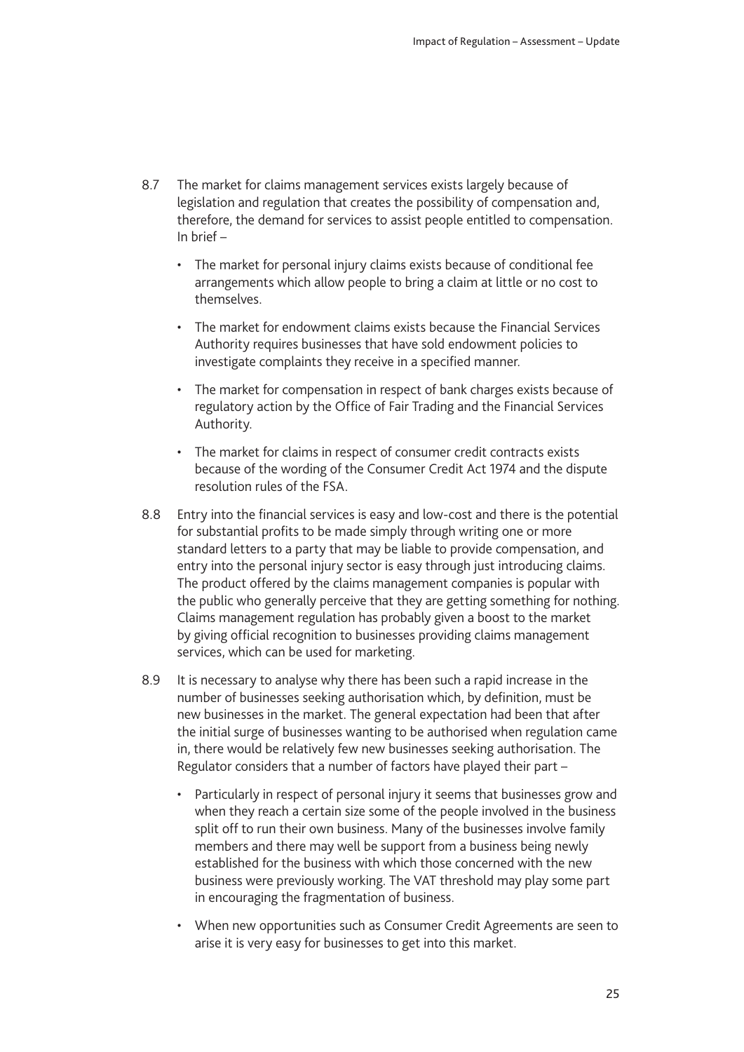8.7 The market for claims management services exists largely because of legislation and regulation that creates the possibility of compensation and, therefore, the demand for services to assist people entitled to compensation. In brief –

- The market for personal injury claims exists because of conditional fee arrangements which allow people to bring a claim at little or no cost to themselves.
- The market for endowment claims exists because the Financial Services Authority requires businesses that have sold endowment policies to investigate complaints they receive in a specified manner.
- The market for compensation in respect of bank charges exists because of regulatory action by the Office of Fair Trading and the Financial Services Authority.
- The market for claims in respect of consumer credit contracts exists because of the wording of the Consumer Credit Act 1974 and the dispute resolution rules of the FSA.

8.8 Entry into the financial services is easy and low-cost and there is the potential for substantial profits to be made simply through writing one or more standard letters to a party that may be liable to provide compensation, and entry into the personal injury sector is easy through just introducing claims. The product offered by the claims management companies is popular with the public who generally perceive that they are getting something for nothing. Claims management regulation has probably given a boost to the market by giving official recognition to businesses providing claims management services, which can be used for marketing.

8.9 It is necessary to analyse why there has been such a rapid increase in the number of businesses seeking authorisation which, by definition, must be new businesses in the market. The general expectation had been that after the initial surge of businesses wanting to be authorised when regulation came in, there would be relatively few new businesses seeking authorisation. The Regulator considers that a number of factors have played their part –

- Particularly in respect of personal injury it seems that businesses grow and when they reach a certain size some of the people involved in the business split off to run their own business. Many of the businesses involve family members and there may well be support from a business being newly established for the business with which those concerned with the new business were previously working. The VAT threshold may play some part in encouraging the fragmentation of business.
- When new opportunities such as Consumer Credit Agreements are seen to arise it is very easy for businesses to get into this market.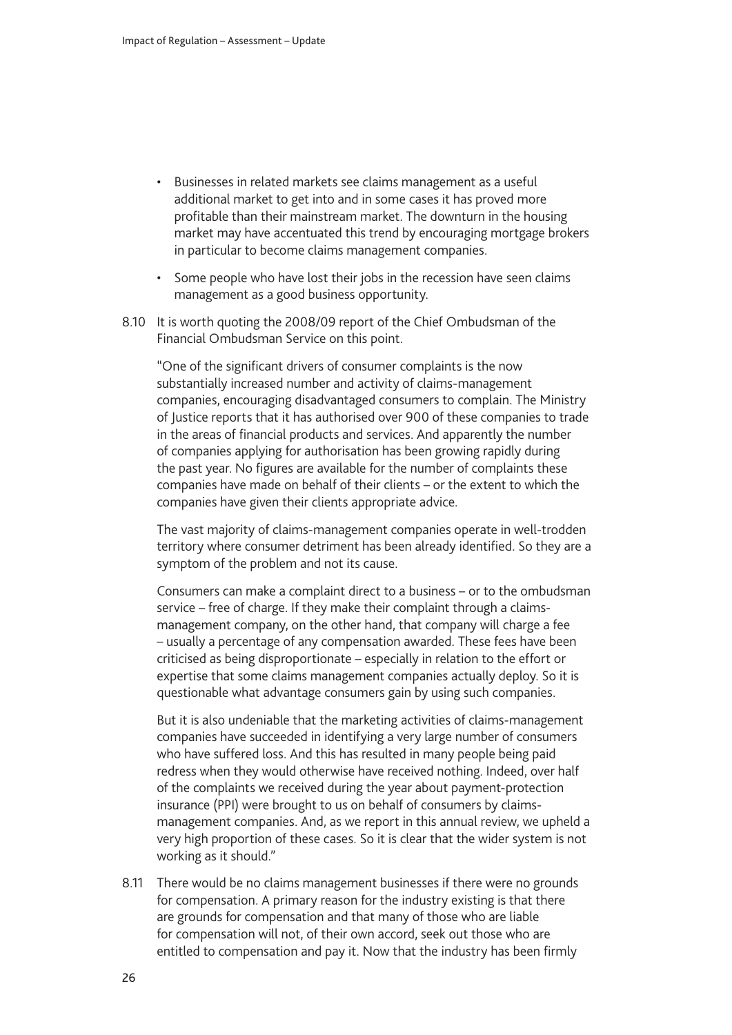- Businesses in related markets see claims management as a useful additional market to get into and in some cases it has proved more profitable than their mainstream market. The downturn in the housing market may have accentuated this trend by encouraging mortgage brokers in particular to become claims management companies.
- Some people who have lost their jobs in the recession have seen claims management as a good business opportunity.

8.10 It is worth quoting the 2008/09 report of the Chief Ombudsman of the Financial Ombudsman Service on this point.

"One of the significant drivers of consumer complaints is the now substantially increased number and activity of claims-management companies, encouraging disadvantaged consumers to complain. The Ministry of Justice reports that it has authorised over 900 of these companies to trade in the areas of financial products and services. And apparently the number of companies applying for authorisation has been growing rapidly during the past year. No figures are available for the number of complaints these companies have made on behalf of their clients – or the extent to which the companies have given their clients appropriate advice.

The vast majority of claims-management companies operate in well-trodden territory where consumer detriment has been already identified. So they are a symptom of the problem and not its cause.

Consumers can make a complaint direct to a business – or to the ombudsman service – free of charge. If they make their complaint through a claims-management company, on the other hand, that company will charge a fee – usually a percentage of any compensation awarded. These fees have been criticised as being disproportionate – especially in relation to the effort or expertise that some claims management companies actually deploy. So it is questionable what advantage consumers gain by using such companies.

But it is also undeniable that the marketing activities of claims-management companies have succeeded in identifying a very large number of consumers who have suffered loss. And this has resulted in many people being paid redress when they would otherwise have received nothing. Indeed, over half of the complaints we received during the year about payment-protection insurance (PPI) were brought to us on behalf of consumers by claims-management companies. And, as we report in this annual review, we upheld a very high proportion of these cases. So it is clear that the wider system is not working as it should."

8.11 There would be no claims management businesses if there were no grounds for compensation. A primary reason for the industry existing is that there are grounds for compensation and that many of those who are liable for compensation will not, of their own accord, seek out those who are entitled to compensation and pay it. Now that the industry has been firmly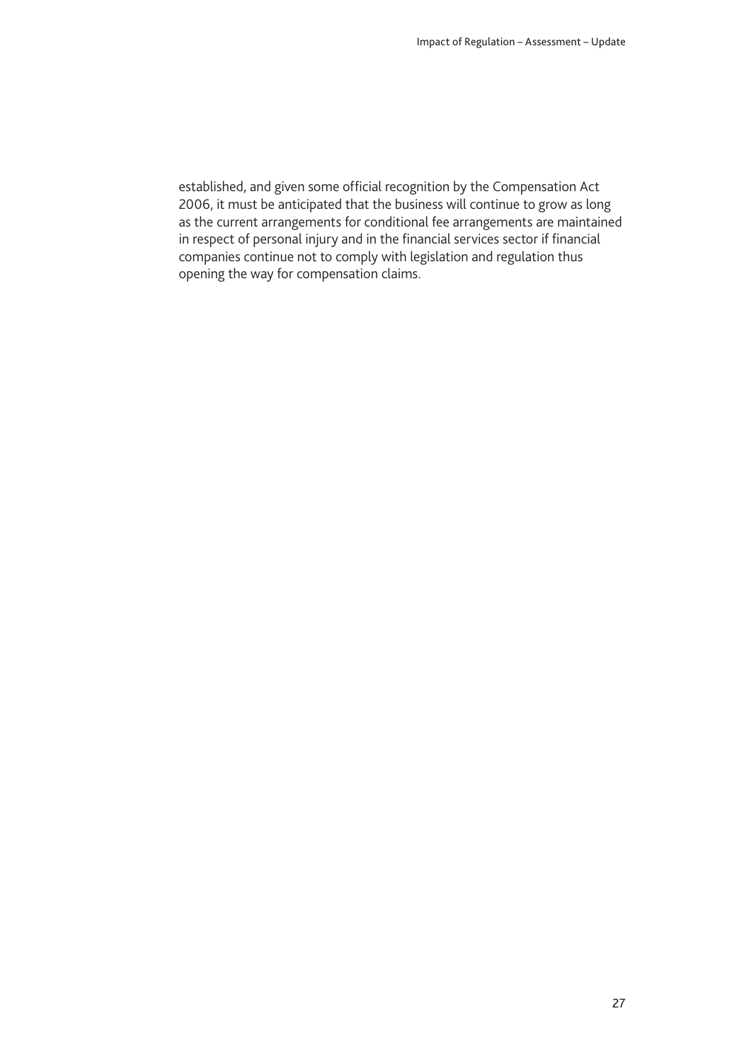established, and given some official recognition by the Compensation Act 2006, it must be anticipated that the business will continue to grow as long as the current arrangements for conditional fee arrangements are maintained in respect of personal injury and in the financial services sector if financial companies continue not to comply with legislation and regulation thus opening the way for compensation claims.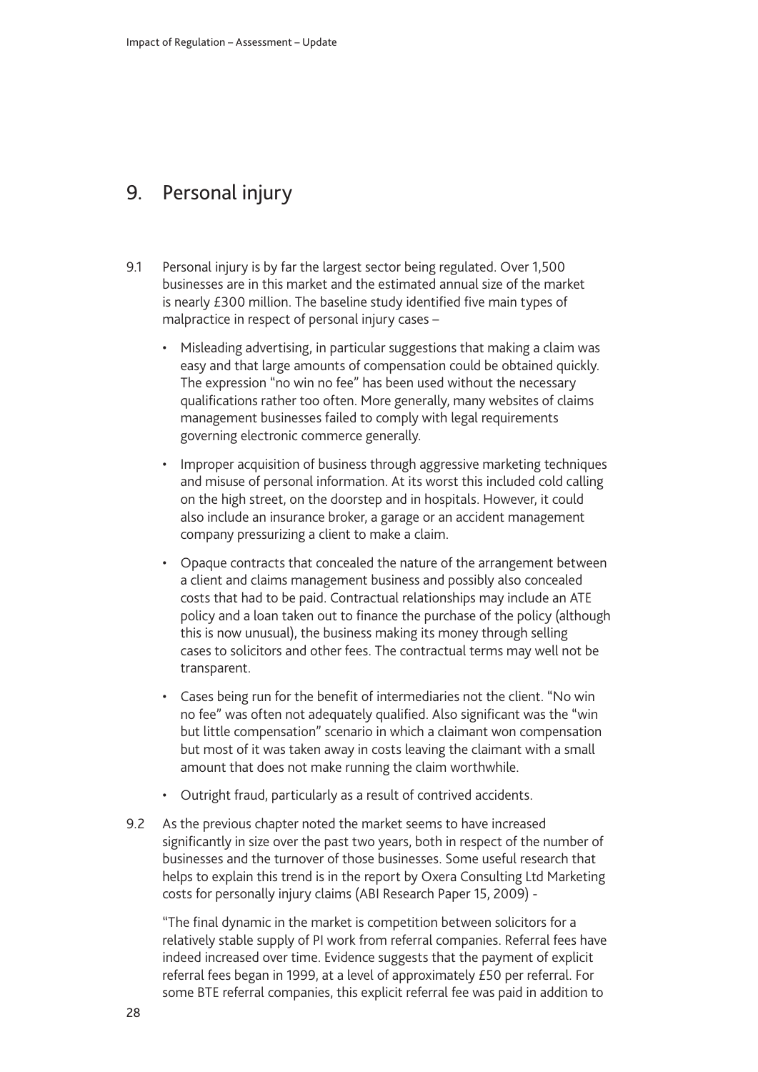# 9. Personal injury

9.1 Personal injury is by far the largest sector being regulated. Over 1,500 businesses are in this market and the estimated annual size of the market is nearly £300 million. The baseline study identified five main types of malpractice in respect of personal injury cases –

- Misleading advertising, in particular suggestions that making a claim was easy and that large amounts of compensation could be obtained quickly. The expression "no win no fee" has been used without the necessary qualifications rather too often. More generally, many websites of claims management businesses failed to comply with legal requirements governing electronic commerce generally.
- Improper acquisition of business through aggressive marketing techniques and misuse of personal information. At its worst this included cold calling on the high street, on the doorstep and in hospitals. However, it could also include an insurance broker, a garage or an accident management company pressurizing a client to make a claim.
- Opaque contracts that concealed the nature of the arrangement between a client and claims management business and possibly also concealed costs that had to be paid. Contractual relationships may include an ATE policy and a loan taken out to finance the purchase of the policy (although this is now unusual), the business making its money through selling cases to solicitors and other fees. The contractual terms may well not be transparent.
- Cases being run for the benefit of intermediaries not the client. "No win no fee" was often not adequately qualified. Also significant was the "win but little compensation" scenario in which a claimant won compensation but most of it was taken away in costs leaving the claimant with a small amount that does not make running the claim worthwhile.
- Outright fraud, particularly as a result of contrived accidents.

9.2 As the previous chapter noted the market seems to have increased significantly in size over the past two years, both in respect of the number of businesses and the turnover of those businesses. Some useful research that helps to explain this trend is in the report by Oxera Consulting Ltd Marketing costs for personally injury claims (ABI Research Paper 15, 2009) -

"The final dynamic in the market is competition between solicitors for a relatively stable supply of PI work from referral companies. Referral fees have indeed increased over time. Evidence suggests that the payment of explicit referral fees began in 1999, at a level of approximately £50 per referral. For some BTE referral companies, this explicit referral fee was paid in addition to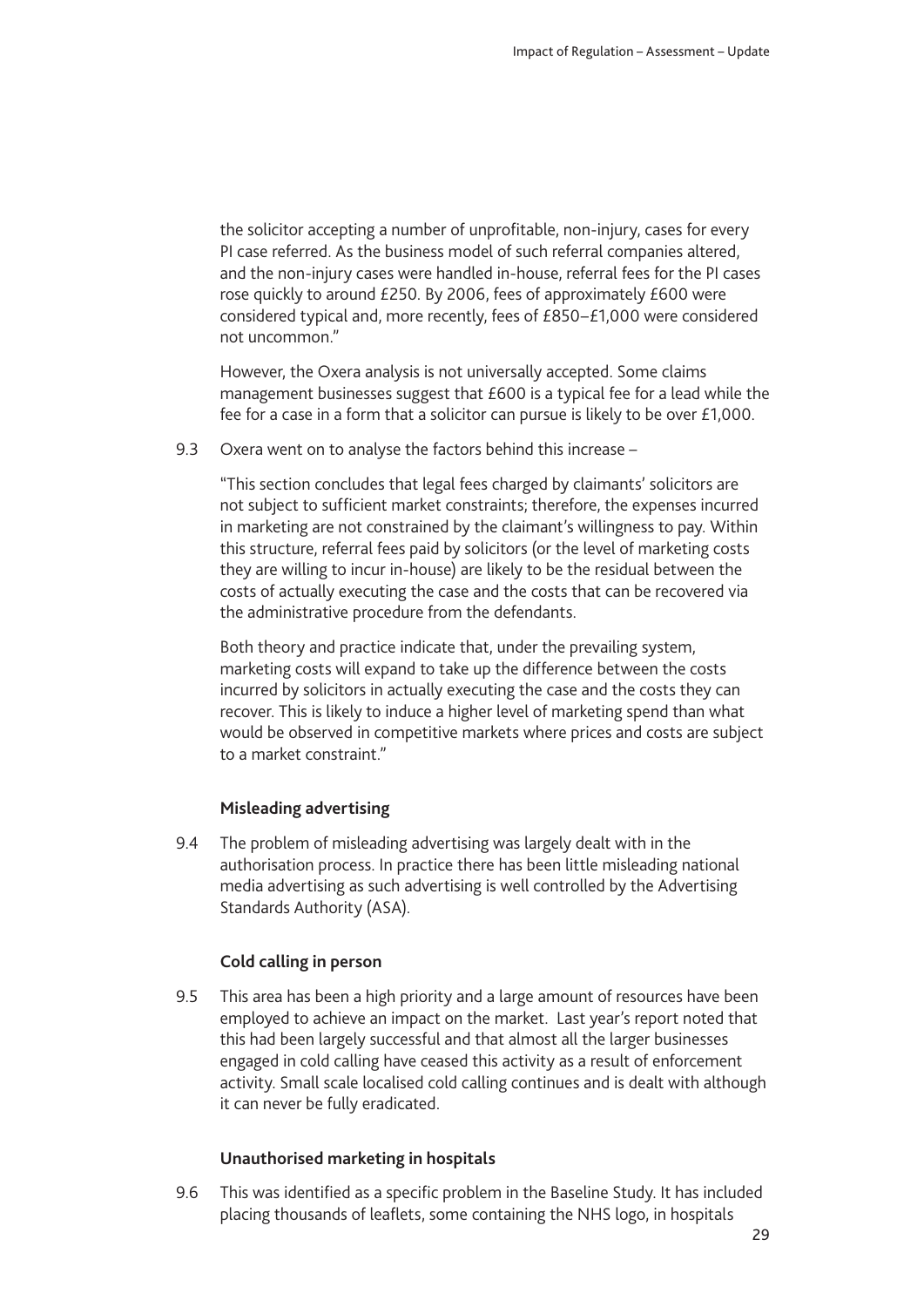the solicitor accepting a number of unprofitable, non-injury, cases for every PI case referred. As the business model of such referral companies altered, and the non-injury cases were handled in-house, referral fees for the PI cases rose quickly to around £250. By 2006, fees of approximately £600 were considered typical and, more recently, fees of £850–£1,000 were considered not uncommon."

However, the Oxera analysis is not universally accepted. Some claims management businesses suggest that £600 is a typical fee for a lead while the fee for a case in a form that a solicitor can pursue is likely to be over £1,000.

9.3 Oxera went on to analyse the factors behind this increase –

"This section concludes that legal fees charged by claimants' solicitors are not subject to sufficient market constraints; therefore, the expenses incurred in marketing are not constrained by the claimant's willingness to pay. Within this structure, referral fees paid by solicitors (or the level of marketing costs they are willing to incur in-house) are likely to be the residual between the costs of actually executing the case and the costs that can be recovered via the administrative procedure from the defendants.

Both theory and practice indicate that, under the prevailing system, marketing costs will expand to take up the difference between the costs incurred by solicitors in actually executing the case and the costs they can recover. This is likely to induce a higher level of marketing spend than what would be observed in competitive markets where prices and costs are subject to a market constraint."

**Misleading advertising**

9.4 The problem of misleading advertising was largely dealt with in the authorisation process. In practice there has been little misleading national media advertising as such advertising is well controlled by the Advertising Standards Authority (ASA).

**Cold calling in person**

9.5 This area has been a high priority and a large amount of resources have been employed to achieve an impact on the market. Last year's report noted that this had been largely successful and that almost all the larger businesses engaged in cold calling have ceased this activity as a result of enforcement activity. Small scale localised cold calling continues and is dealt with although it can never be fully eradicated.

**Unauthorised marketing in hospitals**

9.6 This was identified as a specific problem in the Baseline Study. It has included placing thousands of leaflets, some containing the NHS logo, in hospitals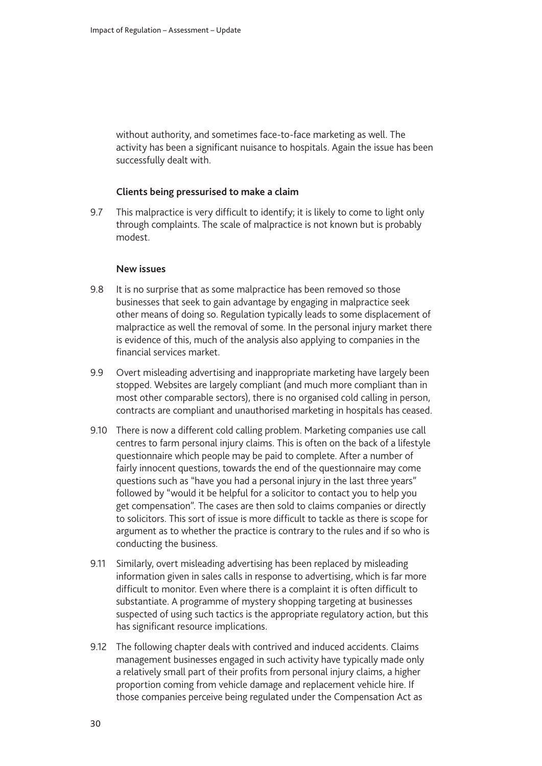without authority, and sometimes face-to-face marketing as well. The activity has been a significant nuisance to hospitals. Again the issue has been successfully dealt with.

**Clients being pressurised to make a claim**

9.7 This malpractice is very difficult to identify; it is likely to come to light only through complaints. The scale of malpractice is not known but is probably modest.

**New issues**

9.8 It is no surprise that as some malpractice has been removed so those businesses that seek to gain advantage by engaging in malpractice seek other means of doing so. Regulation typically leads to some displacement of malpractice as well the removal of some. In the personal injury market there is evidence of this, much of the analysis also applying to companies in the financial services market.

9.9 Overt misleading advertising and inappropriate marketing have largely been stopped. Websites are largely compliant (and much more compliant than in most other comparable sectors), there is no organised cold calling in person, contracts are compliant and unauthorised marketing in hospitals has ceased.

9.10 There is now a different cold calling problem. Marketing companies use call centres to farm personal injury claims. This is often on the back of a lifestyle questionnaire which people may be paid to complete. After a number of fairly innocent questions, towards the end of the questionnaire may come questions such as "have you had a personal injury in the last three years" followed by "would it be helpful for a solicitor to contact you to help you get compensation". The cases are then sold to claims companies or directly to solicitors. This sort of issue is more difficult to tackle as there is scope for argument as to whether the practice is contrary to the rules and if so who is conducting the business.

9.11 Similarly, overt misleading advertising has been replaced by misleading information given in sales calls in response to advertising, which is far more difficult to monitor. Even where there is a complaint it is often difficult to substantiate. A programme of mystery shopping targeting at businesses suspected of using such tactics is the appropriate regulatory action, but this has significant resource implications.

9.12 The following chapter deals with contrived and induced accidents. Claims management businesses engaged in such activity have typically made only a relatively small part of their profits from personal injury claims, a higher proportion coming from vehicle damage and replacement vehicle hire. If those companies perceive being regulated under the Compensation Act as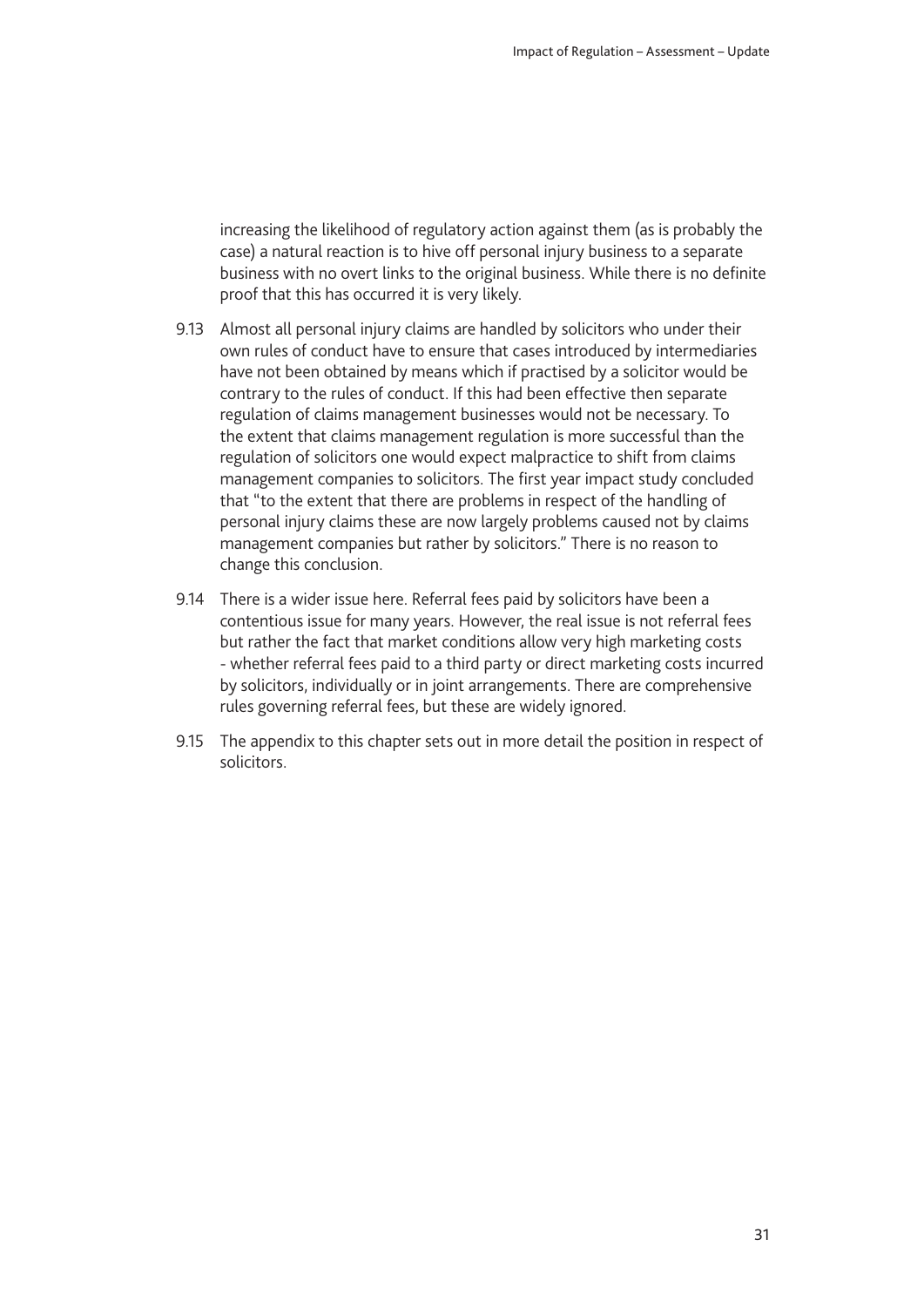increasing the likelihood of regulatory action against them (as is probably the case) a natural reaction is to hive off personal injury business to a separate business with no overt links to the original business. While there is no definite proof that this has occurred it is very likely.

9.13 Almost all personal injury claims are handled by solicitors who under their own rules of conduct have to ensure that cases introduced by intermediaries have not been obtained by means which if practised by a solicitor would be contrary to the rules of conduct. If this had been effective then separate regulation of claims management businesses would not be necessary. To the extent that claims management regulation is more successful than the regulation of solicitors one would expect malpractice to shift from claims management companies to solicitors. The first year impact study concluded that "to the extent that there are problems in respect of the handling of personal injury claims these are now largely problems caused not by claims management companies but rather by solicitors." There is no reason to change this conclusion.

9.14 There is a wider issue here. Referral fees paid by solicitors have been a contentious issue for many years. However, the real issue is not referral fees but rather the fact that market conditions allow very high marketing costs - whether referral fees paid to a third party or direct marketing costs incurred by solicitors, individually or in joint arrangements. There are comprehensive rules governing referral fees, but these are widely ignored.

9.15 The appendix to this chapter sets out in more detail the position in respect of solicitors.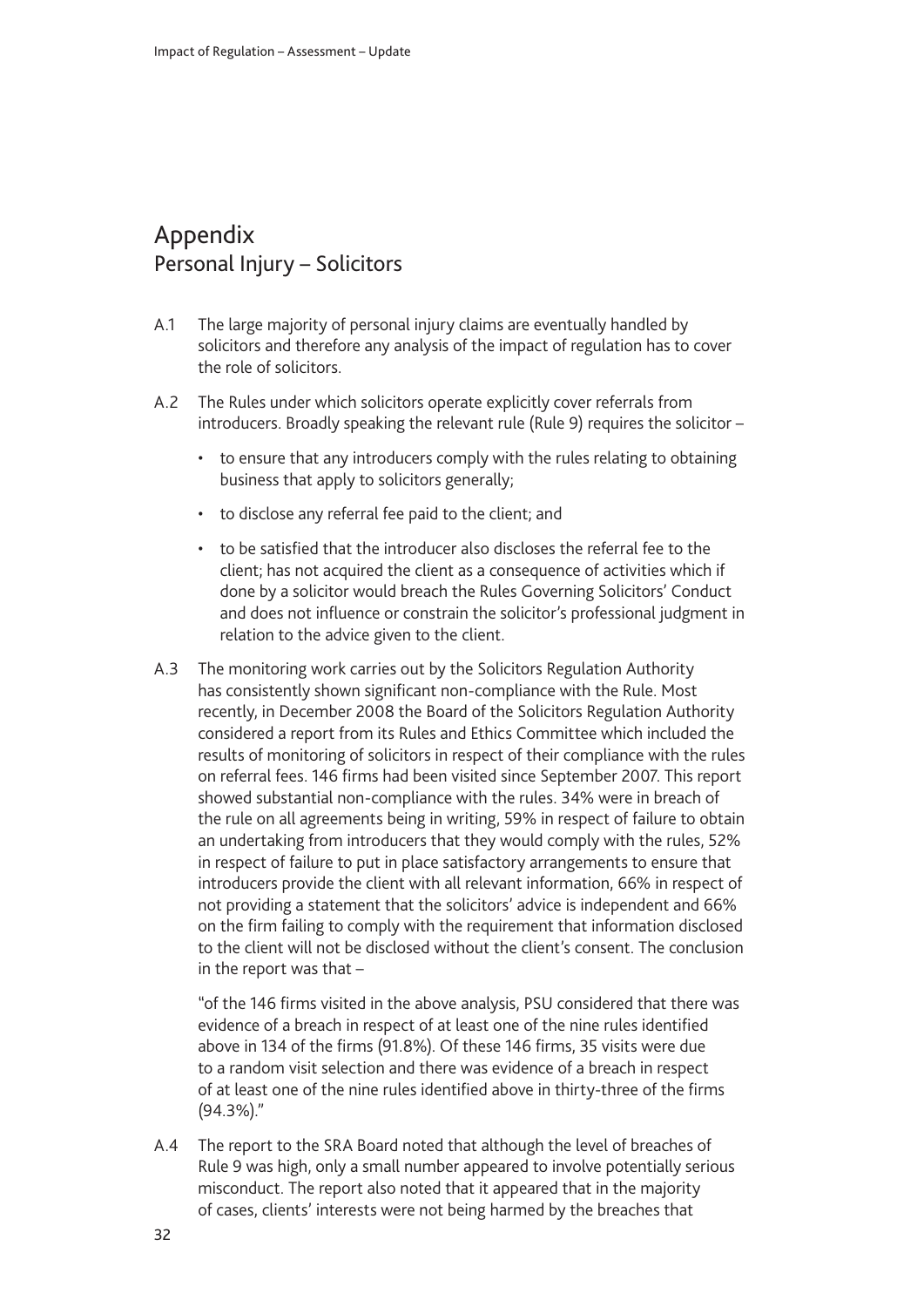# Appendix

## Personal Injury – Solicitors

A.1 The large majority of personal injury claims are eventually handled by solicitors and therefore any analysis of the impact of regulation has to cover the role of solicitors.

A.2 The Rules under which solicitors operate explicitly cover referrals from introducers. Broadly speaking the relevant rule (Rule 9) requires the solicitor –

- to ensure that any introducers comply with the rules relating to obtaining business that apply to solicitors generally;
- to disclose any referral fee paid to the client; and
- to be satisfied that the introducer also discloses the referral fee to the client; has not acquired the client as a consequence of activities which if done by a solicitor would breach the Rules Governing Solicitors' Conduct and does not influence or constrain the solicitor's professional judgment in relation to the advice given to the client.

A.3 The monitoring work carries out by the Solicitors Regulation Authority has consistently shown significant non-compliance with the Rule. Most recently, in December 2008 the Board of the Solicitors Regulation Authority considered a report from its Rules and Ethics Committee which included the results of monitoring of solicitors in respect of their compliance with the rules on referral fees. 146 firms had been visited since September 2007. This report showed substantial non-compliance with the rules. 34% were in breach of the rule on all agreements being in writing, 59% in respect of failure to obtain an undertaking from introducers that they would comply with the rules, 52% in respect of failure to put in place satisfactory arrangements to ensure that introducers provide the client with all relevant information, 66% in respect of not providing a statement that the solicitors' advice is independent and 66% on the firm failing to comply with the requirement that information disclosed to the client will not be disclosed without the client's consent. The conclusion in the report was that –

"of the 146 firms visited in the above analysis, PSU considered that there was evidence of a breach in respect of at least one of the nine rules identified above in 134 of the firms (91.8%). Of these 146 firms, 35 visits were due to a random visit selection and there was evidence of a breach in respect of at least one of the nine rules identified above in thirty-three of the firms (94.3%)."

A.4 The report to the SRA Board noted that although the level of breaches of Rule 9 was high, only a small number appeared to involve potentially serious misconduct. The report also noted that it appeared that in the majority of cases, clients' interests were not being harmed by the breaches that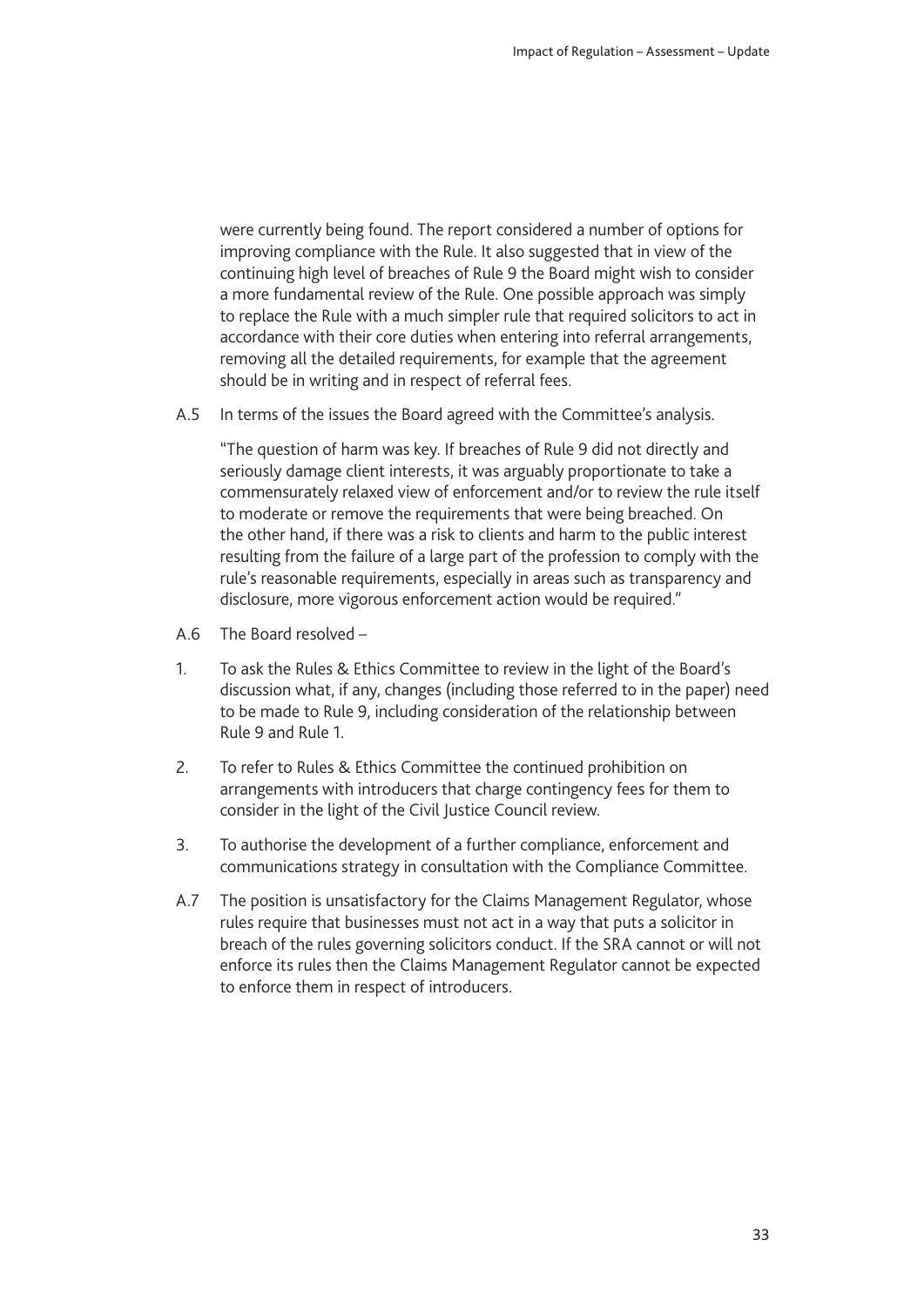were currently being found. The report considered a number of options for improving compliance with the Rule. It also suggested that in view of the continuing high level of breaches of Rule 9 the Board might wish to consider a more fundamental review of the Rule. One possible approach was simply to replace the Rule with a much simpler rule that required solicitors to act in accordance with their core duties when entering into referral arrangements, removing all the detailed requirements, for example that the agreement should be in writing and in respect of referral fees.

A.5 In terms of the issues the Board agreed with the Committee's analysis.

"The question of harm was key. If breaches of Rule 9 did not directly and seriously damage client interests, it was arguably proportionate to take a commensurately relaxed view of enforcement and/or to review the rule itself to moderate or remove the requirements that were being breached. On the other hand, if there was a risk to clients and harm to the public interest resulting from the failure of a large part of the profession to comply with the rule's reasonable requirements, especially in areas such as transparency and disclosure, more vigorous enforcement action would be required."

A.6 The Board resolved –

1. To ask the Rules & Ethics Committee to review in the light of the Board's discussion what, if any, changes (including those referred to in the paper) need to be made to Rule 9, including consideration of the relationship between Rule 9 and Rule 1.
2. To refer to Rules & Ethics Committee the continued prohibition on arrangements with introducers that charge contingency fees for them to consider in the light of the Civil Justice Council review.
3. To authorise the development of a further compliance, enforcement and communications strategy in consultation with the Compliance Committee.

A.7 The position is unsatisfactory for the Claims Management Regulator, whose rules require that businesses must not act in a way that puts a solicitor in breach of the rules governing solicitors conduct. If the SRA cannot or will not enforce its rules then the Claims Management Regulator cannot be expected to enforce them in respect of introducers.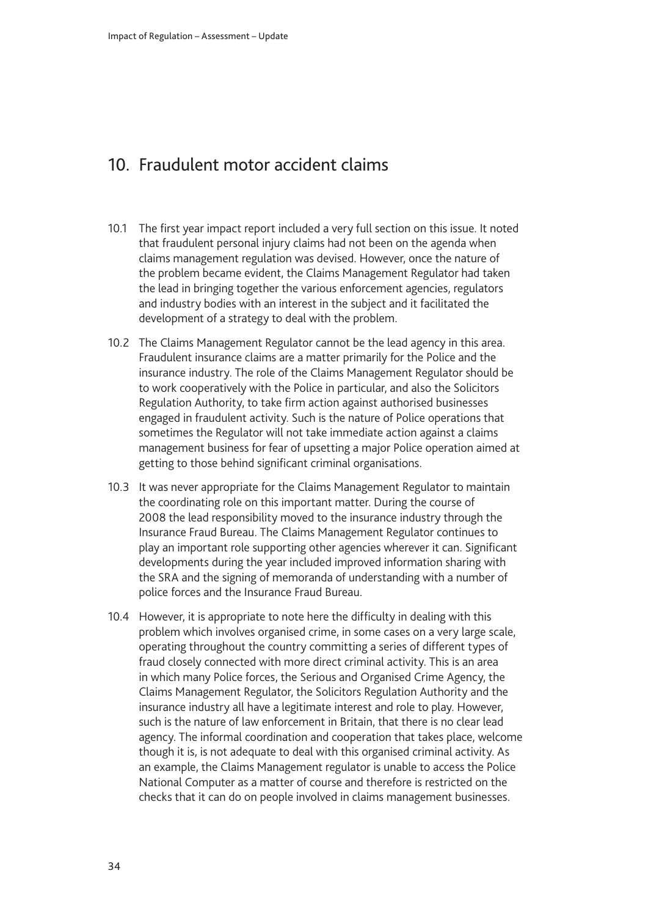## 10. Fraudulent motor accident claims

10.1 The first year impact report included a very full section on this issue. It noted that fraudulent personal injury claims had not been on the agenda when claims management regulation was devised. However, once the nature of the problem became evident, the Claims Management Regulator had taken the lead in bringing together the various enforcement agencies, regulators and industry bodies with an interest in the subject and it facilitated the development of a strategy to deal with the problem.

10.2 The Claims Management Regulator cannot be the lead agency in this area. Fraudulent insurance claims are a matter primarily for the Police and the insurance industry. The role of the Claims Management Regulator should be to work cooperatively with the Police in particular, and also the Solicitors Regulation Authority, to take firm action against authorised businesses engaged in fraudulent activity. Such is the nature of Police operations that sometimes the Regulator will not take immediate action against a claims management business for fear of upsetting a major Police operation aimed at getting to those behind significant criminal organisations.

10.3 It was never appropriate for the Claims Management Regulator to maintain the coordinating role on this important matter. During the course of 2008 the lead responsibility moved to the insurance industry through the Insurance Fraud Bureau. The Claims Management Regulator continues to play an important role supporting other agencies wherever it can. Significant developments during the year included improved information sharing with the SRA and the signing of memoranda of understanding with a number of police forces and the Insurance Fraud Bureau.

10.4 However, it is appropriate to note here the difficulty in dealing with this problem which involves organised crime, in some cases on a very large scale, operating throughout the country committing a series of different types of fraud closely connected with more direct criminal activity. This is an area in which many Police forces, the Serious and Organised Crime Agency, the Claims Management Regulator, the Solicitors Regulation Authority and the insurance industry all have a legitimate interest and role to play. However, such is the nature of law enforcement in Britain, that there is no clear lead agency. The informal coordination and cooperation that takes place, welcome though it is, is not adequate to deal with this organised criminal activity. As an example, the Claims Management regulator is unable to access the Police National Computer as a matter of course and therefore is restricted on the checks that it can do on people involved in claims management businesses.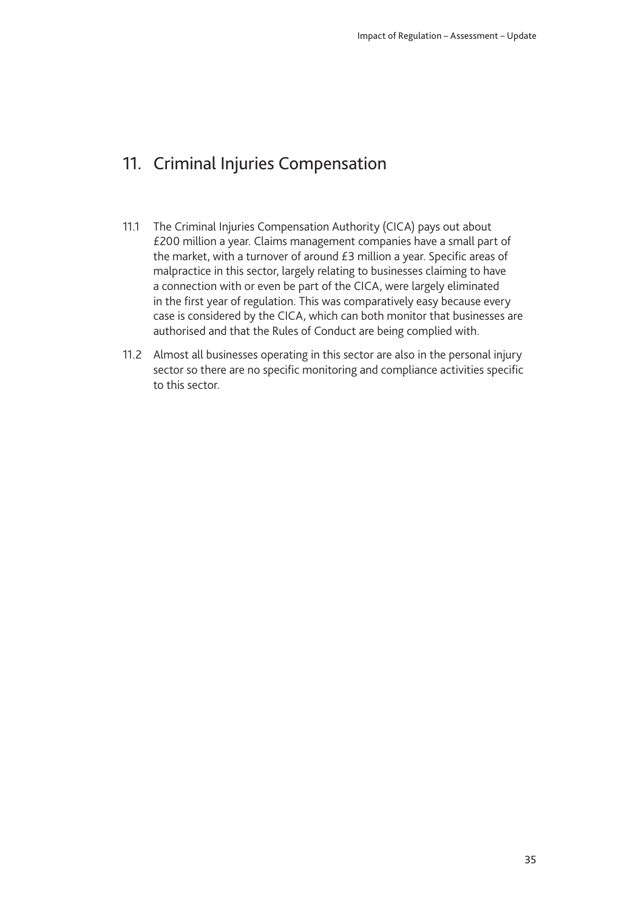## 11. Criminal Injuries Compensation

11.1 The Criminal Injuries Compensation Authority (CICA) pays out about £200 million a year. Claims management companies have a small part of the market, with a turnover of around £3 million a year. Specific areas of malpractice in this sector, largely relating to businesses claiming to have a connection with or even be part of the CICA, were largely eliminated in the first year of regulation. This was comparatively easy because every case is considered by the CICA, which can both monitor that businesses are authorised and that the Rules of Conduct are being complied with.

11.2 Almost all businesses operating in this sector are also in the personal injury sector so there are no specific monitoring and compliance activities specific to this sector.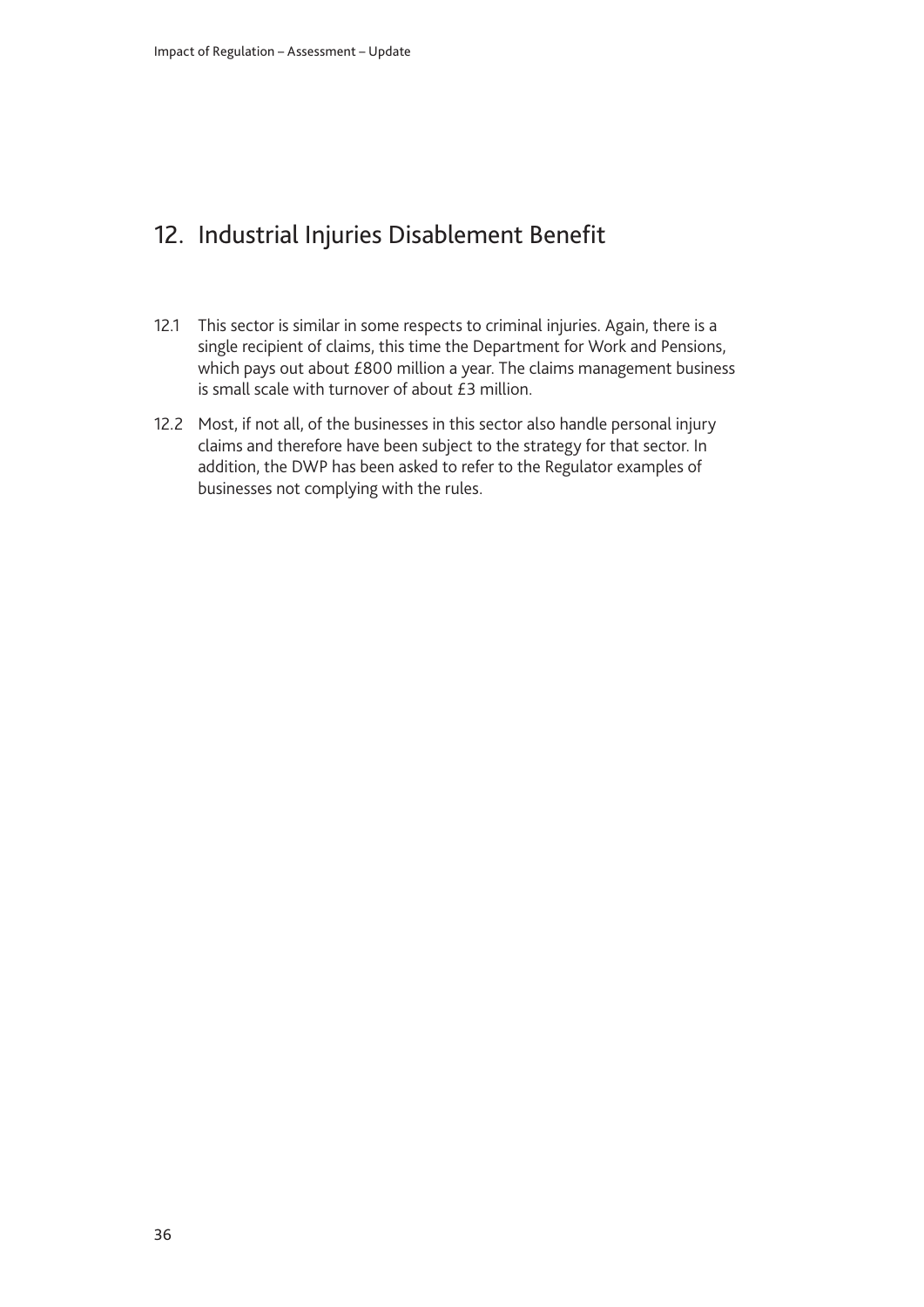## 12. Industrial Injuries Disablement Benefit

12.1 This sector is similar in some respects to criminal injuries. Again, there is a single recipient of claims, this time the Department for Work and Pensions, which pays out about £800 million a year. The claims management business is small scale with turnover of about £3 million.

12.2 Most, if not all, of the businesses in this sector also handle personal injury claims and therefore have been subject to the strategy for that sector. In addition, the DWP has been asked to refer to the Regulator examples of businesses not complying with the rules.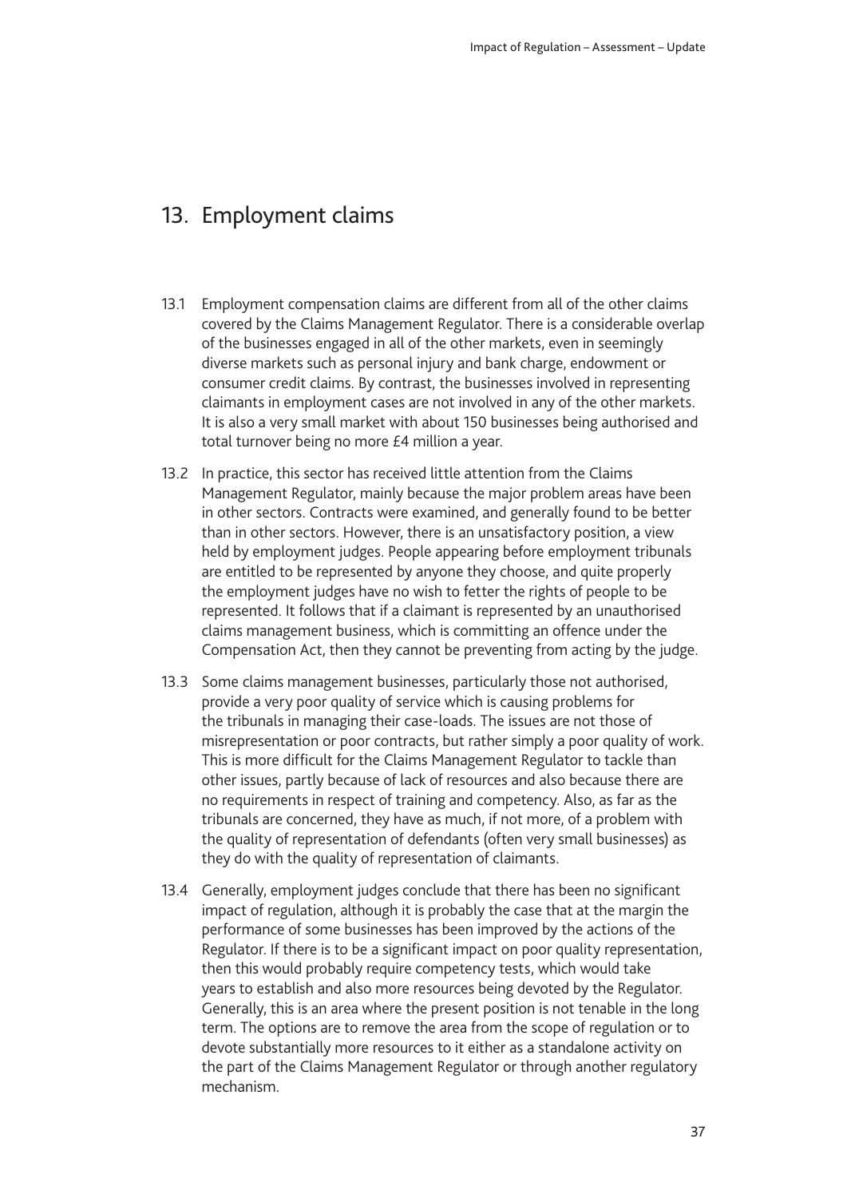## 13. Employment claims

13.1 Employment compensation claims are different from all of the other claims covered by the Claims Management Regulator. There is a considerable overlap of the businesses engaged in all of the other markets, even in seemingly diverse markets such as personal injury and bank charge, endowment or consumer credit claims. By contrast, the businesses involved in representing claimants in employment cases are not involved in any of the other markets. It is also a very small market with about 150 businesses being authorised and total turnover being no more £4 million a year.

13.2 In practice, this sector has received little attention from the Claims Management Regulator, mainly because the major problem areas have been in other sectors. Contracts were examined, and generally found to be better than in other sectors. However, there is an unsatisfactory position, a view held by employment judges. People appearing before employment tribunals are entitled to be represented by anyone they choose, and quite properly the employment judges have no wish to fetter the rights of people to be represented. It follows that if a claimant is represented by an unauthorised claims management business, which is committing an offence under the Compensation Act, then they cannot be preventing from acting by the judge.

13.3 Some claims management businesses, particularly those not authorised, provide a very poor quality of service which is causing problems for the tribunals in managing their case-loads. The issues are not those of misrepresentation or poor contracts, but rather simply a poor quality of work. This is more difficult for the Claims Management Regulator to tackle than other issues, partly because of lack of resources and also because there are no requirements in respect of training and competency. Also, as far as the tribunals are concerned, they have as much, if not more, of a problem with the quality of representation of defendants (often very small businesses) as they do with the quality of representation of claimants.

13.4 Generally, employment judges conclude that there has been no significant impact of regulation, although it is probably the case that at the margin the performance of some businesses has been improved by the actions of the Regulator. If there is to be a significant impact on poor quality representation, then this would probably require competency tests, which would take years to establish and also more resources being devoted by the Regulator. Generally, this is an area where the present position is not tenable in the long term. The options are to remove the area from the scope of regulation or to devote substantially more resources to it either as a standalone activity on the part of the Claims Management Regulator or through another regulatory mechanism.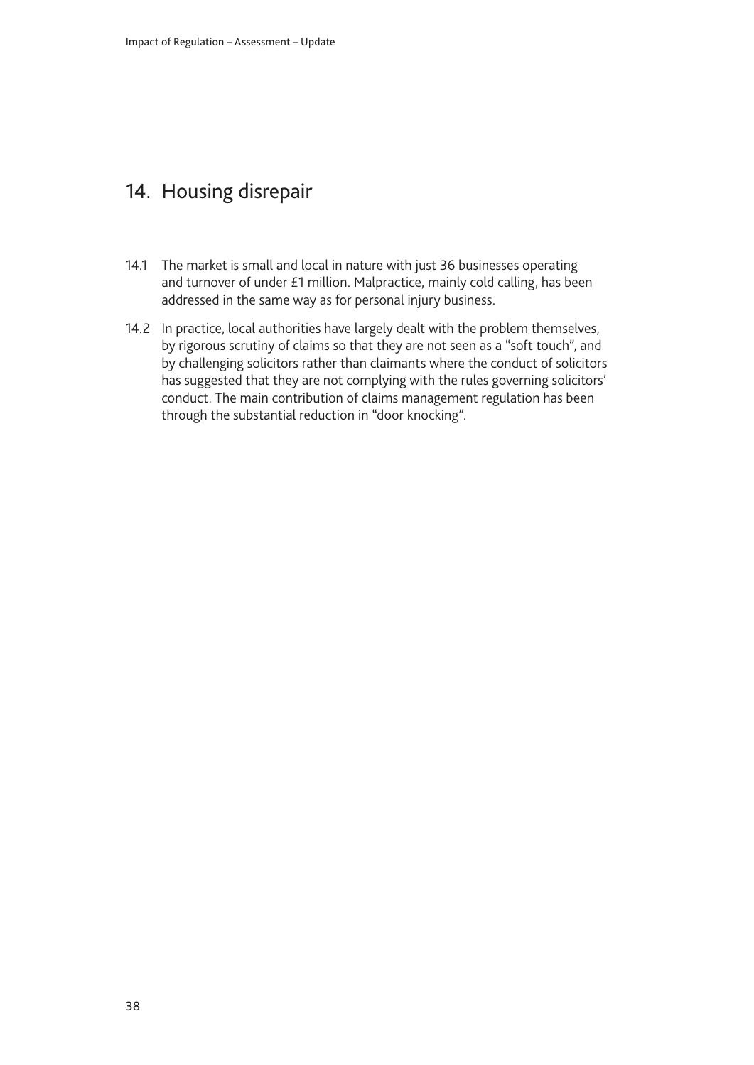## 14. Housing disrepair

14.1 The market is small and local in nature with just 36 businesses operating and turnover of under £1 million. Malpractice, mainly cold calling, has been addressed in the same way as for personal injury business.

14.2 In practice, local authorities have largely dealt with the problem themselves, by rigorous scrutiny of claims so that they are not seen as a "soft touch", and by challenging solicitors rather than claimants where the conduct of solicitors has suggested that they are not complying with the rules governing solicitors' conduct. The main contribution of claims management regulation has been through the substantial reduction in "door knocking".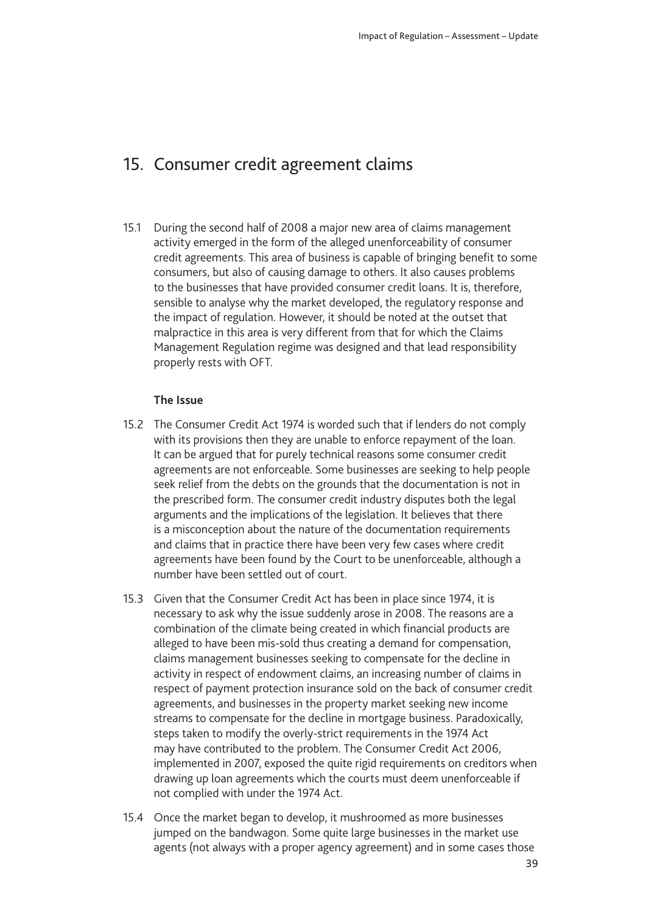## 15. Consumer credit agreement claims

15.1 During the second half of 2008 a major new area of claims management activity emerged in the form of the alleged unenforceability of consumer credit agreements. This area of business is capable of bringing benefit to some consumers, but also of causing damage to others. It also causes problems to the businesses that have provided consumer credit loans. It is, therefore, sensible to analyse why the market developed, the regulatory response and the impact of regulation. However, it should be noted at the outset that malpractice in this area is very different from that for which the Claims Management Regulation regime was designed and that lead responsibility properly rests with OFT.

**The Issue**

15.2 The Consumer Credit Act 1974 is worded such that if lenders do not comply with its provisions then they are unable to enforce repayment of the loan. It can be argued that for purely technical reasons some consumer credit agreements are not enforceable. Some businesses are seeking to help people seek relief from the debts on the grounds that the documentation is not in the prescribed form. The consumer credit industry disputes both the legal arguments and the implications of the legislation. It believes that there is a misconception about the nature of the documentation requirements and claims that in practice there have been very few cases where credit agreements have been found by the Court to be unenforceable, although a number have been settled out of court.

15.3 Given that the Consumer Credit Act has been in place since 1974, it is necessary to ask why the issue suddenly arose in 2008. The reasons are a combination of the climate being created in which financial products are alleged to have been mis-sold thus creating a demand for compensation, claims management businesses seeking to compensate for the decline in activity in respect of endowment claims, an increasing number of claims in respect of payment protection insurance sold on the back of consumer credit agreements, and businesses in the property market seeking new income streams to compensate for the decline in mortgage business. Paradoxically, steps taken to modify the overly-strict requirements in the 1974 Act may have contributed to the problem. The Consumer Credit Act 2006, implemented in 2007, exposed the quite rigid requirements on creditors when drawing up loan agreements which the courts must deem unenforceable if not complied with under the 1974 Act.

15.4 Once the market began to develop, it mushroomed as more businesses jumped on the bandwagon. Some quite large businesses in the market use agents (not always with a proper agency agreement) and in some cases those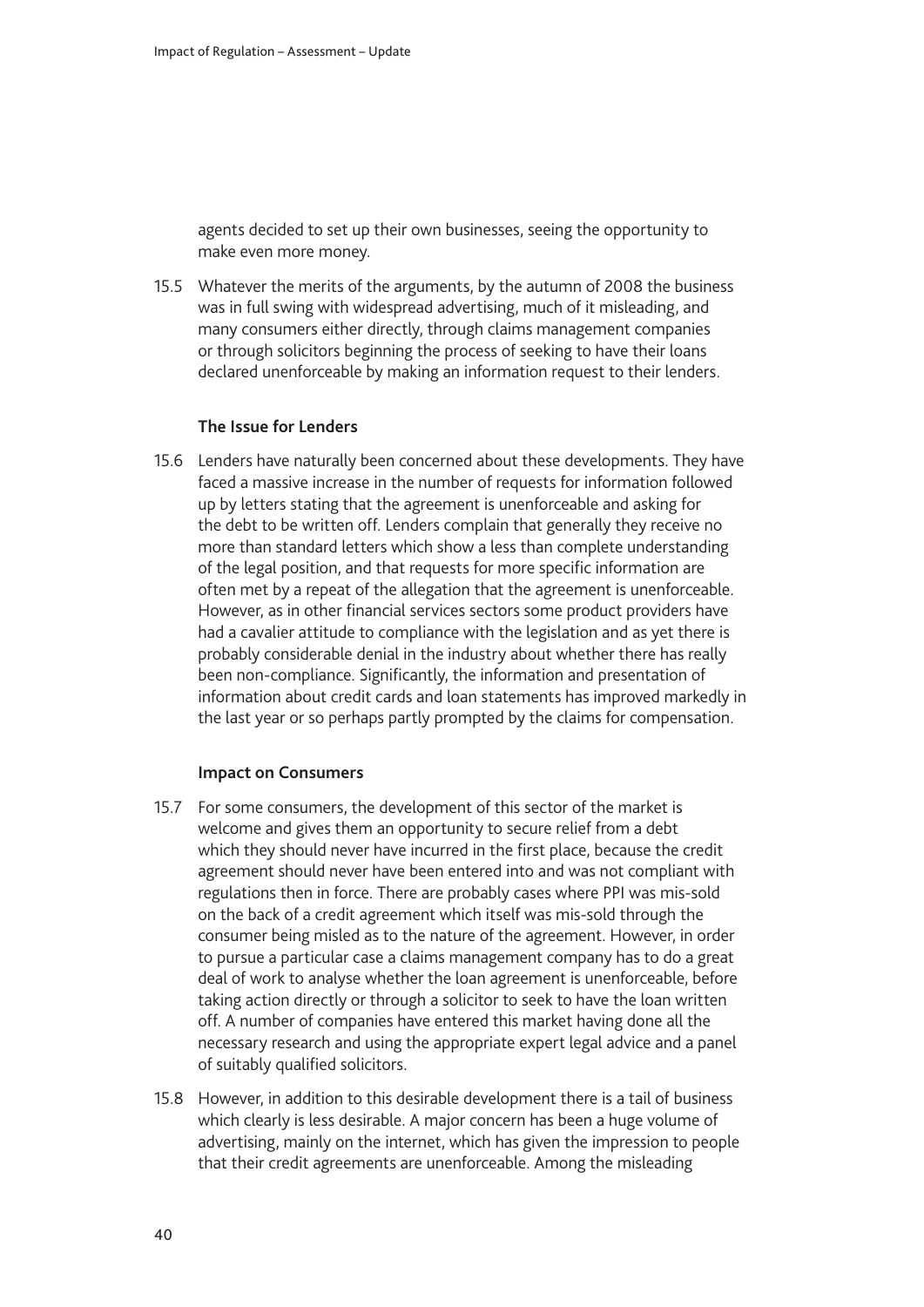agents decided to set up their own businesses, seeing the opportunity to make even more money.

15.5 Whatever the merits of the arguments, by the autumn of 2008 the business was in full swing with widespread advertising, much of it misleading, and many consumers either directly, through claims management companies or through solicitors beginning the process of seeking to have their loans declared unenforceable by making an information request to their lenders.

### The Issue for Lenders

15.6 Lenders have naturally been concerned about these developments. They have faced a massive increase in the number of requests for information followed up by letters stating that the agreement is unenforceable and asking for the debt to be written off. Lenders complain that generally they receive no more than standard letters which show a less than complete understanding of the legal position, and that requests for more specific information are often met by a repeat of the allegation that the agreement is unenforceable. However, as in other financial services sectors some product providers have had a cavalier attitude to compliance with the legislation and as yet there is probably considerable denial in the industry about whether there has really been non-compliance. Significantly, the information and presentation of information about credit cards and loan statements has improved markedly in the last year or so perhaps partly prompted by the claims for compensation.

### Impact on Consumers

15.7 For some consumers, the development of this sector of the market is welcome and gives them an opportunity to secure relief from a debt which they should never have incurred in the first place, because the credit agreement should never have been entered into and was not compliant with regulations then in force. There are probably cases where PPI was mis-sold on the back of a credit agreement which itself was mis-sold through the consumer being misled as to the nature of the agreement. However, in order to pursue a particular case a claims management company has to do a great deal of work to analyse whether the loan agreement is unenforceable, before taking action directly or through a solicitor to seek to have the loan written off. A number of companies have entered this market having done all the necessary research and using the appropriate expert legal advice and a panel of suitably qualified solicitors.

15.8 However, in addition to this desirable development there is a tail of business which clearly is less desirable. A major concern has been a huge volume of advertising, mainly on the internet, which has given the impression to people that their credit agreements are unenforceable. Among the misleading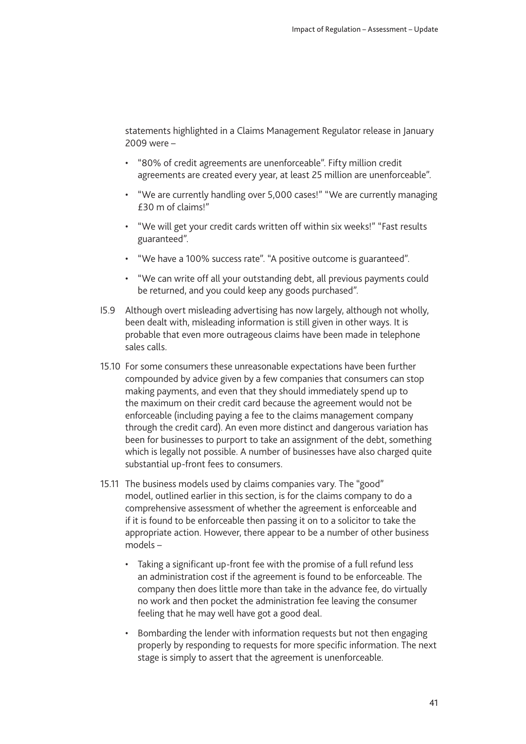statements highlighted in a Claims Management Regulator release in January 2009 were –

- "80% of credit agreements are unenforceable". Fifty million credit agreements are created every year, at least 25 million are unenforceable".
- "We are currently handling over 5,000 cases!" "We are currently managing £30 m of claims!"
- "We will get your credit cards written off within six weeks!" "Fast results guaranteed".
- "We have a 100% success rate". "A positive outcome is guaranteed".
- "We can write off all your outstanding debt, all previous payments could be returned, and you could keep any goods purchased".

I5.9 Although overt misleading advertising has now largely, although not wholly, been dealt with, misleading information is still given in other ways. It is probable that even more outrageous claims have been made in telephone sales calls.

15.10 For some consumers these unreasonable expectations have been further compounded by advice given by a few companies that consumers can stop making payments, and even that they should immediately spend up to the maximum on their credit card because the agreement would not be enforceable (including paying a fee to the claims management company through the credit card). An even more distinct and dangerous variation has been for businesses to purport to take an assignment of the debt, something which is legally not possible. A number of businesses have also charged quite substantial up-front fees to consumers.

15.11 The business models used by claims companies vary. The "good" model, outlined earlier in this section, is for the claims company to do a comprehensive assessment of whether the agreement is enforceable and if it is found to be enforceable then passing it on to a solicitor to take the appropriate action. However, there appear to be a number of other business models –

- Taking a significant up-front fee with the promise of a full refund less an administration cost if the agreement is found to be enforceable. The company then does little more than take in the advance fee, do virtually no work and then pocket the administration fee leaving the consumer feeling that he may well have got a good deal.
- Bombarding the lender with information requests but not then engaging properly by responding to requests for more specific information. The next stage is simply to assert that the agreement is unenforceable.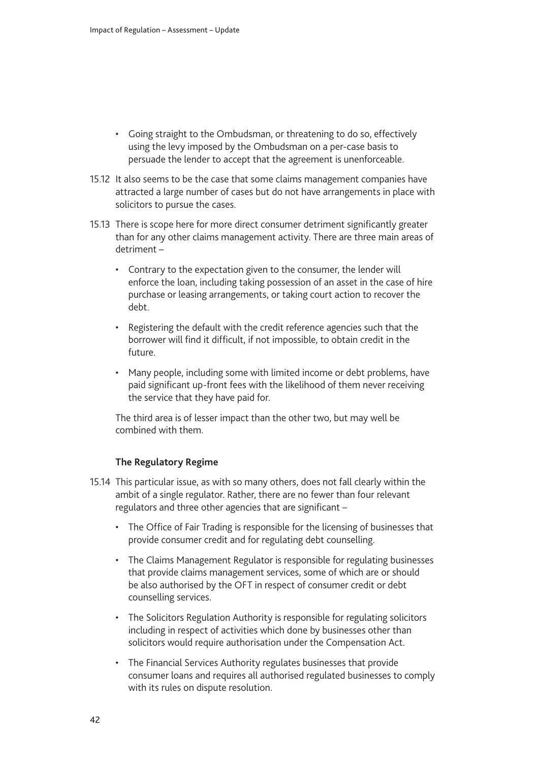- Going straight to the Ombudsman, or threatening to do so, effectively using the levy imposed by the Ombudsman on a per-case basis to persuade the lender to accept that the agreement is unenforceable.

15.12 It also seems to be the case that some claims management companies have attracted a large number of cases but do not have arrangements in place with solicitors to pursue the cases.

15.13 There is scope here for more direct consumer detriment significantly greater than for any other claims management activity. There are three main areas of detriment –

- Contrary to the expectation given to the consumer, the lender will enforce the loan, including taking possession of an asset in the case of hire purchase or leasing arrangements, or taking court action to recover the debt.
- Registering the default with the credit reference agencies such that the borrower will find it difficult, if not impossible, to obtain credit in the future.
- Many people, including some with limited income or debt problems, have paid significant up-front fees with the likelihood of them never receiving the service that they have paid for.

The third area is of lesser impact than the other two, but may well be combined with them.

### The Regulatory Regime

15.14 This particular issue, as with so many others, does not fall clearly within the ambit of a single regulator. Rather, there are no fewer than four relevant regulators and three other agencies that are significant –

- The Office of Fair Trading is responsible for the licensing of businesses that provide consumer credit and for regulating debt counselling.
- The Claims Management Regulator is responsible for regulating businesses that provide claims management services, some of which are or should be also authorised by the OFT in respect of consumer credit or debt counselling services.
- The Solicitors Regulation Authority is responsible for regulating solicitors including in respect of activities which done by businesses other than solicitors would require authorisation under the Compensation Act.
- The Financial Services Authority regulates businesses that provide consumer loans and requires all authorised regulated businesses to comply with its rules on dispute resolution.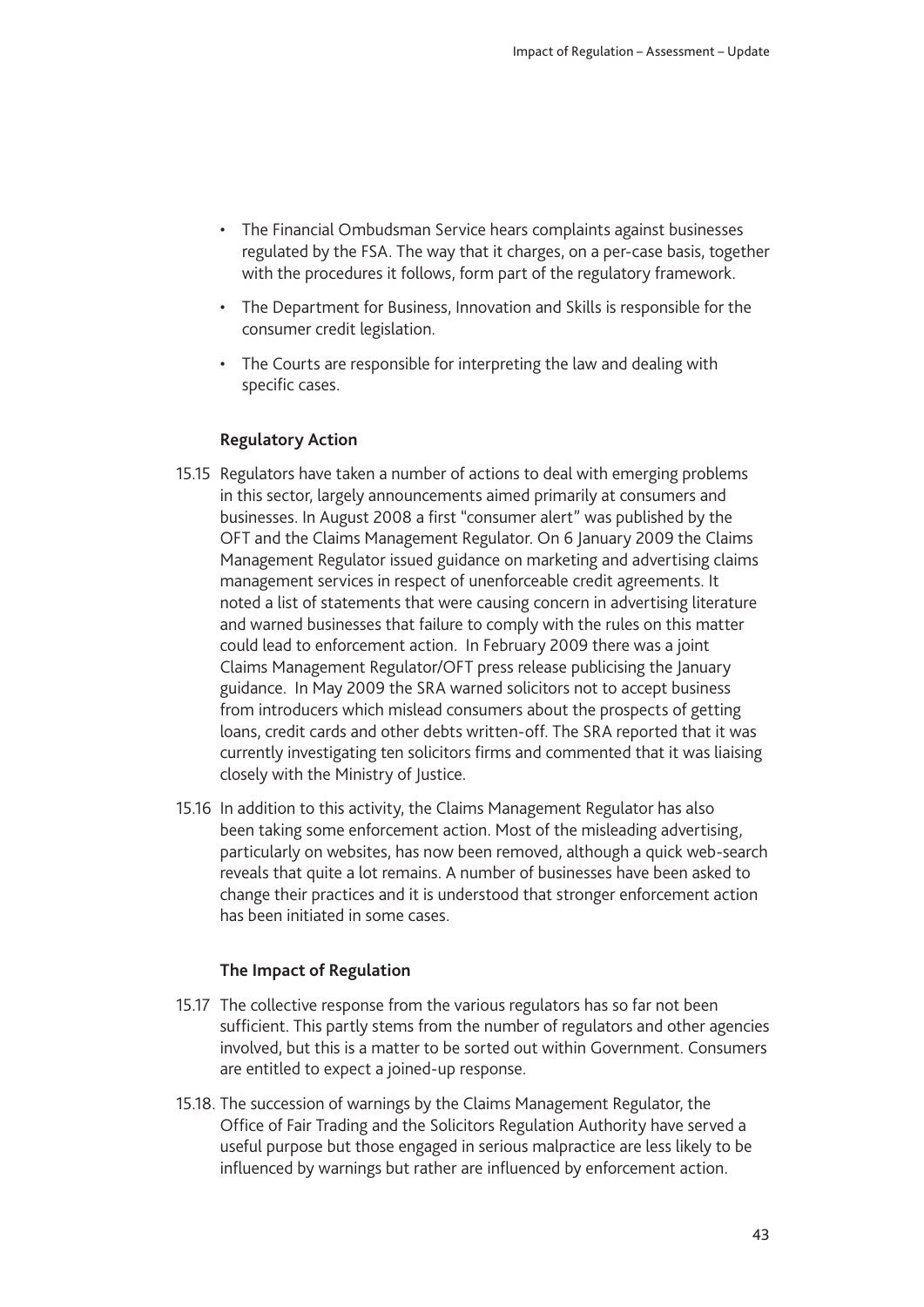- The Financial Ombudsman Service hears complaints against businesses regulated by the FSA. The way that it charges, on a per-case basis, together with the procedures it follows, form part of the regulatory framework.
- The Department for Business, Innovation and Skills is responsible for the consumer credit legislation.
- The Courts are responsible for interpreting the law and dealing with specific cases.

### Regulatory Action

15.15 Regulators have taken a number of actions to deal with emerging problems in this sector, largely announcements aimed primarily at consumers and businesses. In August 2008 a first "consumer alert" was published by the OFT and the Claims Management Regulator. On 6 January 2009 the Claims Management Regulator issued guidance on marketing and advertising claims management services in respect of unenforceable credit agreements. It noted a list of statements that were causing concern in advertising literature and warned businesses that failure to comply with the rules on this matter could lead to enforcement action. In February 2009 there was a joint Claims Management Regulator/OFT press release publicising the January guidance. In May 2009 the SRA warned solicitors not to accept business from introducers which mislead consumers about the prospects of getting loans, credit cards and other debts written-off. The SRA reported that it was currently investigating ten solicitors firms and commented that it was liaising closely with the Ministry of Justice.

15.16 In addition to this activity, the Claims Management Regulator has also been taking some enforcement action. Most of the misleading advertising, particularly on websites, has now been removed, although a quick web-search reveals that quite a lot remains. A number of businesses have been asked to change their practices and it is understood that stronger enforcement action has been initiated in some cases.

### The Impact of Regulation

15.17 The collective response from the various regulators has so far not been sufficient. This partly stems from the number of regulators and other agencies involved, but this is a matter to be sorted out within Government. Consumers are entitled to expect a joined-up response.

15.18. The succession of warnings by the Claims Management Regulator, the Office of Fair Trading and the Solicitors Regulation Authority have served a useful purpose but those engaged in serious malpractice are less likely to be influenced by warnings but rather are influenced by enforcement action.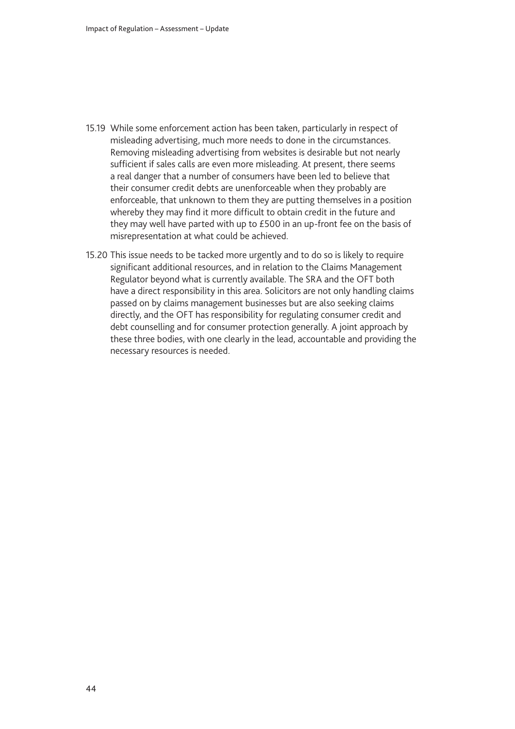15.19 While some enforcement action has been taken, particularly in respect of misleading advertising, much more needs to done in the circumstances. Removing misleading advertising from websites is desirable but not nearly sufficient if sales calls are even more misleading. At present, there seems a real danger that a number of consumers have been led to believe that their consumer credit debts are unenforceable when they probably are enforceable, that unknown to them they are putting themselves in a position whereby they may find it more difficult to obtain credit in the future and they may well have parted with up to £500 in an up-front fee on the basis of misrepresentation at what could be achieved.

15.20 This issue needs to be tacked more urgently and to do so is likely to require significant additional resources, and in relation to the Claims Management Regulator beyond what is currently available. The SRA and the OFT both have a direct responsibility in this area. Solicitors are not only handling claims passed on by claims management businesses but are also seeking claims directly, and the OFT has responsibility for regulating consumer credit and debt counselling and for consumer protection generally. A joint approach by these three bodies, with one clearly in the lead, accountable and providing the necessary resources is needed.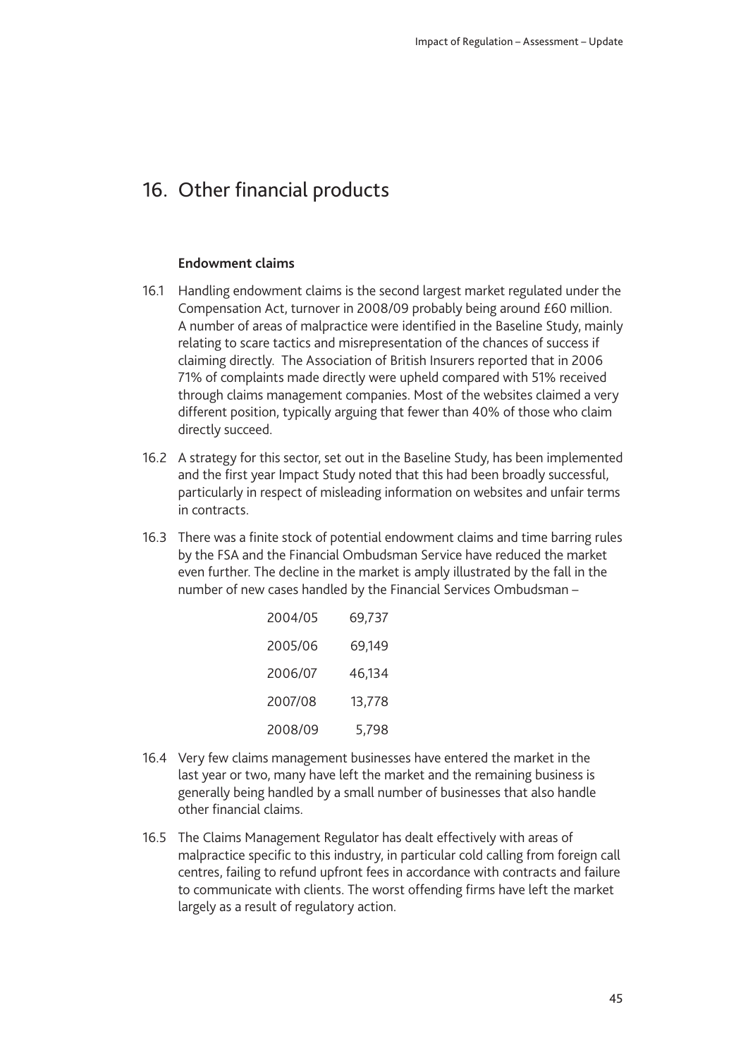# 16. Other financial products

### Endowment claims

16.1 Handling endowment claims is the second largest market regulated under the Compensation Act, turnover in 2008/09 probably being around £60 million. A number of areas of malpractice were identified in the Baseline Study, mainly relating to scare tactics and misrepresentation of the chances of success if claiming directly. The Association of British Insurers reported that in 2006 71% of complaints made directly were upheld compared with 51% received through claims management companies. Most of the websites claimed a very different position, typically arguing that fewer than 40% of those who claim directly succeed.

16.2 A strategy for this sector, set out in the Baseline Study, has been implemented and the first year Impact Study noted that this had been broadly successful, particularly in respect of misleading information on websites and unfair terms in contracts.

16.3 There was a finite stock of potential endowment claims and time barring rules by the FSA and the Financial Ombudsman Service have reduced the market even further. The decline in the market is amply illustrated by the fall in the number of new cases handled by the Financial Services Ombudsman –

| | |
|---|---|
| 2004/05 | 69,737 |
| 2005/06 | 69,149 |
| 2006/07 | 46,134 |
| 2007/08 | 13,778 |
| 2008/09 | 5,798 |

16.4 Very few claims management businesses have entered the market in the last year or two, many have left the market and the remaining business is generally being handled by a small number of businesses that also handle other financial claims.

16.5 The Claims Management Regulator has dealt effectively with areas of malpractice specific to this industry, in particular cold calling from foreign call centres, failing to refund upfront fees in accordance with contracts and failure to communicate with clients. The worst offending firms have left the market largely as a result of regulatory action.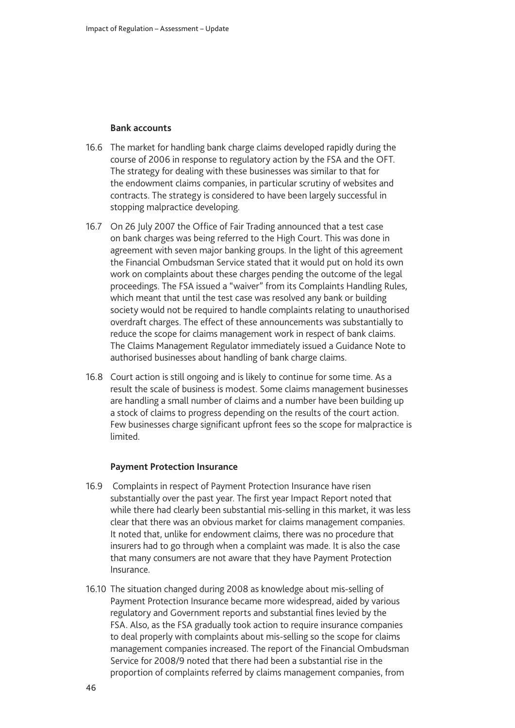### Bank accounts

16.6 The market for handling bank charge claims developed rapidly during the course of 2006 in response to regulatory action by the FSA and the OFT. The strategy for dealing with these businesses was similar to that for the endowment claims companies, in particular scrutiny of websites and contracts. The strategy is considered to have been largely successful in stopping malpractice developing.

16.7 On 26 July 2007 the Office of Fair Trading announced that a test case on bank charges was being referred to the High Court. This was done in agreement with seven major banking groups. In the light of this agreement the Financial Ombudsman Service stated that it would put on hold its own work on complaints about these charges pending the outcome of the legal proceedings. The FSA issued a "waiver" from its Complaints Handling Rules, which meant that until the test case was resolved any bank or building society would not be required to handle complaints relating to unauthorised overdraft charges. The effect of these announcements was substantially to reduce the scope for claims management work in respect of bank claims. The Claims Management Regulator immediately issued a Guidance Note to authorised businesses about handling of bank charge claims.

16.8 Court action is still ongoing and is likely to continue for some time. As a result the scale of business is modest. Some claims management businesses are handling a small number of claims and a number have been building up a stock of claims to progress depending on the results of the court action. Few businesses charge significant upfront fees so the scope for malpractice is limited.

### Payment Protection Insurance

16.9 Complaints in respect of Payment Protection Insurance have risen substantially over the past year. The first year Impact Report noted that while there had clearly been substantial mis-selling in this market, it was less clear that there was an obvious market for claims management companies. It noted that, unlike for endowment claims, there was no procedure that insurers had to go through when a complaint was made. It is also the case that many consumers are not aware that they have Payment Protection Insurance.

16.10 The situation changed during 2008 as knowledge about mis-selling of Payment Protection Insurance became more widespread, aided by various regulatory and Government reports and substantial fines levied by the FSA. Also, as the FSA gradually took action to require insurance companies to deal properly with complaints about mis-selling so the scope for claims management companies increased. The report of the Financial Ombudsman Service for 2008/9 noted that there had been a substantial rise in the proportion of complaints referred by claims management companies, from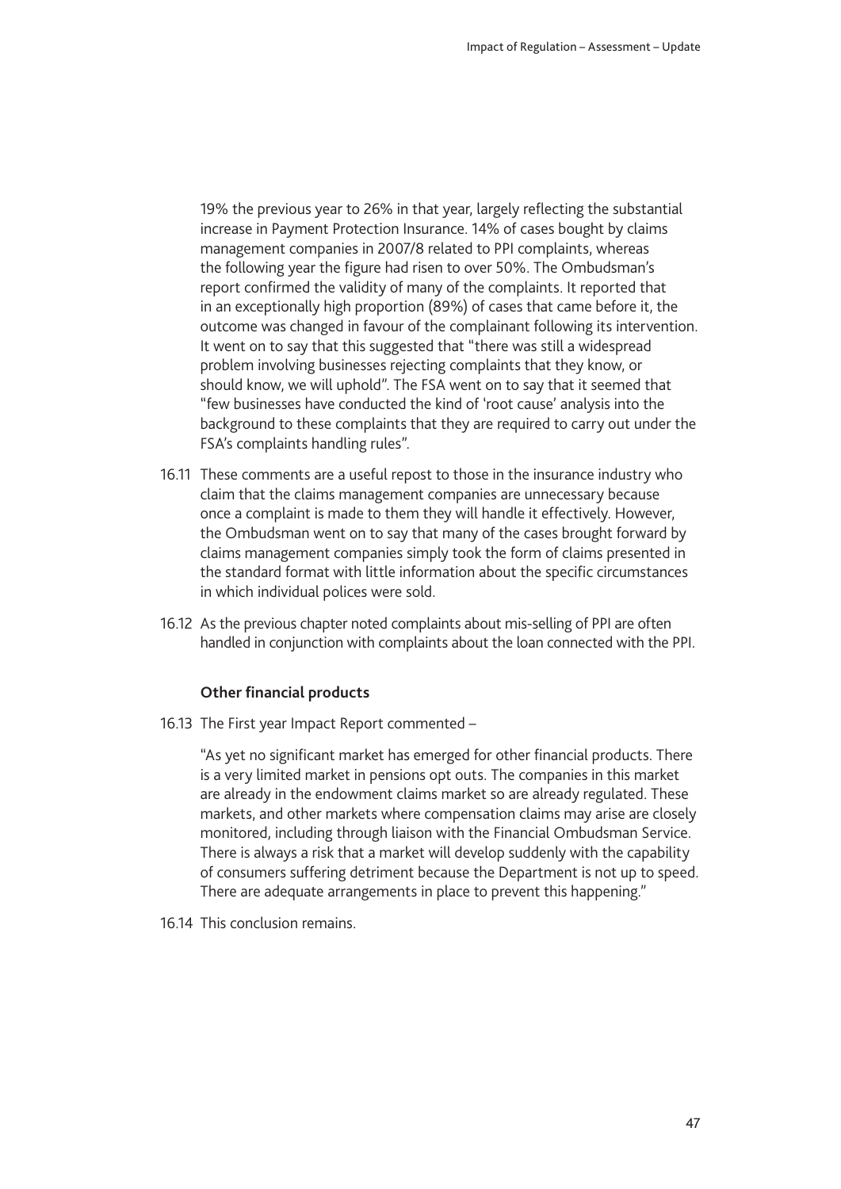19% the previous year to 26% in that year, largely reflecting the substantial increase in Payment Protection Insurance. 14% of cases bought by claims management companies in 2007/8 related to PPI complaints, whereas the following year the figure had risen to over 50%. The Ombudsman's report confirmed the validity of many of the complaints. It reported that in an exceptionally high proportion (89%) of cases that came before it, the outcome was changed in favour of the complainant following its intervention. It went on to say that this suggested that "there was still a widespread problem involving businesses rejecting complaints that they know, or should know, we will uphold". The FSA went on to say that it seemed that "few businesses have conducted the kind of 'root cause' analysis into the background to these complaints that they are required to carry out under the FSA's complaints handling rules".

16.11 These comments are a useful repost to those in the insurance industry who claim that the claims management companies are unnecessary because once a complaint is made to them they will handle it effectively. However, the Ombudsman went on to say that many of the cases brought forward by claims management companies simply took the form of claims presented in the standard format with little information about the specific circumstances in which individual polices were sold.

16.12 As the previous chapter noted complaints about mis-selling of PPI are often handled in conjunction with complaints about the loan connected with the PPI.

### Other financial products

16.13 The First year Impact Report commented –

"As yet no significant market has emerged for other financial products. There is a very limited market in pensions opt outs. The companies in this market are already in the endowment claims market so are already regulated. These markets, and other markets where compensation claims may arise are closely monitored, including through liaison with the Financial Ombudsman Service. There is always a risk that a market will develop suddenly with the capability of consumers suffering detriment because the Department is not up to speed. There are adequate arrangements in place to prevent this happening."

16.14 This conclusion remains.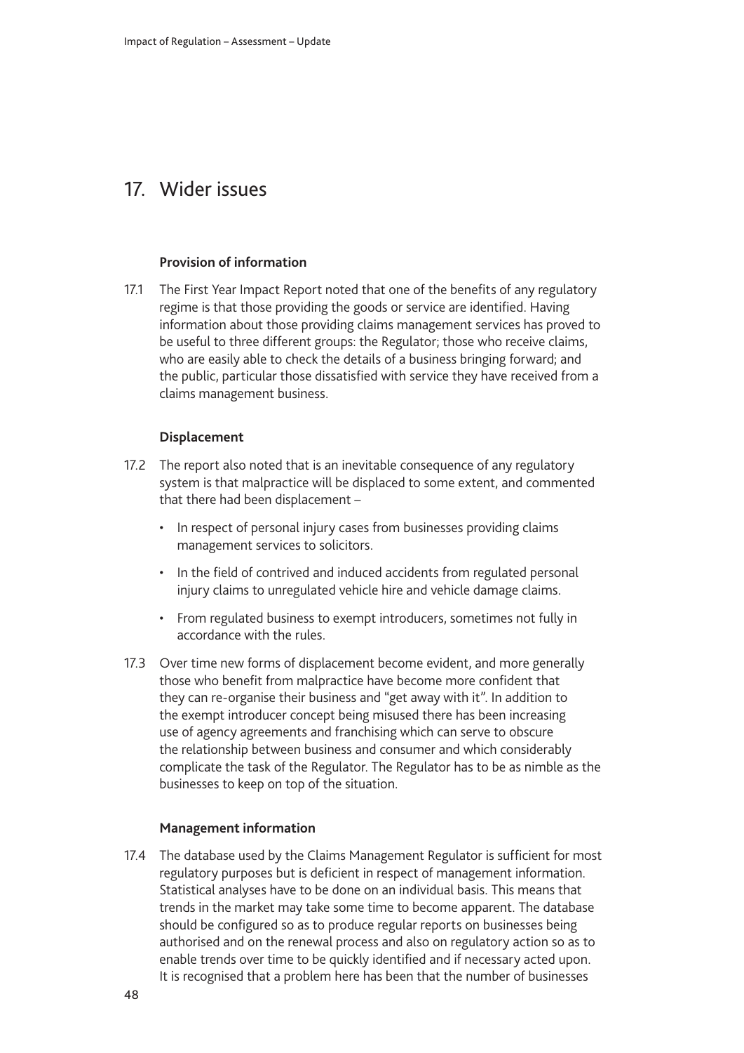## 17. Wider issues

### Provision of information

17.1 The First Year Impact Report noted that one of the benefits of any regulatory regime is that those providing the goods or service are identified. Having information about those providing claims management services has proved to be useful to three different groups: the Regulator; those who receive claims, who are easily able to check the details of a business bringing forward; and the public, particular those dissatisfied with service they have received from a claims management business.

### Displacement

17.2 The report also noted that is an inevitable consequence of any regulatory system is that malpractice will be displaced to some extent, and commented that there had been displacement –

- In respect of personal injury cases from businesses providing claims management services to solicitors.
- In the field of contrived and induced accidents from regulated personal injury claims to unregulated vehicle hire and vehicle damage claims.
- From regulated business to exempt introducers, sometimes not fully in accordance with the rules.

17.3 Over time new forms of displacement become evident, and more generally those who benefit from malpractice have become more confident that they can re-organise their business and "get away with it". In addition to the exempt introducer concept being misused there has been increasing use of agency agreements and franchising which can serve to obscure the relationship between business and consumer and which considerably complicate the task of the Regulator. The Regulator has to be as nimble as the businesses to keep on top of the situation.

### Management information

17.4 The database used by the Claims Management Regulator is sufficient for most regulatory purposes but is deficient in respect of management information. Statistical analyses have to be done on an individual basis. This means that trends in the market may take some time to become apparent. The database should be configured so as to produce regular reports on businesses being authorised and on the renewal process and also on regulatory action so as to enable trends over time to be quickly identified and if necessary acted upon. It is recognised that a problem here has been that the number of businesses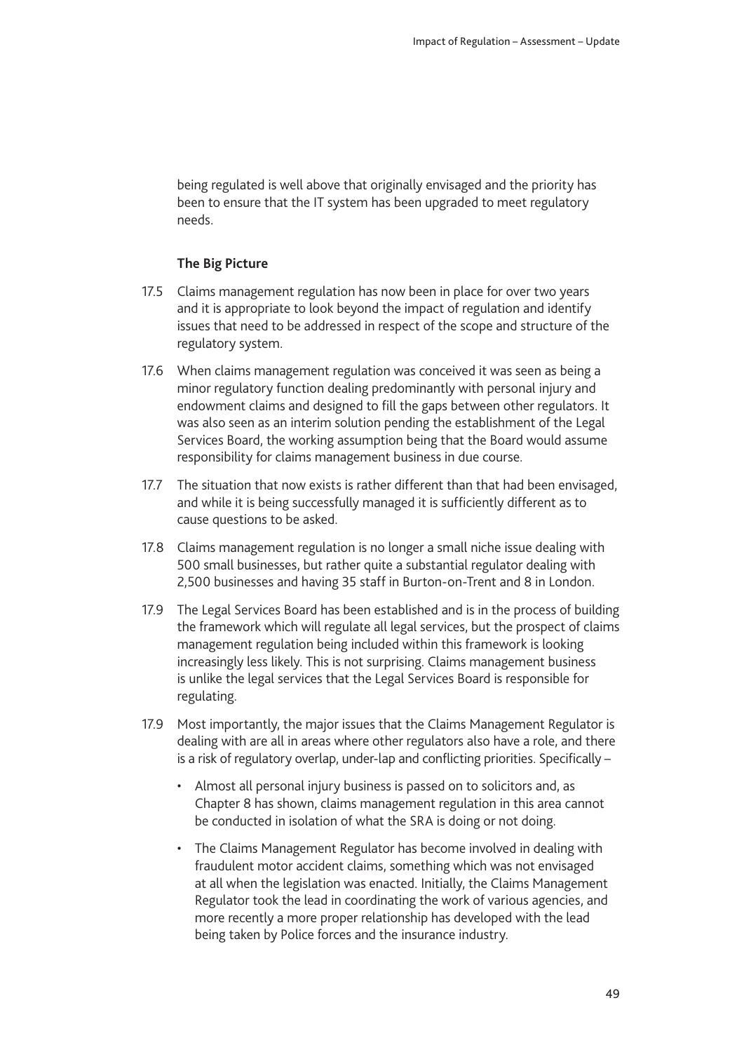being regulated is well above that originally envisaged and the priority has been to ensure that the IT system has been upgraded to meet regulatory needs.

**The Big Picture**

17.5 Claims management regulation has now been in place for over two years and it is appropriate to look beyond the impact of regulation and identify issues that need to be addressed in respect of the scope and structure of the regulatory system.

17.6 When claims management regulation was conceived it was seen as being a minor regulatory function dealing predominantly with personal injury and endowment claims and designed to fill the gaps between other regulators. It was also seen as an interim solution pending the establishment of the Legal Services Board, the working assumption being that the Board would assume responsibility for claims management business in due course.

17.7 The situation that now exists is rather different than that had been envisaged, and while it is being successfully managed it is sufficiently different as to cause questions to be asked.

17.8 Claims management regulation is no longer a small niche issue dealing with 500 small businesses, but rather quite a substantial regulator dealing with 2,500 businesses and having 35 staff in Burton-on-Trent and 8 in London.

17.9 The Legal Services Board has been established and is in the process of building the framework which will regulate all legal services, but the prospect of claims management regulation being included within this framework is looking increasingly less likely. This is not surprising. Claims management business is unlike the legal services that the Legal Services Board is responsible for regulating.

17.9 Most importantly, the major issues that the Claims Management Regulator is dealing with are all in areas where other regulators also have a role, and there is a risk of regulatory overlap, under-lap and conflicting priorities. Specifically –

- Almost all personal injury business is passed on to solicitors and, as Chapter 8 has shown, claims management regulation in this area cannot be conducted in isolation of what the SRA is doing or not doing.
- The Claims Management Regulator has become involved in dealing with fraudulent motor accident claims, something which was not envisaged at all when the legislation was enacted. Initially, the Claims Management Regulator took the lead in coordinating the work of various agencies, and more recently a more proper relationship has developed with the lead being taken by Police forces and the insurance industry.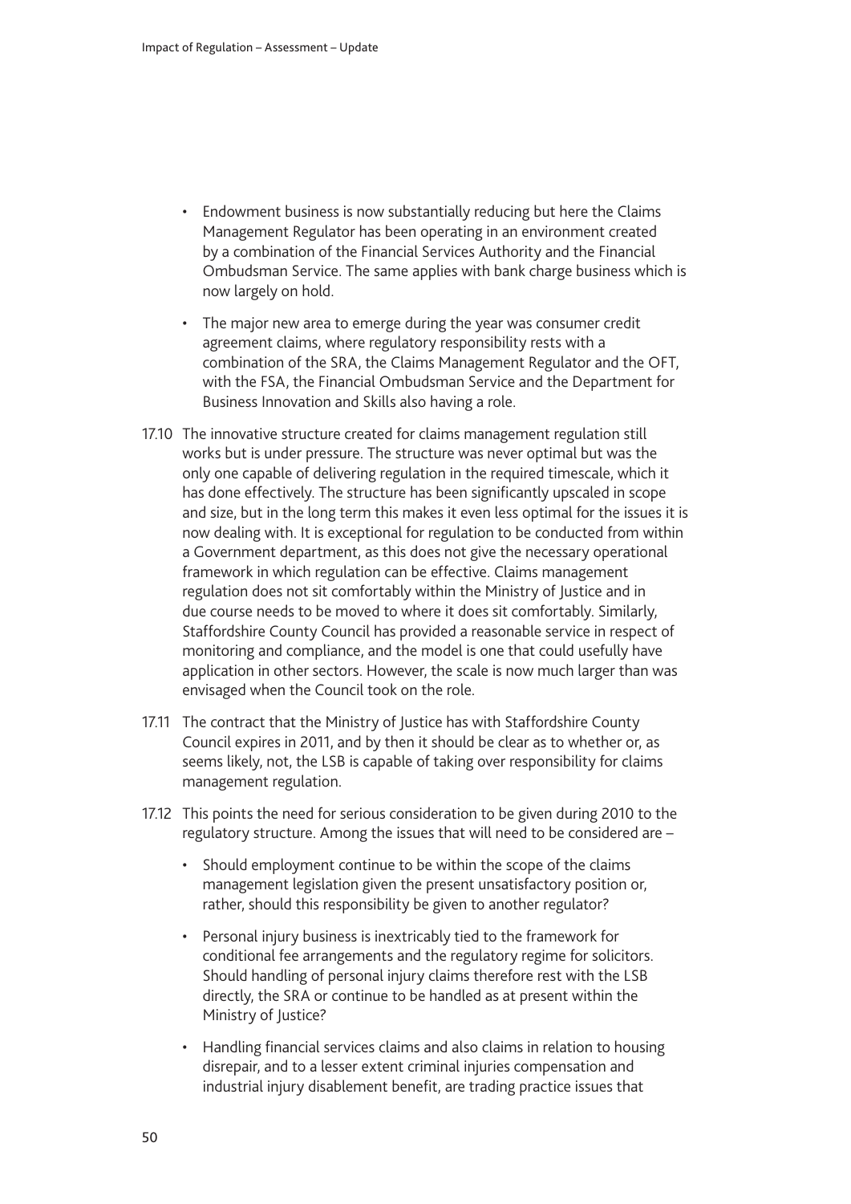- Endowment business is now substantially reducing but here the Claims Management Regulator has been operating in an environment created by a combination of the Financial Services Authority and the Financial Ombudsman Service. The same applies with bank charge business which is now largely on hold.
- The major new area to emerge during the year was consumer credit agreement claims, where regulatory responsibility rests with a combination of the SRA, the Claims Management Regulator and the OFT, with the FSA, the Financial Ombudsman Service and the Department for Business Innovation and Skills also having a role.

17.10 The innovative structure created for claims management regulation still works but is under pressure. The structure was never optimal but was the only one capable of delivering regulation in the required timescale, which it has done effectively. The structure has been significantly upscaled in scope and size, but in the long term this makes it even less optimal for the issues it is now dealing with. It is exceptional for regulation to be conducted from within a Government department, as this does not give the necessary operational framework in which regulation can be effective. Claims management regulation does not sit comfortably within the Ministry of Justice and in due course needs to be moved to where it does sit comfortably. Similarly, Staffordshire County Council has provided a reasonable service in respect of monitoring and compliance, and the model is one that could usefully have application in other sectors. However, the scale is now much larger than was envisaged when the Council took on the role.

17.11 The contract that the Ministry of Justice has with Staffordshire County Council expires in 2011, and by then it should be clear as to whether or, as seems likely, not, the LSB is capable of taking over responsibility for claims management regulation.

17.12 This points the need for serious consideration to be given during 2010 to the regulatory structure. Among the issues that will need to be considered are –

- Should employment continue to be within the scope of the claims management legislation given the present unsatisfactory position or, rather, should this responsibility be given to another regulator?
- Personal injury business is inextricably tied to the framework for conditional fee arrangements and the regulatory regime for solicitors. Should handling of personal injury claims therefore rest with the LSB directly, the SRA or continue to be handled as at present within the Ministry of Justice?
- Handling financial services claims and also claims in relation to housing disrepair, and to a lesser extent criminal injuries compensation and industrial injury disablement benefit, are trading practice issues that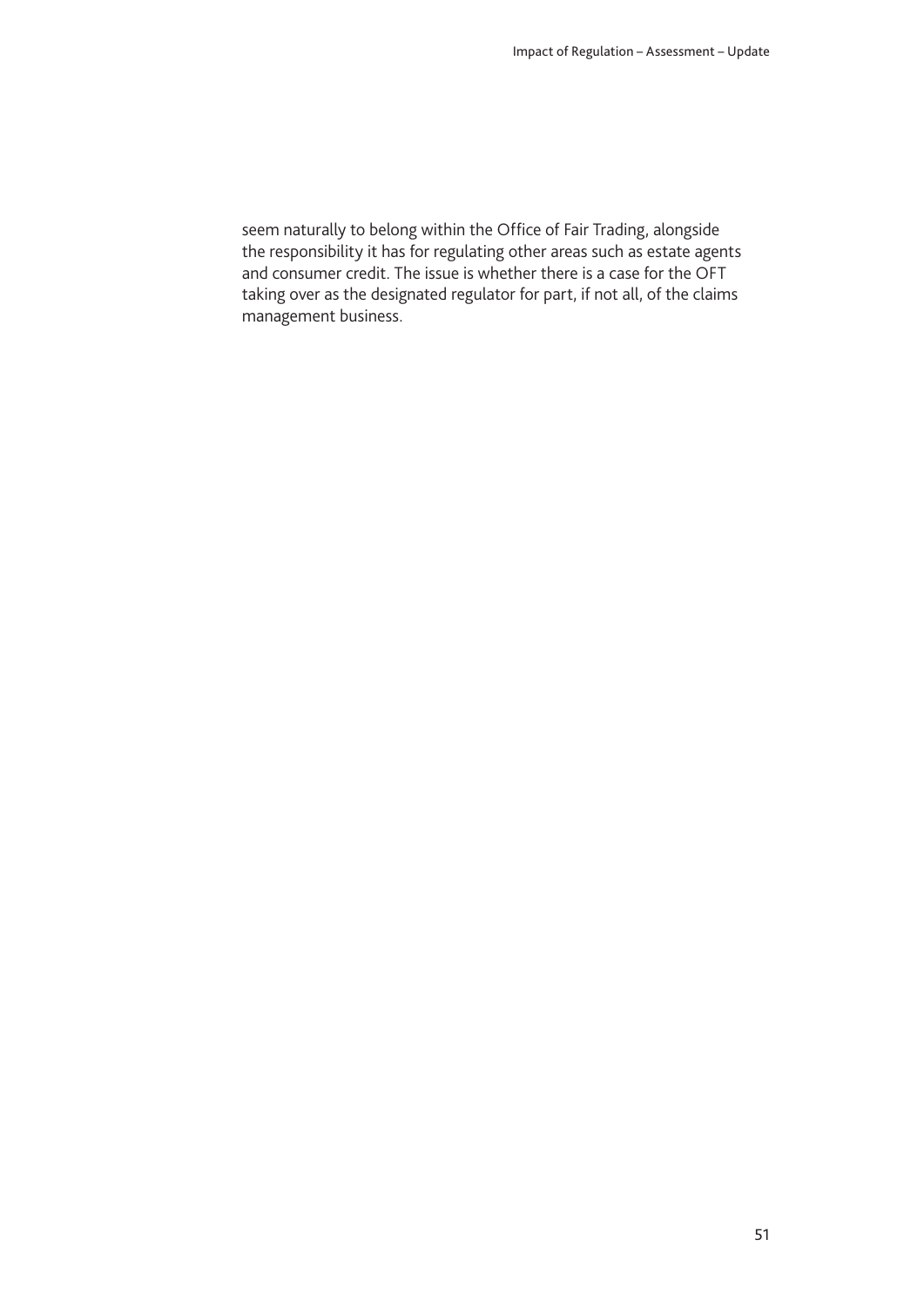seem naturally to belong within the Office of Fair Trading, alongside the responsibility it has for regulating other areas such as estate agents and consumer credit. The issue is whether there is a case for the OFT taking over as the designated regulator for part, if not all, of the claims management business.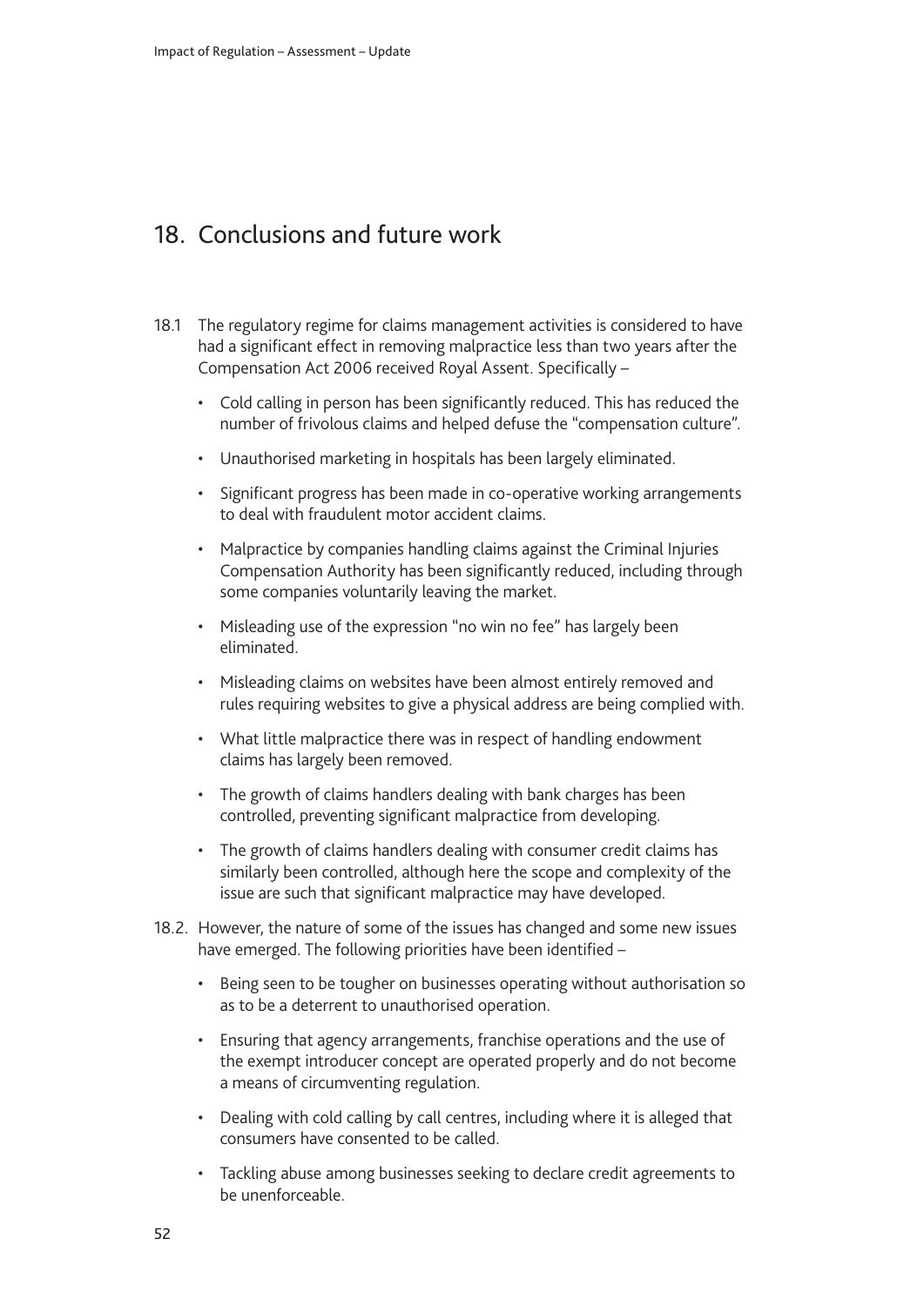## 18. Conclusions and future work

18.1 The regulatory regime for claims management activities is considered to have had a significant effect in removing malpractice less than two years after the Compensation Act 2006 received Royal Assent. Specifically –

- Cold calling in person has been significantly reduced. This has reduced the number of frivolous claims and helped defuse the "compensation culture".
- Unauthorised marketing in hospitals has been largely eliminated.
- Significant progress has been made in co-operative working arrangements to deal with fraudulent motor accident claims.
- Malpractice by companies handling claims against the Criminal Injuries Compensation Authority has been significantly reduced, including through some companies voluntarily leaving the market.
- Misleading use of the expression "no win no fee" has largely been eliminated.
- Misleading claims on websites have been almost entirely removed and rules requiring websites to give a physical address are being complied with.
- What little malpractice there was in respect of handling endowment claims has largely been removed.
- The growth of claims handlers dealing with bank charges has been controlled, preventing significant malpractice from developing.
- The growth of claims handlers dealing with consumer credit claims has similarly been controlled, although here the scope and complexity of the issue are such that significant malpractice may have developed.

18.2. However, the nature of some of the issues has changed and some new issues have emerged. The following priorities have been identified –

- Being seen to be tougher on businesses operating without authorisation so as to be a deterrent to unauthorised operation.
- Ensuring that agency arrangements, franchise operations and the use of the exempt introducer concept are operated properly and do not become a means of circumventing regulation.
- Dealing with cold calling by call centres, including where it is alleged that consumers have consented to be called.
- Tackling abuse among businesses seeking to declare credit agreements to be unenforceable.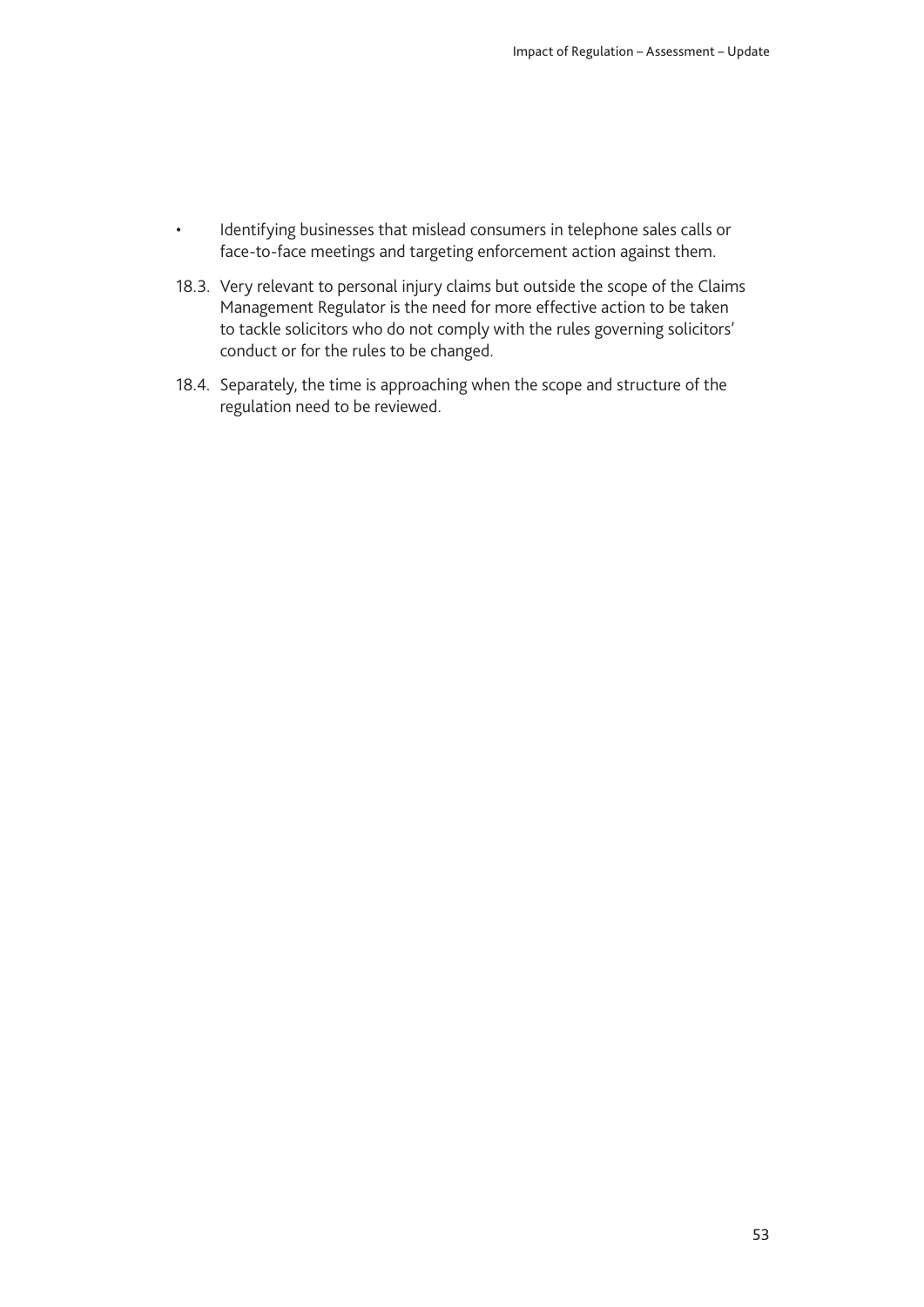- Identifying businesses that mislead consumers in telephone sales calls or face-to-face meetings and targeting enforcement action against them.

18.3. Very relevant to personal injury claims but outside the scope of the Claims Management Regulator is the need for more effective action to be taken to tackle solicitors who do not comply with the rules governing solicitors' conduct or for the rules to be changed.

18.4. Separately, the time is approaching when the scope and structure of the regulation need to be reviewed.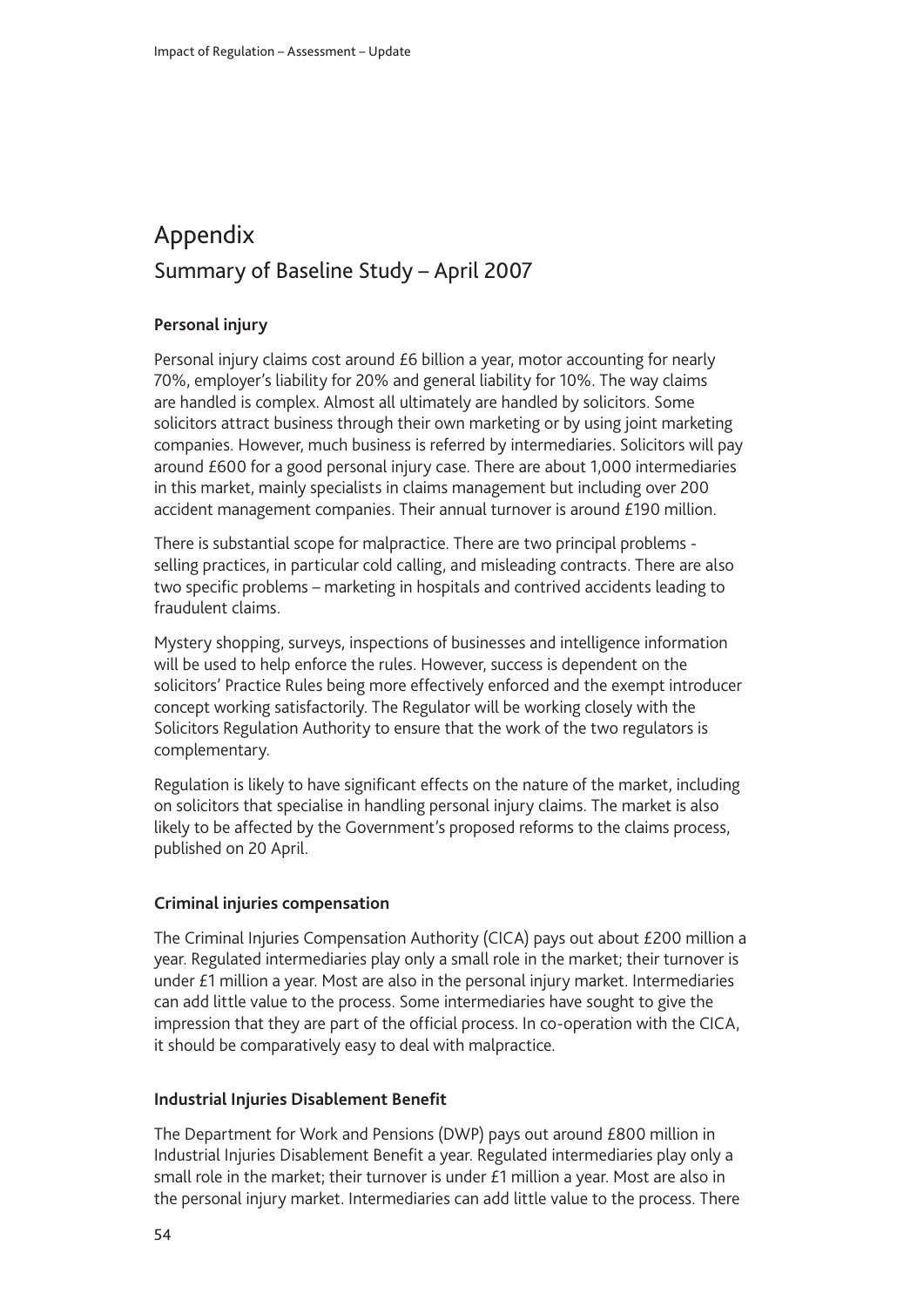# Appendix

## Summary of Baseline Study – April 2007

### Personal injury

Personal injury claims cost around £6 billion a year, motor accounting for nearly 70%, employer's liability for 20% and general liability for 10%. The way claims are handled is complex. Almost all ultimately are handled by solicitors. Some solicitors attract business through their own marketing or by using joint marketing companies. However, much business is referred by intermediaries. Solicitors will pay around £600 for a good personal injury case. There are about 1,000 intermediaries in this market, mainly specialists in claims management but including over 200 accident management companies. Their annual turnover is around £190 million.

There is substantial scope for malpractice. There are two principal problems - selling practices, in particular cold calling, and misleading contracts. There are also two specific problems – marketing in hospitals and contrived accidents leading to fraudulent claims.

Mystery shopping, surveys, inspections of businesses and intelligence information will be used to help enforce the rules. However, success is dependent on the solicitors' Practice Rules being more effectively enforced and the exempt introducer concept working satisfactorily. The Regulator will be working closely with the Solicitors Regulation Authority to ensure that the work of the two regulators is complementary.

Regulation is likely to have significant effects on the nature of the market, including on solicitors that specialise in handling personal injury claims. The market is also likely to be affected by the Government's proposed reforms to the claims process, published on 20 April.

### Criminal injuries compensation

The Criminal Injuries Compensation Authority (CICA) pays out about £200 million a year. Regulated intermediaries play only a small role in the market; their turnover is under £1 million a year. Most are also in the personal injury market. Intermediaries can add little value to the process. Some intermediaries have sought to give the impression that they are part of the official process. In co-operation with the CICA, it should be comparatively easy to deal with malpractice.

### Industrial Injuries Disablement Benefit

The Department for Work and Pensions (DWP) pays out around £800 million in Industrial Injuries Disablement Benefit a year. Regulated intermediaries play only a small role in the market; their turnover is under £1 million a year. Most are also in the personal injury market. Intermediaries can add little value to the process. There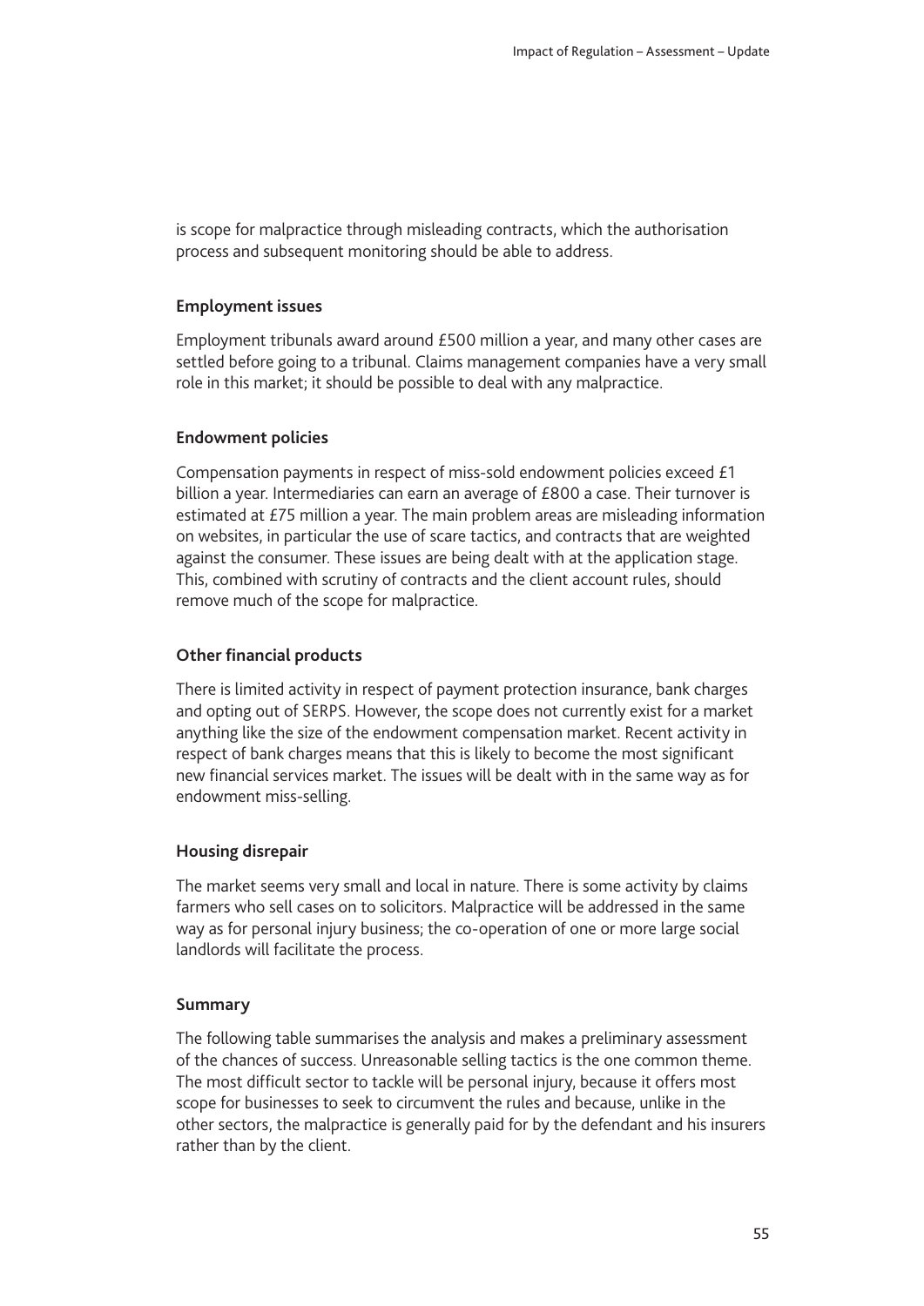is scope for malpractice through misleading contracts, which the authorisation process and subsequent monitoring should be able to address.

### Employment issues

Employment tribunals award around £500 million a year, and many other cases are settled before going to a tribunal. Claims management companies have a very small role in this market; it should be possible to deal with any malpractice.

### Endowment policies

Compensation payments in respect of miss-sold endowment policies exceed £1 billion a year. Intermediaries can earn an average of £800 a case. Their turnover is estimated at £75 million a year. The main problem areas are misleading information on websites, in particular the use of scare tactics, and contracts that are weighted against the consumer. These issues are being dealt with at the application stage. This, combined with scrutiny of contracts and the client account rules, should remove much of the scope for malpractice.

### Other financial products

There is limited activity in respect of payment protection insurance, bank charges and opting out of SERPS. However, the scope does not currently exist for a market anything like the size of the endowment compensation market. Recent activity in respect of bank charges means that this is likely to become the most significant new financial services market. The issues will be dealt with in the same way as for endowment miss-selling.

### Housing disrepair

The market seems very small and local in nature. There is some activity by claims farmers who sell cases on to solicitors. Malpractice will be addressed in the same way as for personal injury business; the co-operation of one or more large social landlords will facilitate the process.

### Summary

The following table summarises the analysis and makes a preliminary assessment of the chances of success. Unreasonable selling tactics is the one common theme. The most difficult sector to tackle will be personal injury, because it offers most scope for businesses to seek to circumvent the rules and because, unlike in the other sectors, the malpractice is generally paid for by the defendant and his insurers rather than by the client.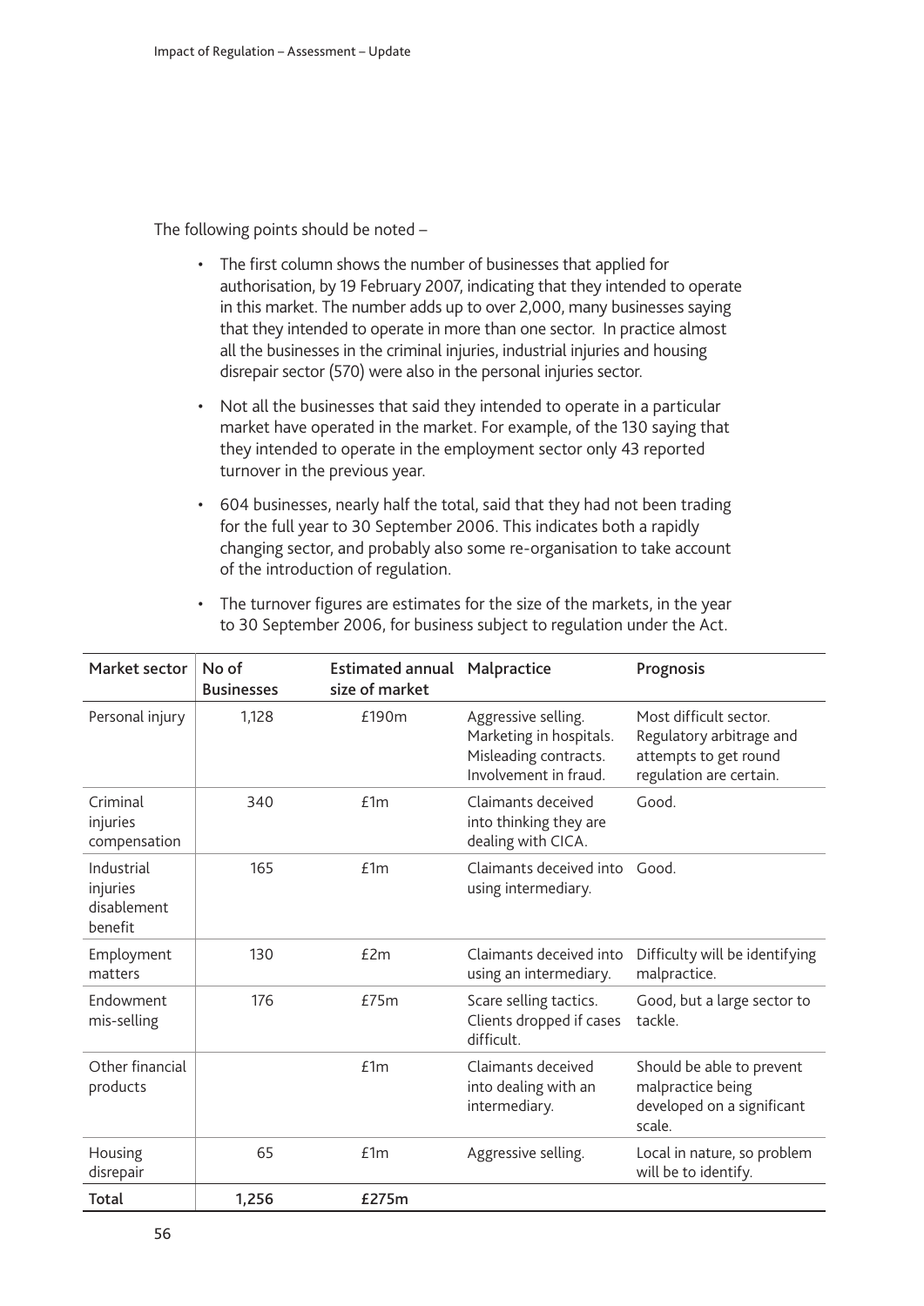The following points should be noted –

- The first column shows the number of businesses that applied for authorisation, by 19 February 2007, indicating that they intended to operate in this market. The number adds up to over 2,000, many businesses saying that they intended to operate in more than one sector. In practice almost all the businesses in the criminal injuries, industrial injuries and housing disrepair sector (570) were also in the personal injuries sector.
- Not all the businesses that said they intended to operate in a particular market have operated in the market. For example, of the 130 saying that they intended to operate in the employment sector only 43 reported turnover in the previous year.
- 604 businesses, nearly half the total, said that they had not been trading for the full year to 30 September 2006. This indicates both a rapidly changing sector, and probably also some re-organisation to take account of the introduction of regulation.
- The turnover figures are estimates for the size of the markets, in the year to 30 September 2006, for business subject to regulation under the Act.

| Market sector | No of Businesses | Estimated annual size of market | Malpractice | Prognosis |
|---|---|---|---|---|
| Personal injury | 1,128 | £190m | Aggressive selling. Marketing in hospitals. Misleading contracts. Involvement in fraud. | Most difficult sector. Regulatory arbitrage and attempts to get round regulation are certain. |
| Criminal injuries compensation | 340 | £1m | Claimants deceived into thinking they are dealing with CICA. | Good. |
| Industrial injuries disablement benefit | 165 | £1m | Claimants deceived into using intermediary. | Good. |
| Employment matters | 130 | £2m | Claimants deceived into using an intermediary. | Difficulty will be identifying malpractice. |
| Endowment mis-selling | 176 | £75m | Scare selling tactics. Clients dropped if cases difficult. | Good, but a large sector to tackle. |
| Other financial products | | £1m | Claimants deceived into dealing with an intermediary. | Should be able to prevent malpractice being developed on a significant scale. |
| Housing disrepair | 65 | £1m | Aggressive selling. | Local in nature, so problem will be to identify. |
| **Total** | **1,256** | **£275m** | | |